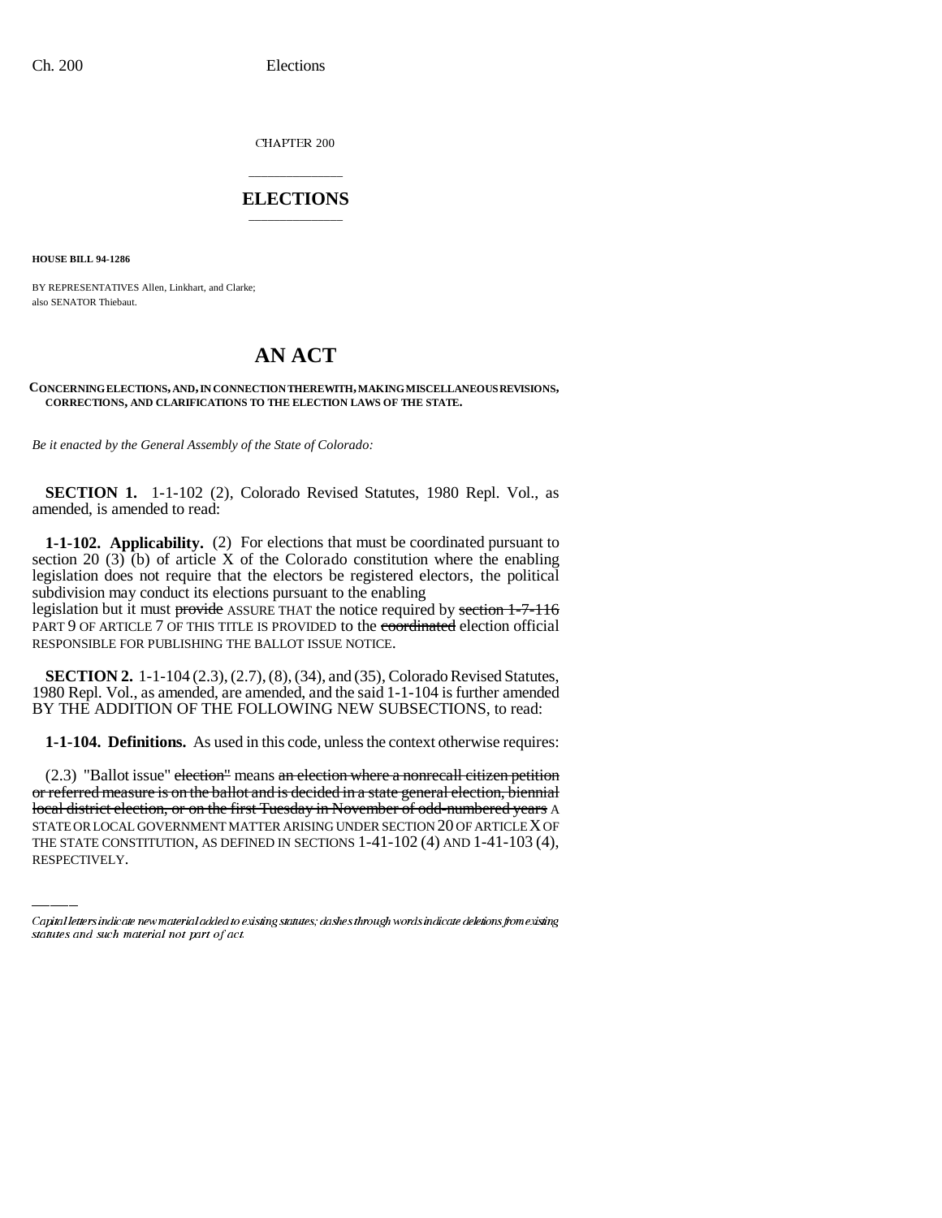CHAPTER 200

# ELECTIONS

**HOUSE BILL 94-1286**

BY REPRESENTATIVES Allen, Linkhart, and Clarke;
also SENATOR Thiebaut.

# AN ACT

**CONCERNING ELECTIONS, AND, IN CONNECTION THEREWITH, MAKING MISCELLANEOUS REVISIONS, CORRECTIONS, AND CLARIFICATIONS TO THE ELECTION LAWS OF THE STATE.**

*Be it enacted by the General Assembly of the State of Colorado:*

**SECTION 1.** 1-1-102 (2), Colorado Revised Statutes, 1980 Repl. Vol., as amended, is amended to read:

**1-1-102. Applicability.** (2) For elections that must be coordinated pursuant to section 20 (3) (b) of article X of the Colorado constitution where the enabling legislation does not require that the electors be registered electors, the political subdivision may conduct its elections pursuant to the enabling legislation but it must ~~provide~~ ASSURE THAT the notice required by ~~section 1-7-116~~ PART 9 OF ARTICLE 7 OF THIS TITLE IS PROVIDED to the ~~coordinated~~ election official RESPONSIBLE FOR PUBLISHING THE BALLOT ISSUE NOTICE.

**SECTION 2.** 1-1-104 (2.3), (2.7), (8), (34), and (35), Colorado Revised Statutes, 1980 Repl. Vol., as amended, are amended, and the said 1-1-104 is further amended BY THE ADDITION OF THE FOLLOWING NEW SUBSECTIONS, to read:

**1-1-104. Definitions.** As used in this code, unless the context otherwise requires:

(2.3) "Ballot issue" ~~election"~~ means ~~an election where a nonrecall citizen petition or referred measure is on the ballot and is decided in a state general election, biennial local district election, or on the first Tuesday in November of odd-numbered years~~ A STATE OR LOCAL GOVERNMENT MATTER ARISING UNDER SECTION 20 OF ARTICLE X OF THE STATE CONSTITUTION, AS DEFINED IN SECTIONS 1-41-102 (4) AND 1-41-103 (4), RESPECTIVELY.

Capital letters indicate new material added to existing statutes; dashes through words indicate deletions from existing statutes and such material not part of act.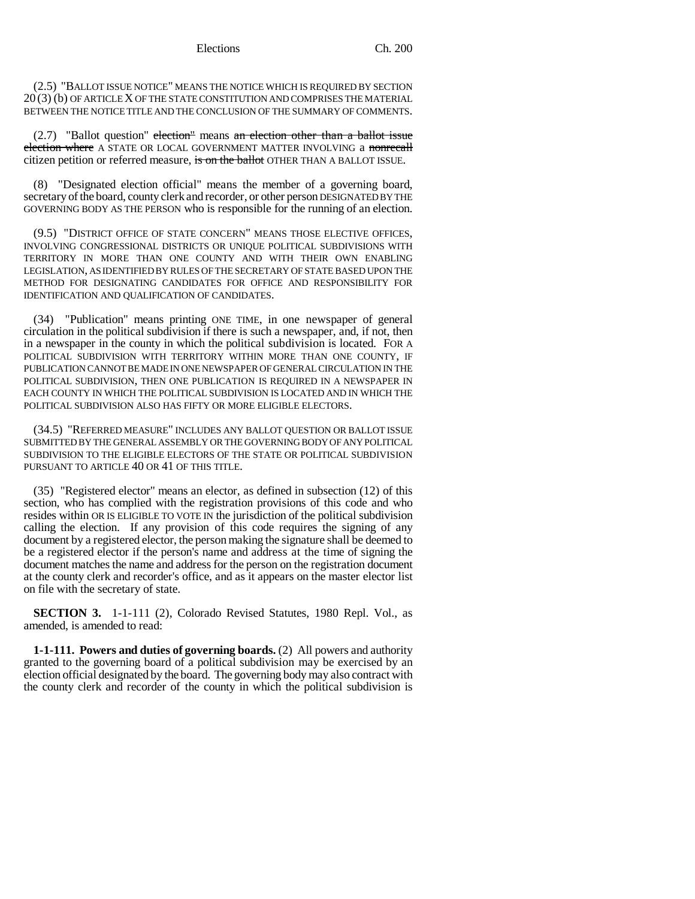(2.5) "BALLOT ISSUE NOTICE" MEANS THE NOTICE WHICH IS REQUIRED BY SECTION 20 (3) (b) OF ARTICLE X OF THE STATE CONSTITUTION AND COMPRISES THE MATERIAL BETWEEN THE NOTICE TITLE AND THE CONCLUSION OF THE SUMMARY OF COMMENTS.

(2.7) "Ballot question" ~~election"~~ means ~~an election other than a ballot issue election where~~ A STATE OR LOCAL GOVERNMENT MATTER INVOLVING a ~~nonrecall~~ citizen petition or referred measure, ~~is on the ballot~~ OTHER THAN A BALLOT ISSUE.

(8) "Designated election official" means the member of a governing board, secretary of the board, county clerk and recorder, or other person DESIGNATED BY THE GOVERNING BODY AS THE PERSON who is responsible for the running of an election.

(9.5) "DISTRICT OFFICE OF STATE CONCERN" MEANS THOSE ELECTIVE OFFICES, INVOLVING CONGRESSIONAL DISTRICTS OR UNIQUE POLITICAL SUBDIVISIONS WITH TERRITORY IN MORE THAN ONE COUNTY AND WITH THEIR OWN ENABLING LEGISLATION, AS IDENTIFIED BY RULES OF THE SECRETARY OF STATE BASED UPON THE METHOD FOR DESIGNATING CANDIDATES FOR OFFICE AND RESPONSIBILITY FOR IDENTIFICATION AND QUALIFICATION OF CANDIDATES.

(34) "Publication" means printing ONE TIME, in one newspaper of general circulation in the political subdivision if there is such a newspaper, and, if not, then in a newspaper in the county in which the political subdivision is located. FOR A POLITICAL SUBDIVISION WITH TERRITORY WITHIN MORE THAN ONE COUNTY, IF PUBLICATION CANNOT BE MADE IN ONE NEWSPAPER OF GENERAL CIRCULATION IN THE POLITICAL SUBDIVISION, THEN ONE PUBLICATION IS REQUIRED IN A NEWSPAPER IN EACH COUNTY IN WHICH THE POLITICAL SUBDIVISION IS LOCATED AND IN WHICH THE POLITICAL SUBDIVISION ALSO HAS FIFTY OR MORE ELIGIBLE ELECTORS.

(34.5) "REFERRED MEASURE" INCLUDES ANY BALLOT QUESTION OR BALLOT ISSUE SUBMITTED BY THE GENERAL ASSEMBLY OR THE GOVERNING BODY OF ANY POLITICAL SUBDIVISION TO THE ELIGIBLE ELECTORS OF THE STATE OR POLITICAL SUBDIVISION PURSUANT TO ARTICLE 40 OR 41 OF THIS TITLE.

(35) "Registered elector" means an elector, as defined in subsection (12) of this section, who has complied with the registration provisions of this code and who resides within OR IS ELIGIBLE TO VOTE IN the jurisdiction of the political subdivision calling the election. If any provision of this code requires the signing of any document by a registered elector, the person making the signature shall be deemed to be a registered elector if the person's name and address at the time of signing the document matches the name and address for the person on the registration document at the county clerk and recorder's office, and as it appears on the master elector list on file with the secretary of state.

**SECTION 3.** 1-1-111 (2), Colorado Revised Statutes, 1980 Repl. Vol., as amended, is amended to read:

**1-1-111. Powers and duties of governing boards.** (2) All powers and authority granted to the governing board of a political subdivision may be exercised by an election official designated by the board. The governing body may also contract with the county clerk and recorder of the county in which the political subdivision is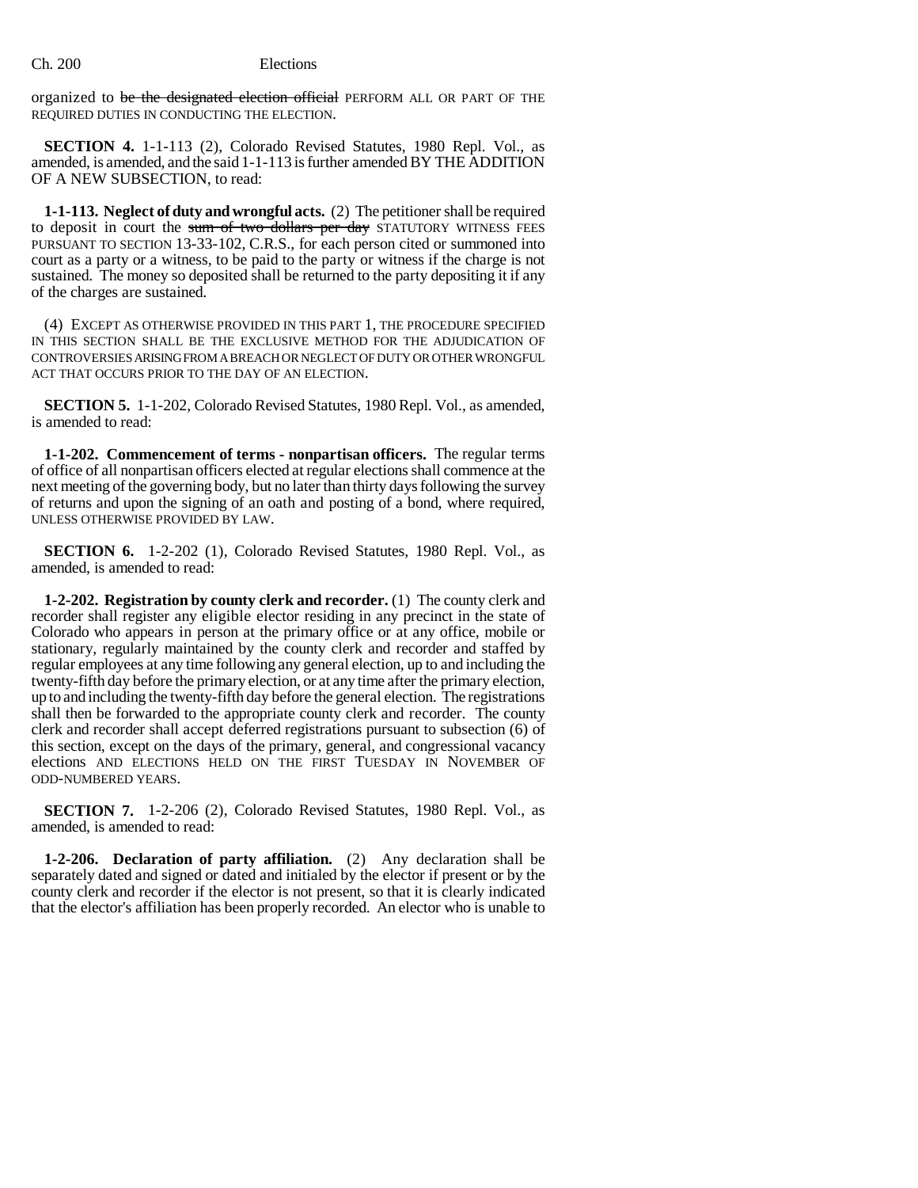organized to ~~be the designated election official~~ PERFORM ALL OR PART OF THE REQUIRED DUTIES IN CONDUCTING THE ELECTION.

**SECTION 4.** 1-1-113 (2), Colorado Revised Statutes, 1980 Repl. Vol., as amended, is amended, and the said 1-1-113 is further amended BY THE ADDITION OF A NEW SUBSECTION, to read:

**1-1-113. Neglect of duty and wrongful acts.** (2) The petitioner shall be required to deposit in court the ~~sum of two dollars per day~~ STATUTORY WITNESS FEES PURSUANT TO SECTION 13-33-102, C.R.S., for each person cited or summoned into court as a party or a witness, to be paid to the party or witness if the charge is not sustained. The money so deposited shall be returned to the party depositing it if any of the charges are sustained.

(4) EXCEPT AS OTHERWISE PROVIDED IN THIS PART 1, THE PROCEDURE SPECIFIED IN THIS SECTION SHALL BE THE EXCLUSIVE METHOD FOR THE ADJUDICATION OF CONTROVERSIES ARISING FROM A BREACH OR NEGLECT OF DUTY OR OTHER WRONGFUL ACT THAT OCCURS PRIOR TO THE DAY OF AN ELECTION.

**SECTION 5.** 1-1-202, Colorado Revised Statutes, 1980 Repl. Vol., as amended, is amended to read:

**1-1-202. Commencement of terms - nonpartisan officers.** The regular terms of office of all nonpartisan officers elected at regular elections shall commence at the next meeting of the governing body, but no later than thirty days following the survey of returns and upon the signing of an oath and posting of a bond, where required, UNLESS OTHERWISE PROVIDED BY LAW.

**SECTION 6.** 1-2-202 (1), Colorado Revised Statutes, 1980 Repl. Vol., as amended, is amended to read:

**1-2-202. Registration by county clerk and recorder.** (1) The county clerk and recorder shall register any eligible elector residing in any precinct in the state of Colorado who appears in person at the primary office or at any office, mobile or stationary, regularly maintained by the county clerk and recorder and staffed by regular employees at any time following any general election, up to and including the twenty-fifth day before the primary election, or at any time after the primary election, up to and including the twenty-fifth day before the general election. The registrations shall then be forwarded to the appropriate county clerk and recorder. The county clerk and recorder shall accept deferred registrations pursuant to subsection (6) of this section, except on the days of the primary, general, and congressional vacancy elections AND ELECTIONS HELD ON THE FIRST TUESDAY IN NOVEMBER OF ODD-NUMBERED YEARS.

**SECTION 7.** 1-2-206 (2), Colorado Revised Statutes, 1980 Repl. Vol., as amended, is amended to read:

**1-2-206. Declaration of party affiliation.** (2) Any declaration shall be separately dated and signed or dated and initialed by the elector if present or by the county clerk and recorder if the elector is not present, so that it is clearly indicated that the elector's affiliation has been properly recorded. An elector who is unable to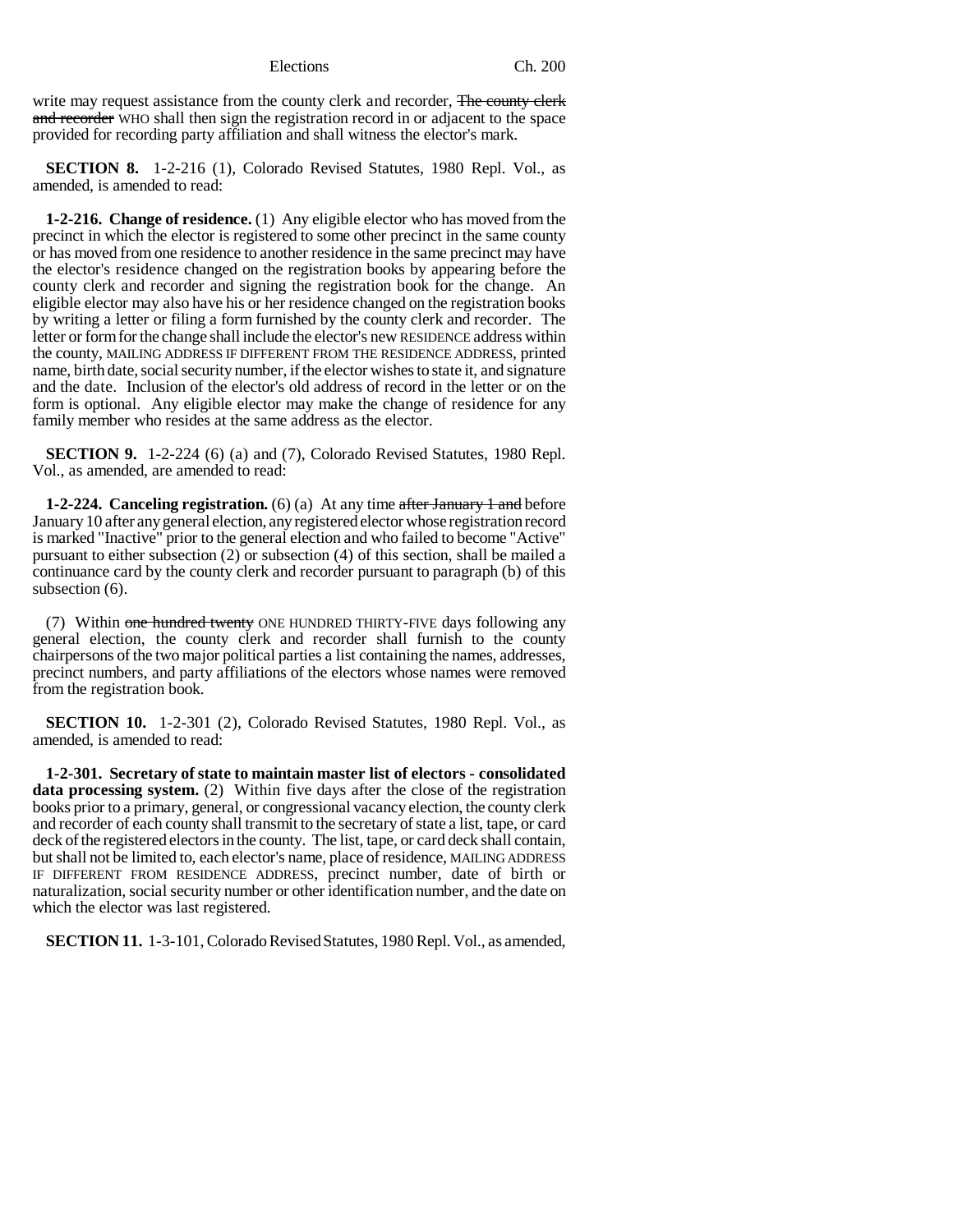write may request assistance from the county clerk and recorder, ~~The county clerk and recorder~~ WHO shall then sign the registration record in or adjacent to the space provided for recording party affiliation and shall witness the elector's mark.

**SECTION 8.** 1-2-216 (1), Colorado Revised Statutes, 1980 Repl. Vol., as amended, is amended to read:

**1-2-216. Change of residence.** (1) Any eligible elector who has moved from the precinct in which the elector is registered to some other precinct in the same county or has moved from one residence to another residence in the same precinct may have the elector's residence changed on the registration books by appearing before the county clerk and recorder and signing the registration book for the change. An eligible elector may also have his or her residence changed on the registration books by writing a letter or filing a form furnished by the county clerk and recorder. The letter or form for the change shall include the elector's new RESIDENCE address within the county, MAILING ADDRESS IF DIFFERENT FROM THE RESIDENCE ADDRESS, printed name, birth date, social security number, if the elector wishes to state it, and signature and the date. Inclusion of the elector's old address of record in the letter or on the form is optional. Any eligible elector may make the change of residence for any family member who resides at the same address as the elector.

**SECTION 9.** 1-2-224 (6) (a) and (7), Colorado Revised Statutes, 1980 Repl. Vol., as amended, are amended to read:

**1-2-224. Canceling registration.** (6) (a) At any time ~~after January 1 and~~ before January 10 after any general election, any registered elector whose registration record is marked "Inactive" prior to the general election and who failed to become "Active" pursuant to either subsection (2) or subsection (4) of this section, shall be mailed a continuance card by the county clerk and recorder pursuant to paragraph (b) of this subsection (6).

(7) Within ~~one hundred twenty~~ ONE HUNDRED THIRTY-FIVE days following any general election, the county clerk and recorder shall furnish to the county chairpersons of the two major political parties a list containing the names, addresses, precinct numbers, and party affiliations of the electors whose names were removed from the registration book.

**SECTION 10.** 1-2-301 (2), Colorado Revised Statutes, 1980 Repl. Vol., as amended, is amended to read:

**1-2-301. Secretary of state to maintain master list of electors - consolidated data processing system.** (2) Within five days after the close of the registration books prior to a primary, general, or congressional vacancy election, the county clerk and recorder of each county shall transmit to the secretary of state a list, tape, or card deck of the registered electors in the county. The list, tape, or card deck shall contain, but shall not be limited to, each elector's name, place of residence, MAILING ADDRESS IF DIFFERENT FROM RESIDENCE ADDRESS, precinct number, date of birth or naturalization, social security number or other identification number, and the date on which the elector was last registered.

**SECTION 11.** 1-3-101, Colorado Revised Statutes, 1980 Repl. Vol., as amended,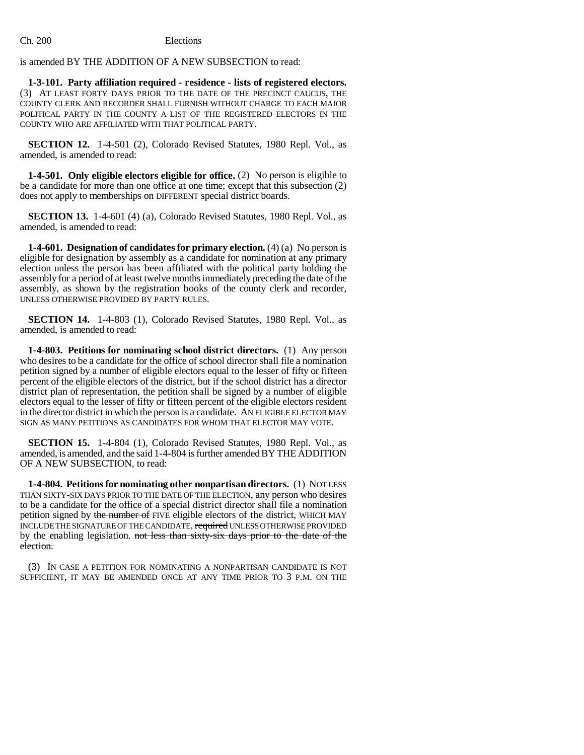is amended BY THE ADDITION OF A NEW SUBSECTION to read:

**1-3-101. Party affiliation required - residence - lists of registered electors.** (3) AT LEAST FORTY DAYS PRIOR TO THE DATE OF THE PRECINCT CAUCUS, THE COUNTY CLERK AND RECORDER SHALL FURNISH WITHOUT CHARGE TO EACH MAJOR POLITICAL PARTY IN THE COUNTY A LIST OF THE REGISTERED ELECTORS IN THE COUNTY WHO ARE AFFILIATED WITH THAT POLITICAL PARTY.

**SECTION 12.** 1-4-501 (2), Colorado Revised Statutes, 1980 Repl. Vol., as amended, is amended to read:

**1-4-501. Only eligible electors eligible for office.** (2) No person is eligible to be a candidate for more than one office at one time; except that this subsection (2) does not apply to memberships on DIFFERENT special district boards.

**SECTION 13.** 1-4-601 (4) (a), Colorado Revised Statutes, 1980 Repl. Vol., as amended, is amended to read:

**1-4-601. Designation of candidates for primary election.** (4) (a) No person is eligible for designation by assembly as a candidate for nomination at any primary election unless the person has been affiliated with the political party holding the assembly for a period of at least twelve months immediately preceding the date of the assembly, as shown by the registration books of the county clerk and recorder, UNLESS OTHERWISE PROVIDED BY PARTY RULES.

**SECTION 14.** 1-4-803 (1), Colorado Revised Statutes, 1980 Repl. Vol., as amended, is amended to read:

**1-4-803. Petitions for nominating school district directors.** (1) Any person who desires to be a candidate for the office of school director shall file a nomination petition signed by a number of eligible electors equal to the lesser of fifty or fifteen percent of the eligible electors of the district, but if the school district has a director district plan of representation, the petition shall be signed by a number of eligible electors equal to the lesser of fifty or fifteen percent of the eligible electors resident in the director district in which the person is a candidate. AN ELIGIBLE ELECTOR MAY SIGN AS MANY PETITIONS AS CANDIDATES FOR WHOM THAT ELECTOR MAY VOTE.

**SECTION 15.** 1-4-804 (1), Colorado Revised Statutes, 1980 Repl. Vol., as amended, is amended, and the said 1-4-804 is further amended BY THE ADDITION OF A NEW SUBSECTION, to read:

**1-4-804. Petitions for nominating other nonpartisan directors.** (1) NOT LESS THAN SIXTY-SIX DAYS PRIOR TO THE DATE OF THE ELECTION, any person who desires to be a candidate for the office of a special district director shall file a nomination petition signed by ~~the number of~~ FIVE eligible electors of the district, WHICH MAY INCLUDE THE SIGNATURE OF THE CANDIDATE, ~~required~~ UNLESS OTHERWISE PROVIDED by the enabling legislation. ~~not less than sixty-six days prior to the date of the election.~~

(3) IN CASE A PETITION FOR NOMINATING A NONPARTISAN CANDIDATE IS NOT SUFFICIENT, IT MAY BE AMENDED ONCE AT ANY TIME PRIOR TO 3 P.M. ON THE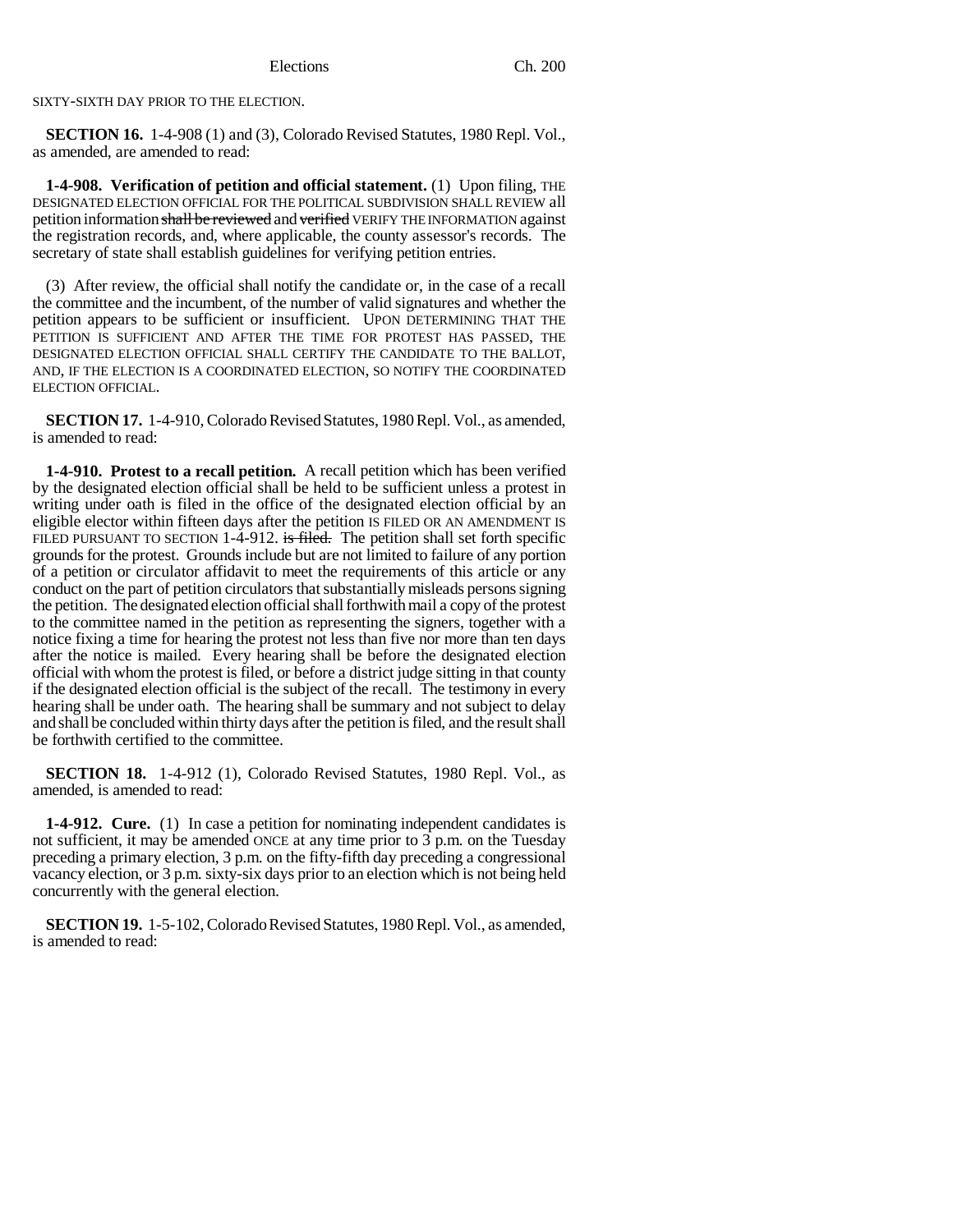SIXTY-SIXTH DAY PRIOR TO THE ELECTION.

**SECTION 16.** 1-4-908 (1) and (3), Colorado Revised Statutes, 1980 Repl. Vol., as amended, are amended to read:

**1-4-908. Verification of petition and official statement.** (1) Upon filing, THE DESIGNATED ELECTION OFFICIAL FOR THE POLITICAL SUBDIVISION SHALL REVIEW all petition information ~~shall be reviewed~~ and ~~verified~~ VERIFY THE INFORMATION against the registration records, and, where applicable, the county assessor's records. The secretary of state shall establish guidelines for verifying petition entries.

(3) After review, the official shall notify the candidate or, in the case of a recall the committee and the incumbent, of the number of valid signatures and whether the petition appears to be sufficient or insufficient. UPON DETERMINING THAT THE PETITION IS SUFFICIENT AND AFTER THE TIME FOR PROTEST HAS PASSED, THE DESIGNATED ELECTION OFFICIAL SHALL CERTIFY THE CANDIDATE TO THE BALLOT, AND, IF THE ELECTION IS A COORDINATED ELECTION, SO NOTIFY THE COORDINATED ELECTION OFFICIAL.

**SECTION 17.** 1-4-910, Colorado Revised Statutes, 1980 Repl. Vol., as amended, is amended to read:

**1-4-910. Protest to a recall petition.** A recall petition which has been verified by the designated election official shall be held to be sufficient unless a protest in writing under oath is filed in the office of the designated election official by an eligible elector within fifteen days after the petition IS FILED OR AN AMENDMENT IS FILED PURSUANT TO SECTION 1-4-912. ~~is filed.~~ The petition shall set forth specific grounds for the protest. Grounds include but are not limited to failure of any portion of a petition or circulator affidavit to meet the requirements of this article or any conduct on the part of petition circulators that substantially misleads persons signing the petition. The designated election official shall forthwith mail a copy of the protest to the committee named in the petition as representing the signers, together with a notice fixing a time for hearing the protest not less than five nor more than ten days after the notice is mailed. Every hearing shall be before the designated election official with whom the protest is filed, or before a district judge sitting in that county if the designated election official is the subject of the recall. The testimony in every hearing shall be under oath. The hearing shall be summary and not subject to delay and shall be concluded within thirty days after the petition is filed, and the result shall be forthwith certified to the committee.

**SECTION 18.** 1-4-912 (1), Colorado Revised Statutes, 1980 Repl. Vol., as amended, is amended to read:

**1-4-912. Cure.** (1) In case a petition for nominating independent candidates is not sufficient, it may be amended ONCE at any time prior to 3 p.m. on the Tuesday preceding a primary election, 3 p.m. on the fifty-fifth day preceding a congressional vacancy election, or 3 p.m. sixty-six days prior to an election which is not being held concurrently with the general election.

**SECTION 19.** 1-5-102, Colorado Revised Statutes, 1980 Repl. Vol., as amended, is amended to read: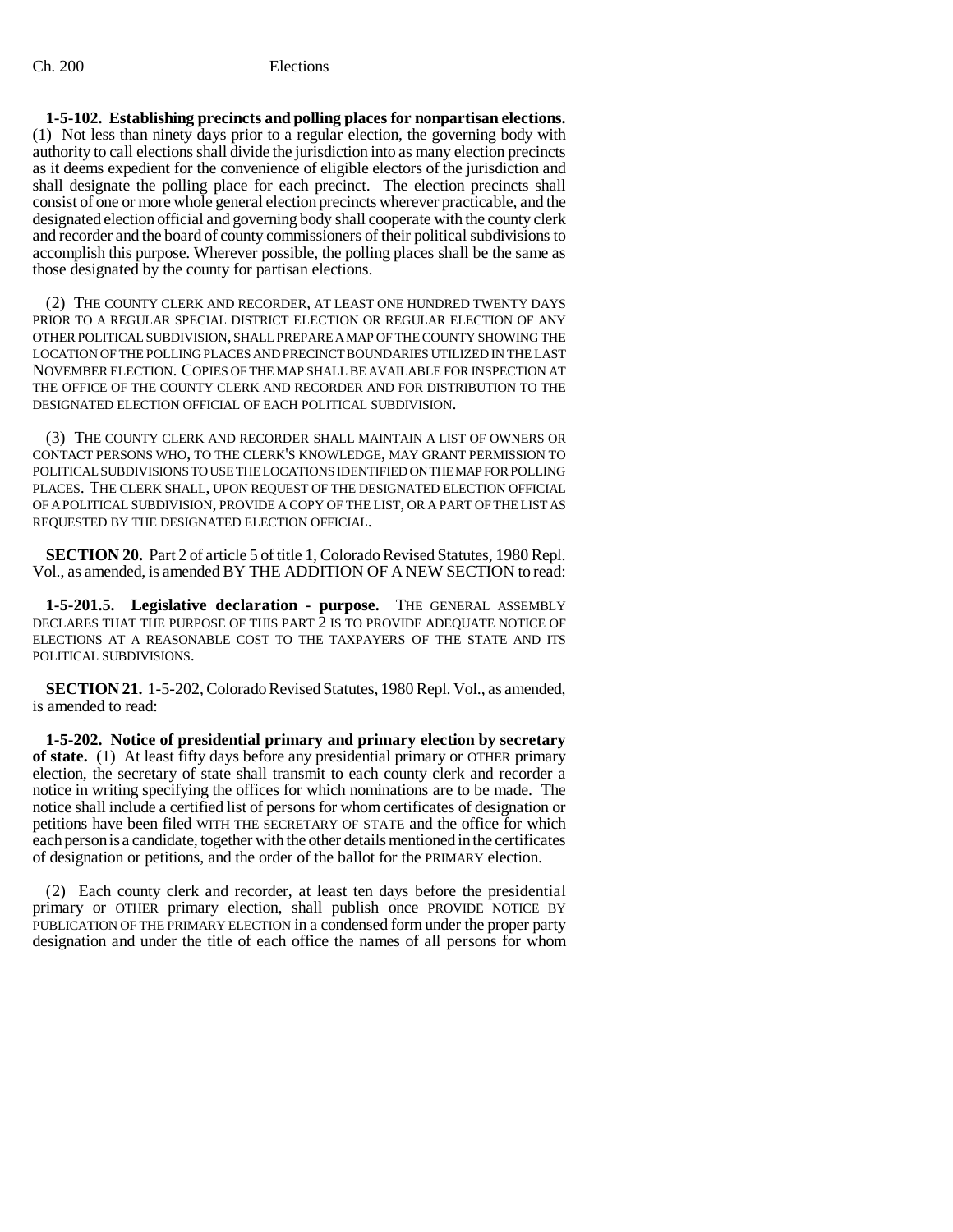**1-5-102. Establishing precincts and polling places for nonpartisan elections.** (1) Not less than ninety days prior to a regular election, the governing body with authority to call elections shall divide the jurisdiction into as many election precincts as it deems expedient for the convenience of eligible electors of the jurisdiction and shall designate the polling place for each precinct. The election precincts shall consist of one or more whole general election precincts wherever practicable, and the designated election official and governing body shall cooperate with the county clerk and recorder and the board of county commissioners of their political subdivisions to accomplish this purpose. Wherever possible, the polling places shall be the same as those designated by the county for partisan elections.

(2) THE COUNTY CLERK AND RECORDER, AT LEAST ONE HUNDRED TWENTY DAYS PRIOR TO A REGULAR SPECIAL DISTRICT ELECTION OR REGULAR ELECTION OF ANY OTHER POLITICAL SUBDIVISION, SHALL PREPARE A MAP OF THE COUNTY SHOWING THE LOCATION OF THE POLLING PLACES AND PRECINCT BOUNDARIES UTILIZED IN THE LAST NOVEMBER ELECTION. COPIES OF THE MAP SHALL BE AVAILABLE FOR INSPECTION AT THE OFFICE OF THE COUNTY CLERK AND RECORDER AND FOR DISTRIBUTION TO THE DESIGNATED ELECTION OFFICIAL OF EACH POLITICAL SUBDIVISION.

(3) THE COUNTY CLERK AND RECORDER SHALL MAINTAIN A LIST OF OWNERS OR CONTACT PERSONS WHO, TO THE CLERK'S KNOWLEDGE, MAY GRANT PERMISSION TO POLITICAL SUBDIVISIONS TO USE THE LOCATIONS IDENTIFIED ON THE MAP FOR POLLING PLACES. THE CLERK SHALL, UPON REQUEST OF THE DESIGNATED ELECTION OFFICIAL OF A POLITICAL SUBDIVISION, PROVIDE A COPY OF THE LIST, OR A PART OF THE LIST AS REQUESTED BY THE DESIGNATED ELECTION OFFICIAL.

**SECTION 20.** Part 2 of article 5 of title 1, Colorado Revised Statutes, 1980 Repl. Vol., as amended, is amended BY THE ADDITION OF A NEW SECTION to read:

**1-5-201.5. Legislative declaration - purpose.** THE GENERAL ASSEMBLY DECLARES THAT THE PURPOSE OF THIS PART 2 IS TO PROVIDE ADEQUATE NOTICE OF ELECTIONS AT A REASONABLE COST TO THE TAXPAYERS OF THE STATE AND ITS POLITICAL SUBDIVISIONS.

**SECTION 21.** 1-5-202, Colorado Revised Statutes, 1980 Repl. Vol., as amended, is amended to read:

**1-5-202. Notice of presidential primary and primary election by secretary of state.** (1) At least fifty days before any presidential primary or OTHER primary election, the secretary of state shall transmit to each county clerk and recorder a notice in writing specifying the offices for which nominations are to be made. The notice shall include a certified list of persons for whom certificates of designation or petitions have been filed WITH THE SECRETARY OF STATE and the office for which each person is a candidate, together with the other details mentioned in the certificates of designation or petitions, and the order of the ballot for the PRIMARY election.

(2) Each county clerk and recorder, at least ten days before the presidential primary or OTHER primary election, shall ~~publish once~~ PROVIDE NOTICE BY PUBLICATION OF THE PRIMARY ELECTION in a condensed form under the proper party designation and under the title of each office the names of all persons for whom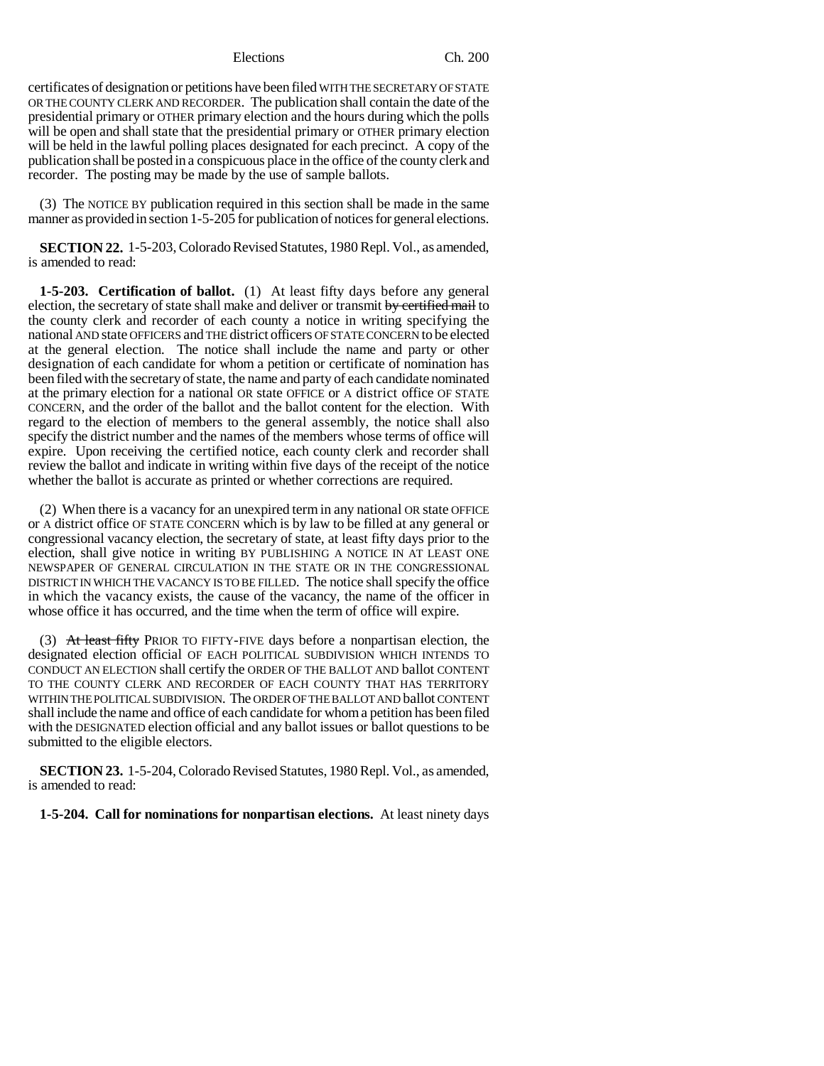certificates of designation or petitions have been filed WITH THE SECRETARY OF STATE OR THE COUNTY CLERK AND RECORDER. The publication shall contain the date of the presidential primary or OTHER primary election and the hours during which the polls will be open and shall state that the presidential primary or OTHER primary election will be held in the lawful polling places designated for each precinct. A copy of the publication shall be posted in a conspicuous place in the office of the county clerk and recorder. The posting may be made by the use of sample ballots.

(3) The NOTICE BY publication required in this section shall be made in the same manner as provided in section 1-5-205 for publication of notices for general elections.

**SECTION 22.** 1-5-203, Colorado Revised Statutes, 1980 Repl. Vol., as amended, is amended to read:

**1-5-203. Certification of ballot.** (1) At least fifty days before any general election, the secretary of state shall make and deliver or transmit ~~by certified mail~~ to the county clerk and recorder of each county a notice in writing specifying the national AND state OFFICERS and THE district officers OF STATE CONCERN to be elected at the general election. The notice shall include the name and party or other designation of each candidate for whom a petition or certificate of nomination has been filed with the secretary of state, the name and party of each candidate nominated at the primary election for a national OR state OFFICE or A district office OF STATE CONCERN, and the order of the ballot and the ballot content for the election. With regard to the election of members to the general assembly, the notice shall also specify the district number and the names of the members whose terms of office will expire. Upon receiving the certified notice, each county clerk and recorder shall review the ballot and indicate in writing within five days of the receipt of the notice whether the ballot is accurate as printed or whether corrections are required.

(2) When there is a vacancy for an unexpired term in any national OR state OFFICE or A district office OF STATE CONCERN which is by law to be filled at any general or congressional vacancy election, the secretary of state, at least fifty days prior to the election, shall give notice in writing BY PUBLISHING A NOTICE IN AT LEAST ONE NEWSPAPER OF GENERAL CIRCULATION IN THE STATE OR IN THE CONGRESSIONAL DISTRICT IN WHICH THE VACANCY IS TO BE FILLED. The notice shall specify the office in which the vacancy exists, the cause of the vacancy, the name of the officer in whose office it has occurred, and the time when the term of office will expire.

(3) ~~At least fifty~~ PRIOR TO FIFTY-FIVE days before a nonpartisan election, the designated election official OF EACH POLITICAL SUBDIVISION WHICH INTENDS TO CONDUCT AN ELECTION shall certify the ORDER OF THE BALLOT AND ballot CONTENT TO THE COUNTY CLERK AND RECORDER OF EACH COUNTY THAT HAS TERRITORY WITHIN THE POLITICAL SUBDIVISION. The ORDER OF THE BALLOT AND ballot CONTENT shall include the name and office of each candidate for whom a petition has been filed with the DESIGNATED election official and any ballot issues or ballot questions to be submitted to the eligible electors.

**SECTION 23.** 1-5-204, Colorado Revised Statutes, 1980 Repl. Vol., as amended, is amended to read:

**1-5-204. Call for nominations for nonpartisan elections.** At least ninety days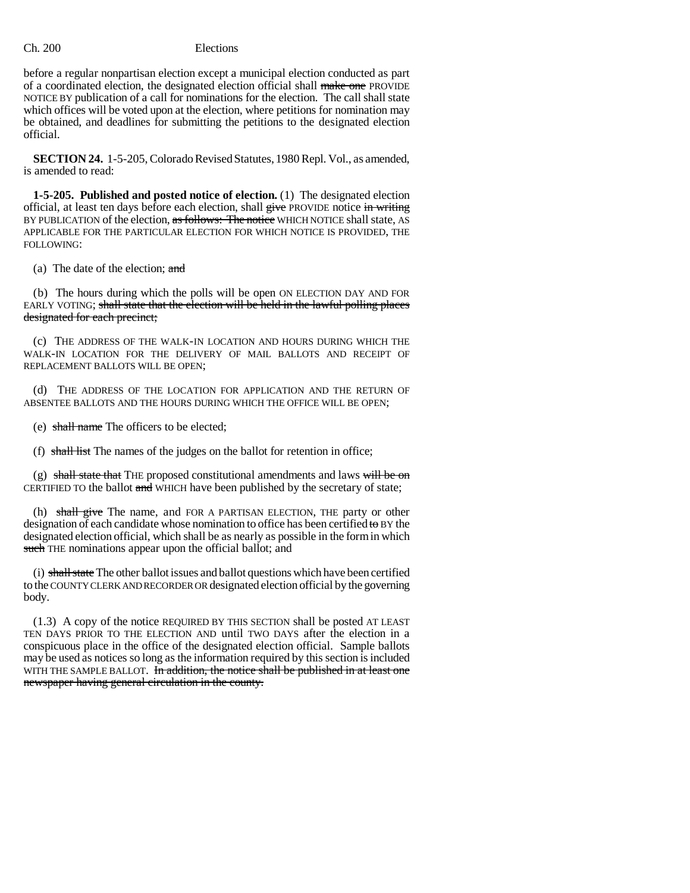before a regular nonpartisan election except a municipal election conducted as part of a coordinated election, the designated election official shall ~~make one~~ PROVIDE NOTICE BY publication of a call for nominations for the election. The call shall state which offices will be voted upon at the election, where petitions for nomination may be obtained, and deadlines for submitting the petitions to the designated election official.

**SECTION 24.** 1-5-205, Colorado Revised Statutes, 1980 Repl. Vol., as amended, is amended to read:

**1-5-205. Published and posted notice of election.** (1) The designated election official, at least ten days before each election, shall ~~give~~ PROVIDE notice ~~in writing~~ BY PUBLICATION of the election, ~~as follows: The notice~~ WHICH NOTICE shall state, AS APPLICABLE FOR THE PARTICULAR ELECTION FOR WHICH NOTICE IS PROVIDED, THE FOLLOWING:

(a) The date of the election; ~~and~~

(b) The hours during which the polls will be open ON ELECTION DAY AND FOR EARLY VOTING; ~~shall state that the election will be held in the lawful polling places designated for each precinct;~~

(c) THE ADDRESS OF THE WALK-IN LOCATION AND HOURS DURING WHICH THE WALK-IN LOCATION FOR THE DELIVERY OF MAIL BALLOTS AND RECEIPT OF REPLACEMENT BALLOTS WILL BE OPEN;

(d) THE ADDRESS OF THE LOCATION FOR APPLICATION AND THE RETURN OF ABSENTEE BALLOTS AND THE HOURS DURING WHICH THE OFFICE WILL BE OPEN;

(e) ~~shall name~~ The officers to be elected;

(f) ~~shall list~~ The names of the judges on the ballot for retention in office;

(g) ~~shall state that~~ THE proposed constitutional amendments and laws ~~will be on~~ CERTIFIED TO the ballot ~~and~~ WHICH have been published by the secretary of state;

(h) ~~shall give~~ The name, and FOR A PARTISAN ELECTION, THE party or other designation of each candidate whose nomination to office has been certified ~~to~~ BY the designated election official, which shall be as nearly as possible in the form in which ~~such~~ THE nominations appear upon the official ballot; and

(i) ~~shall state~~ The other ballot issues and ballot questions which have been certified to the COUNTY CLERK AND RECORDER OR designated election official by the governing body.

(1.3) A copy of the notice REQUIRED BY THIS SECTION shall be posted AT LEAST TEN DAYS PRIOR TO THE ELECTION AND until TWO DAYS after the election in a conspicuous place in the office of the designated election official. Sample ballots may be used as notices so long as the information required by this section is included WITH THE SAMPLE BALLOT. ~~In addition, the notice shall be published in at least one newspaper having general circulation in the county.~~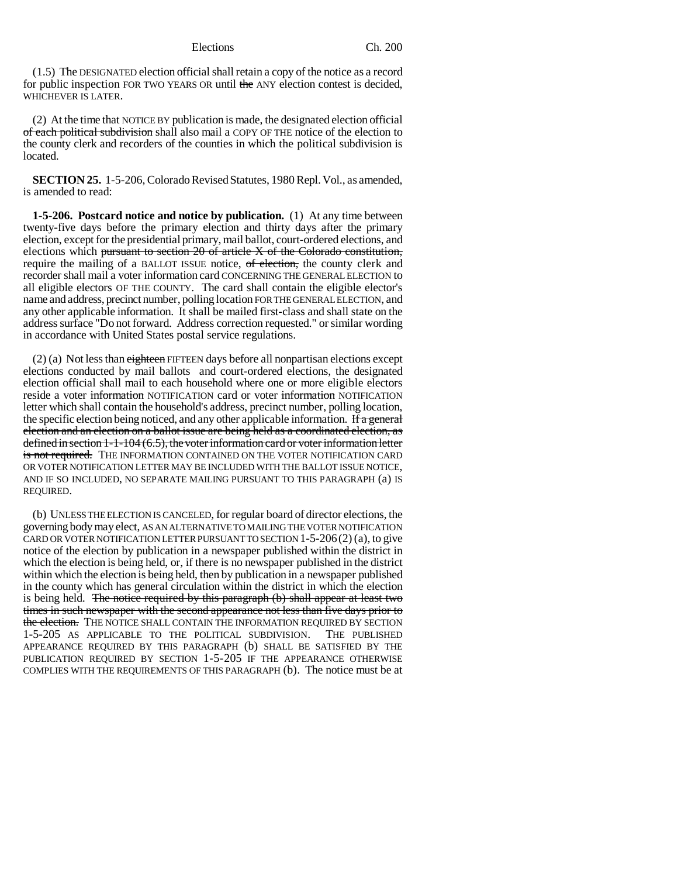(1.5) The DESIGNATED election official shall retain a copy of the notice as a record for public inspection FOR TWO YEARS OR until ~~the~~ ANY election contest is decided, WHICHEVER IS LATER.

(2) At the time that NOTICE BY publication is made, the designated election official ~~of each political subdivision~~ shall also mail a COPY OF THE notice of the election to the county clerk and recorders of the counties in which the political subdivision is located.

**SECTION 25.** 1-5-206, Colorado Revised Statutes, 1980 Repl. Vol., as amended, is amended to read:

**1-5-206. Postcard notice and notice by publication.** (1) At any time between twenty-five days before the primary election and thirty days after the primary election, except for the presidential primary, mail ballot, court-ordered elections, and elections which ~~pursuant to section 20 of article X of the Colorado constitution,~~ require the mailing of a BALLOT ISSUE notice, ~~of election,~~ the county clerk and recorder shall mail a voter information card CONCERNING THE GENERAL ELECTION to all eligible electors OF THE COUNTY. The card shall contain the eligible elector's name and address, precinct number, polling location FOR THE GENERAL ELECTION, and any other applicable information. It shall be mailed first-class and shall state on the address surface "Do not forward. Address correction requested." or similar wording in accordance with United States postal service regulations.

(2) (a) Not less than ~~eighteen~~ FIFTEEN days before all nonpartisan elections except elections conducted by mail ballots and court-ordered elections, the designated election official shall mail to each household where one or more eligible electors reside a voter ~~information~~ NOTIFICATION card or voter ~~information~~ NOTIFICATION letter which shall contain the household's address, precinct number, polling location, the specific election being noticed, and any other applicable information. ~~If a general election and an election on a ballot issue are being held as a coordinated election, as defined in section 1-1-104 (6.5), the voter information card or voter information letter is not required.~~ THE INFORMATION CONTAINED ON THE VOTER NOTIFICATION CARD OR VOTER NOTIFICATION LETTER MAY BE INCLUDED WITH THE BALLOT ISSUE NOTICE, AND IF SO INCLUDED, NO SEPARATE MAILING PURSUANT TO THIS PARAGRAPH (a) IS REQUIRED.

(b) UNLESS THE ELECTION IS CANCELED, for regular board of director elections, the governing body may elect, AS AN ALTERNATIVE TO MAILING THE VOTER NOTIFICATION CARD OR VOTER NOTIFICATION LETTER PURSUANT TO SECTION 1-5-206 (2) (a), to give notice of the election by publication in a newspaper published within the district in which the election is being held, or, if there is no newspaper published in the district within which the election is being held, then by publication in a newspaper published in the county which has general circulation within the district in which the election is being held. ~~The notice required by this paragraph (b) shall appear at least two times in such newspaper with the second appearance not less than five days prior to the election.~~ THE NOTICE SHALL CONTAIN THE INFORMATION REQUIRED BY SECTION 1-5-205 AS APPLICABLE TO THE POLITICAL SUBDIVISION. THE PUBLISHED APPEARANCE REQUIRED BY THIS PARAGRAPH (b) SHALL BE SATISFIED BY THE PUBLICATION REQUIRED BY SECTION 1-5-205 IF THE APPEARANCE OTHERWISE COMPLIES WITH THE REQUIREMENTS OF THIS PARAGRAPH (b). The notice must be at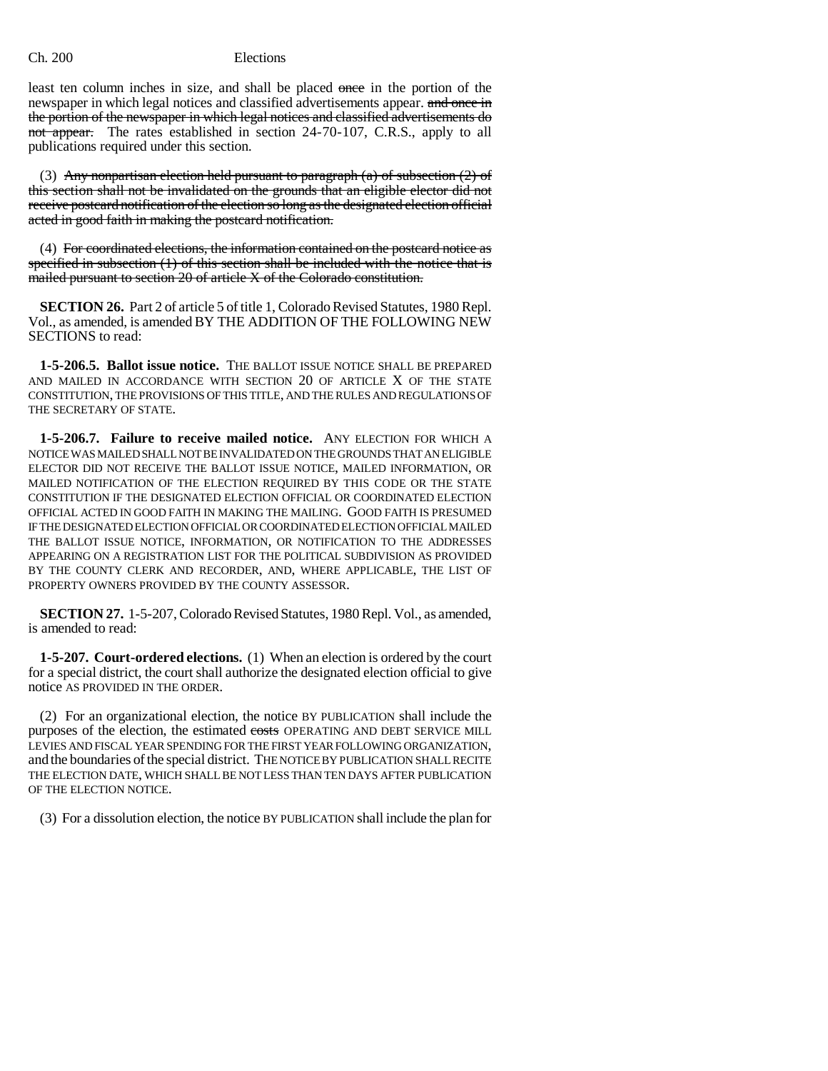least ten column inches in size, and shall be placed ~~once~~ in the portion of the newspaper in which legal notices and classified advertisements appear. ~~and once in the portion of the newspaper in which legal notices and classified advertisements do not appear.~~ The rates established in section 24-70-107, C.R.S., apply to all publications required under this section.

(3) ~~Any nonpartisan election held pursuant to paragraph (a) of subsection (2) of this section shall not be invalidated on the grounds that an eligible elector did not receive postcard notification of the election so long as the designated election official acted in good faith in making the postcard notification.~~

(4) ~~For coordinated elections, the information contained on the postcard notice as specified in subsection (1) of this section shall be included with the notice that is mailed pursuant to section 20 of article X of the Colorado constitution.~~

**SECTION 26.** Part 2 of article 5 of title 1, Colorado Revised Statutes, 1980 Repl. Vol., as amended, is amended BY THE ADDITION OF THE FOLLOWING NEW SECTIONS to read:

**1-5-206.5. Ballot issue notice.** THE BALLOT ISSUE NOTICE SHALL BE PREPARED AND MAILED IN ACCORDANCE WITH SECTION 20 OF ARTICLE X OF THE STATE CONSTITUTION, THE PROVISIONS OF THIS TITLE, AND THE RULES AND REGULATIONS OF THE SECRETARY OF STATE.

**1-5-206.7. Failure to receive mailed notice.** ANY ELECTION FOR WHICH A NOTICE WAS MAILED SHALL NOT BE INVALIDATED ON THE GROUNDS THAT AN ELIGIBLE ELECTOR DID NOT RECEIVE THE BALLOT ISSUE NOTICE, MAILED INFORMATION, OR MAILED NOTIFICATION OF THE ELECTION REQUIRED BY THIS CODE OR THE STATE CONSTITUTION IF THE DESIGNATED ELECTION OFFICIAL OR COORDINATED ELECTION OFFICIAL ACTED IN GOOD FAITH IN MAKING THE MAILING. GOOD FAITH IS PRESUMED IF THE DESIGNATED ELECTION OFFICIAL OR COORDINATED ELECTION OFFICIAL MAILED THE BALLOT ISSUE NOTICE, INFORMATION, OR NOTIFICATION TO THE ADDRESSES APPEARING ON A REGISTRATION LIST FOR THE POLITICAL SUBDIVISION AS PROVIDED BY THE COUNTY CLERK AND RECORDER, AND, WHERE APPLICABLE, THE LIST OF PROPERTY OWNERS PROVIDED BY THE COUNTY ASSESSOR.

**SECTION 27.** 1-5-207, Colorado Revised Statutes, 1980 Repl. Vol., as amended, is amended to read:

**1-5-207. Court-ordered elections.** (1) When an election is ordered by the court for a special district, the court shall authorize the designated election official to give notice AS PROVIDED IN THE ORDER.

(2) For an organizational election, the notice BY PUBLICATION shall include the purposes of the election, the estimated ~~costs~~ OPERATING AND DEBT SERVICE MILL LEVIES AND FISCAL YEAR SPENDING FOR THE FIRST YEAR FOLLOWING ORGANIZATION, and the boundaries of the special district. THE NOTICE BY PUBLICATION SHALL RECITE THE ELECTION DATE, WHICH SHALL BE NOT LESS THAN TEN DAYS AFTER PUBLICATION OF THE ELECTION NOTICE.

(3) For a dissolution election, the notice BY PUBLICATION shall include the plan for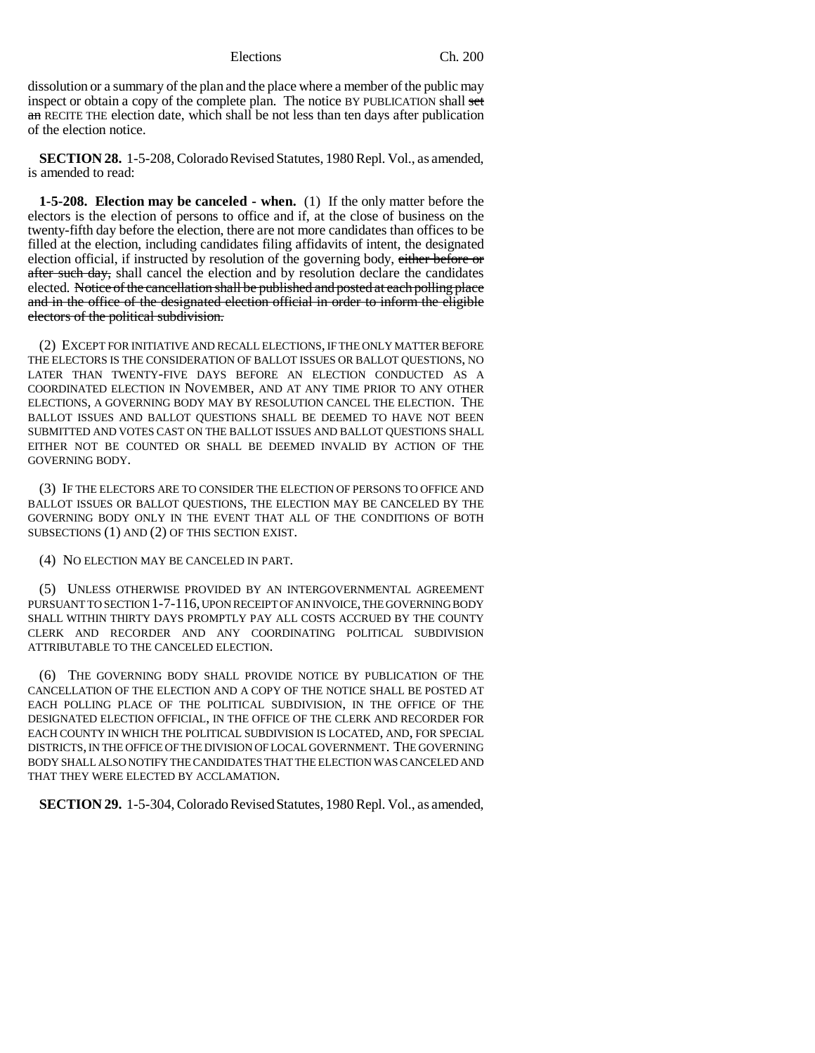dissolution or a summary of the plan and the place where a member of the public may inspect or obtain a copy of the complete plan. The notice BY PUBLICATION shall ~~set an~~ RECITE THE election date, which shall be not less than ten days after publication of the election notice.

**SECTION 28.** 1-5-208, Colorado Revised Statutes, 1980 Repl. Vol., as amended, is amended to read:

**1-5-208. Election may be canceled - when.** (1) If the only matter before the electors is the election of persons to office and if, at the close of business on the twenty-fifth day before the election, there are not more candidates than offices to be filled at the election, including candidates filing affidavits of intent, the designated election official, if instructed by resolution of the governing body, ~~either before or after such day,~~ shall cancel the election and by resolution declare the candidates elected. ~~Notice of the cancellation shall be published and posted at each polling place and in the office of the designated election official in order to inform the eligible electors of the political subdivision.~~

(2) EXCEPT FOR INITIATIVE AND RECALL ELECTIONS, IF THE ONLY MATTER BEFORE THE ELECTORS IS THE CONSIDERATION OF BALLOT ISSUES OR BALLOT QUESTIONS, NO LATER THAN TWENTY-FIVE DAYS BEFORE AN ELECTION CONDUCTED AS A COORDINATED ELECTION IN NOVEMBER, AND AT ANY TIME PRIOR TO ANY OTHER ELECTIONS, A GOVERNING BODY MAY BY RESOLUTION CANCEL THE ELECTION. THE BALLOT ISSUES AND BALLOT QUESTIONS SHALL BE DEEMED TO HAVE NOT BEEN SUBMITTED AND VOTES CAST ON THE BALLOT ISSUES AND BALLOT QUESTIONS SHALL EITHER NOT BE COUNTED OR SHALL BE DEEMED INVALID BY ACTION OF THE GOVERNING BODY.

(3) IF THE ELECTORS ARE TO CONSIDER THE ELECTION OF PERSONS TO OFFICE AND BALLOT ISSUES OR BALLOT QUESTIONS, THE ELECTION MAY BE CANCELED BY THE GOVERNING BODY ONLY IN THE EVENT THAT ALL OF THE CONDITIONS OF BOTH SUBSECTIONS (1) AND (2) OF THIS SECTION EXIST.

(4) NO ELECTION MAY BE CANCELED IN PART.

(5) UNLESS OTHERWISE PROVIDED BY AN INTERGOVERNMENTAL AGREEMENT PURSUANT TO SECTION 1-7-116, UPON RECEIPT OF AN INVOICE, THE GOVERNING BODY SHALL WITHIN THIRTY DAYS PROMPTLY PAY ALL COSTS ACCRUED BY THE COUNTY CLERK AND RECORDER AND ANY COORDINATING POLITICAL SUBDIVISION ATTRIBUTABLE TO THE CANCELED ELECTION.

(6) THE GOVERNING BODY SHALL PROVIDE NOTICE BY PUBLICATION OF THE CANCELLATION OF THE ELECTION AND A COPY OF THE NOTICE SHALL BE POSTED AT EACH POLLING PLACE OF THE POLITICAL SUBDIVISION, IN THE OFFICE OF THE DESIGNATED ELECTION OFFICIAL, IN THE OFFICE OF THE CLERK AND RECORDER FOR EACH COUNTY IN WHICH THE POLITICAL SUBDIVISION IS LOCATED, AND, FOR SPECIAL DISTRICTS, IN THE OFFICE OF THE DIVISION OF LOCAL GOVERNMENT. THE GOVERNING BODY SHALL ALSO NOTIFY THE CANDIDATES THAT THE ELECTION WAS CANCELED AND THAT THEY WERE ELECTED BY ACCLAMATION.

**SECTION 29.** 1-5-304, Colorado Revised Statutes, 1980 Repl. Vol., as amended,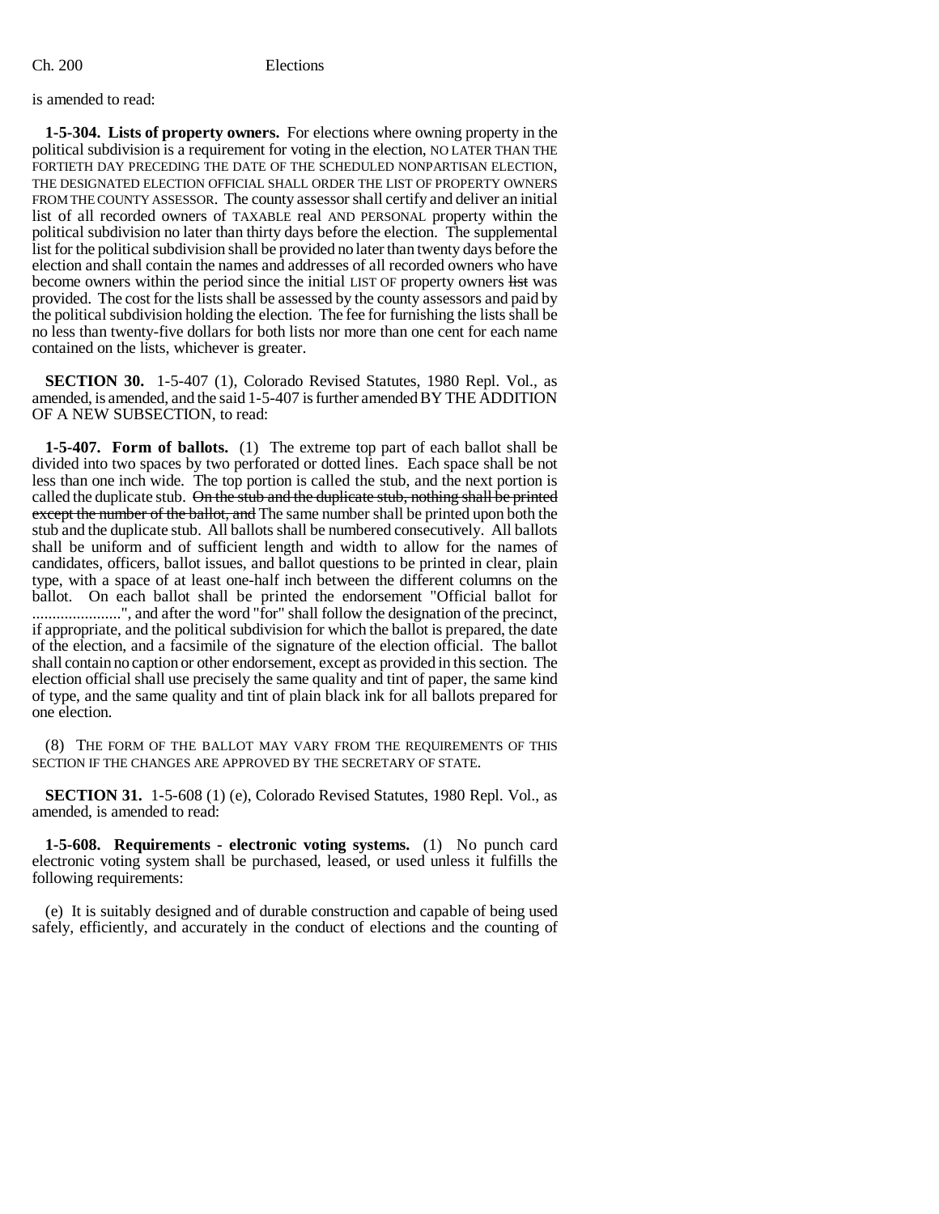is amended to read:

**1-5-304. Lists of property owners.** For elections where owning property in the political subdivision is a requirement for voting in the election, NO LATER THAN THE FORTIETH DAY PRECEDING THE DATE OF THE SCHEDULED NONPARTISAN ELECTION, THE DESIGNATED ELECTION OFFICIAL SHALL ORDER THE LIST OF PROPERTY OWNERS FROM THE COUNTY ASSESSOR. The county assessor shall certify and deliver an initial list of all recorded owners of TAXABLE real AND PERSONAL property within the political subdivision no later than thirty days before the election. The supplemental list for the political subdivision shall be provided no later than twenty days before the election and shall contain the names and addresses of all recorded owners who have become owners within the period since the initial LIST OF property owners ~~list~~ was provided. The cost for the lists shall be assessed by the county assessors and paid by the political subdivision holding the election. The fee for furnishing the lists shall be no less than twenty-five dollars for both lists nor more than one cent for each name contained on the lists, whichever is greater.

**SECTION 30.** 1-5-407 (1), Colorado Revised Statutes, 1980 Repl. Vol., as amended, is amended, and the said 1-5-407 is further amended BY THE ADDITION OF A NEW SUBSECTION, to read:

**1-5-407. Form of ballots.** (1) The extreme top part of each ballot shall be divided into two spaces by two perforated or dotted lines. Each space shall be not less than one inch wide. The top portion is called the stub, and the next portion is called the duplicate stub. ~~On the stub and the duplicate stub, nothing shall be printed except the number of the ballot, and~~ The same number shall be printed upon both the stub and the duplicate stub. All ballots shall be numbered consecutively. All ballots shall be uniform and of sufficient length and width to allow for the names of candidates, officers, ballot issues, and ballot questions to be printed in clear, plain type, with a space of at least one-half inch between the different columns on the ballot. On each ballot shall be printed the endorsement "Official ballot for ......................", and after the word "for" shall follow the designation of the precinct, if appropriate, and the political subdivision for which the ballot is prepared, the date of the election, and a facsimile of the signature of the election official. The ballot shall contain no caption or other endorsement, except as provided in this section. The election official shall use precisely the same quality and tint of paper, the same kind of type, and the same quality and tint of plain black ink for all ballots prepared for one election.

(8) THE FORM OF THE BALLOT MAY VARY FROM THE REQUIREMENTS OF THIS SECTION IF THE CHANGES ARE APPROVED BY THE SECRETARY OF STATE.

**SECTION 31.** 1-5-608 (1) (e), Colorado Revised Statutes, 1980 Repl. Vol., as amended, is amended to read:

**1-5-608. Requirements - electronic voting systems.** (1) No punch card electronic voting system shall be purchased, leased, or used unless it fulfills the following requirements:

(e) It is suitably designed and of durable construction and capable of being used safely, efficiently, and accurately in the conduct of elections and the counting of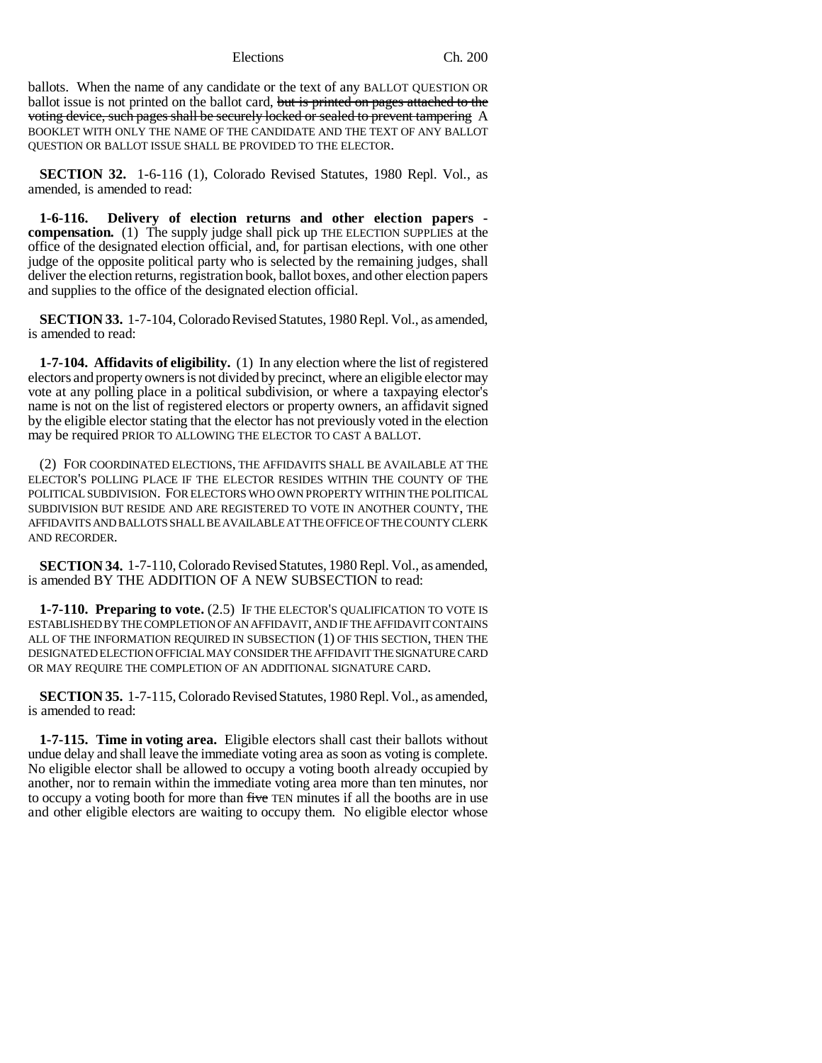ballots. When the name of any candidate or the text of any BALLOT QUESTION OR ballot issue is not printed on the ballot card, ~~but is printed on pages attached to the voting device, such pages shall be securely locked or sealed to prevent tampering~~ A BOOKLET WITH ONLY THE NAME OF THE CANDIDATE AND THE TEXT OF ANY BALLOT QUESTION OR BALLOT ISSUE SHALL BE PROVIDED TO THE ELECTOR.

**SECTION 32.** 1-6-116 (1), Colorado Revised Statutes, 1980 Repl. Vol., as amended, is amended to read:

**1-6-116. Delivery of election returns and other election papers - compensation.** (1) The supply judge shall pick up THE ELECTION SUPPLIES at the office of the designated election official, and, for partisan elections, with one other judge of the opposite political party who is selected by the remaining judges, shall deliver the election returns, registration book, ballot boxes, and other election papers and supplies to the office of the designated election official.

**SECTION 33.** 1-7-104, Colorado Revised Statutes, 1980 Repl. Vol., as amended, is amended to read:

**1-7-104. Affidavits of eligibility.** (1) In any election where the list of registered electors and property owners is not divided by precinct, where an eligible elector may vote at any polling place in a political subdivision, or where a taxpaying elector's name is not on the list of registered electors or property owners, an affidavit signed by the eligible elector stating that the elector has not previously voted in the election may be required PRIOR TO ALLOWING THE ELECTOR TO CAST A BALLOT.

(2) FOR COORDINATED ELECTIONS, THE AFFIDAVITS SHALL BE AVAILABLE AT THE ELECTOR'S POLLING PLACE IF THE ELECTOR RESIDES WITHIN THE COUNTY OF THE POLITICAL SUBDIVISION. FOR ELECTORS WHO OWN PROPERTY WITHIN THE POLITICAL SUBDIVISION BUT RESIDE AND ARE REGISTERED TO VOTE IN ANOTHER COUNTY, THE AFFIDAVITS AND BALLOTS SHALL BE AVAILABLE AT THE OFFICE OF THE COUNTY CLERK AND RECORDER.

**SECTION 34.** 1-7-110, Colorado Revised Statutes, 1980 Repl. Vol., as amended, is amended BY THE ADDITION OF A NEW SUBSECTION to read:

**1-7-110. Preparing to vote.** (2.5) IF THE ELECTOR'S QUALIFICATION TO VOTE IS ESTABLISHED BY THE COMPLETION OF AN AFFIDAVIT, AND IF THE AFFIDAVIT CONTAINS ALL OF THE INFORMATION REQUIRED IN SUBSECTION (1) OF THIS SECTION, THEN THE DESIGNATED ELECTION OFFICIAL MAY CONSIDER THE AFFIDAVIT THE SIGNATURE CARD OR MAY REQUIRE THE COMPLETION OF AN ADDITIONAL SIGNATURE CARD.

**SECTION 35.** 1-7-115, Colorado Revised Statutes, 1980 Repl. Vol., as amended, is amended to read:

**1-7-115. Time in voting area.** Eligible electors shall cast their ballots without undue delay and shall leave the immediate voting area as soon as voting is complete. No eligible elector shall be allowed to occupy a voting booth already occupied by another, nor to remain within the immediate voting area more than ten minutes, nor to occupy a voting booth for more than ~~five~~ TEN minutes if all the booths are in use and other eligible electors are waiting to occupy them. No eligible elector whose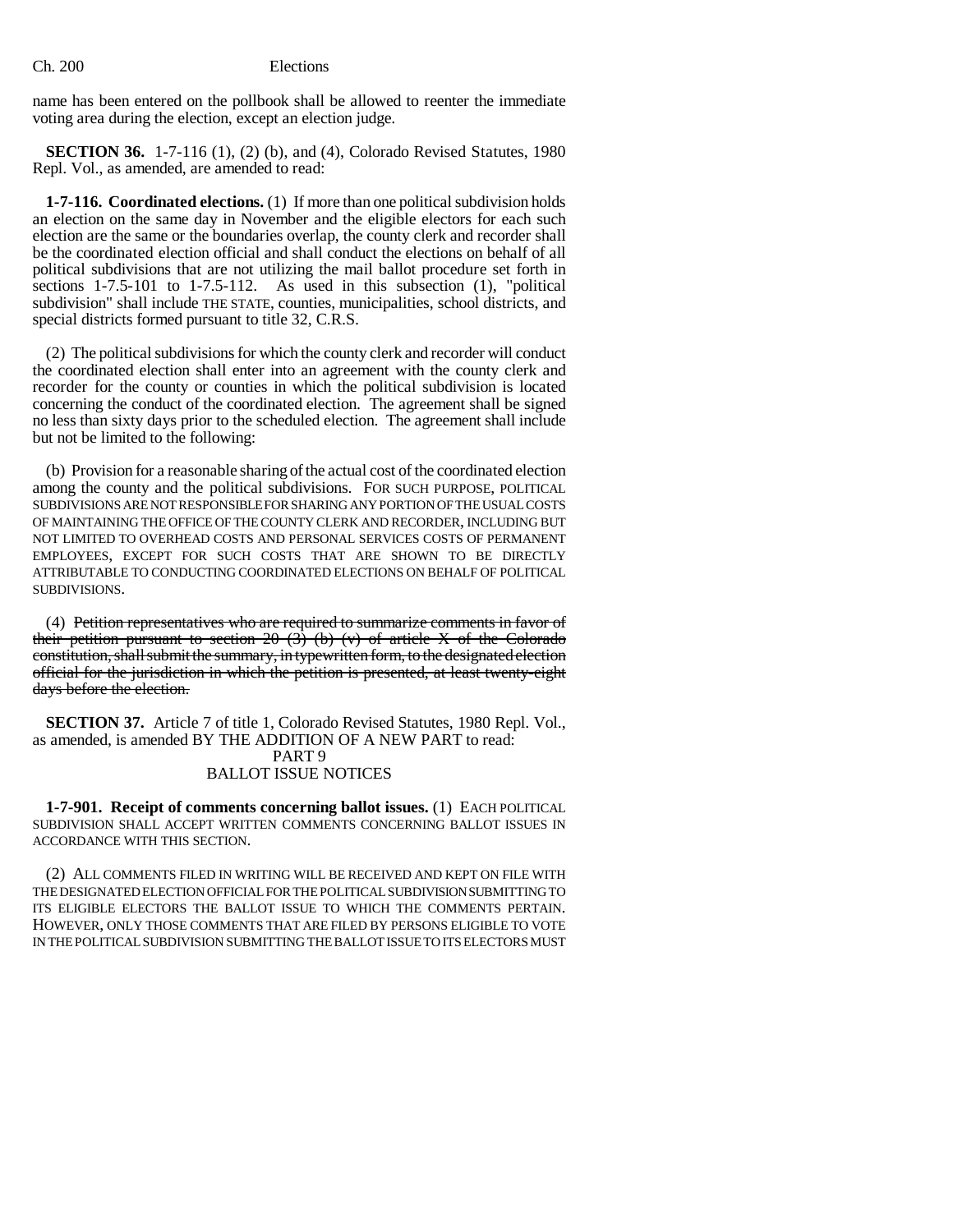name has been entered on the pollbook shall be allowed to reenter the immediate voting area during the election, except an election judge.

**SECTION 36.** 1-7-116 (1), (2) (b), and (4), Colorado Revised Statutes, 1980 Repl. Vol., as amended, are amended to read:

**1-7-116. Coordinated elections.** (1) If more than one political subdivision holds an election on the same day in November and the eligible electors for each such election are the same or the boundaries overlap, the county clerk and recorder shall be the coordinated election official and shall conduct the elections on behalf of all political subdivisions that are not utilizing the mail ballot procedure set forth in sections 1-7.5-101 to 1-7.5-112. As used in this subsection (1), "political subdivision" shall include THE STATE, counties, municipalities, school districts, and special districts formed pursuant to title 32, C.R.S.

(2) The political subdivisions for which the county clerk and recorder will conduct the coordinated election shall enter into an agreement with the county clerk and recorder for the county or counties in which the political subdivision is located concerning the conduct of the coordinated election. The agreement shall be signed no less than sixty days prior to the scheduled election. The agreement shall include but not be limited to the following:

(b) Provision for a reasonable sharing of the actual cost of the coordinated election among the county and the political subdivisions. FOR SUCH PURPOSE, POLITICAL SUBDIVISIONS ARE NOT RESPONSIBLE FOR SHARING ANY PORTION OF THE USUAL COSTS OF MAINTAINING THE OFFICE OF THE COUNTY CLERK AND RECORDER, INCLUDING BUT NOT LIMITED TO OVERHEAD COSTS AND PERSONAL SERVICES COSTS OF PERMANENT EMPLOYEES, EXCEPT FOR SUCH COSTS THAT ARE SHOWN TO BE DIRECTLY ATTRIBUTABLE TO CONDUCTING COORDINATED ELECTIONS ON BEHALF OF POLITICAL SUBDIVISIONS.

(4) ~~Petition representatives who are required to summarize comments in favor of their petition pursuant to section 20 (3) (b) (v) of article X of the Colorado constitution, shall submit the summary, in typewritten form, to the designated election official for the jurisdiction in which the petition is presented, at least twenty-eight days before the election.~~

**SECTION 37.** Article 7 of title 1, Colorado Revised Statutes, 1980 Repl. Vol., as amended, is amended BY THE ADDITION OF A NEW PART to read:

PART 9
BALLOT ISSUE NOTICES

**1-7-901. Receipt of comments concerning ballot issues.** (1) EACH POLITICAL SUBDIVISION SHALL ACCEPT WRITTEN COMMENTS CONCERNING BALLOT ISSUES IN ACCORDANCE WITH THIS SECTION.

(2) ALL COMMENTS FILED IN WRITING WILL BE RECEIVED AND KEPT ON FILE WITH THE DESIGNATED ELECTION OFFICIAL FOR THE POLITICAL SUBDIVISION SUBMITTING TO ITS ELIGIBLE ELECTORS THE BALLOT ISSUE TO WHICH THE COMMENTS PERTAIN. HOWEVER, ONLY THOSE COMMENTS THAT ARE FILED BY PERSONS ELIGIBLE TO VOTE IN THE POLITICAL SUBDIVISION SUBMITTING THE BALLOT ISSUE TO ITS ELECTORS MUST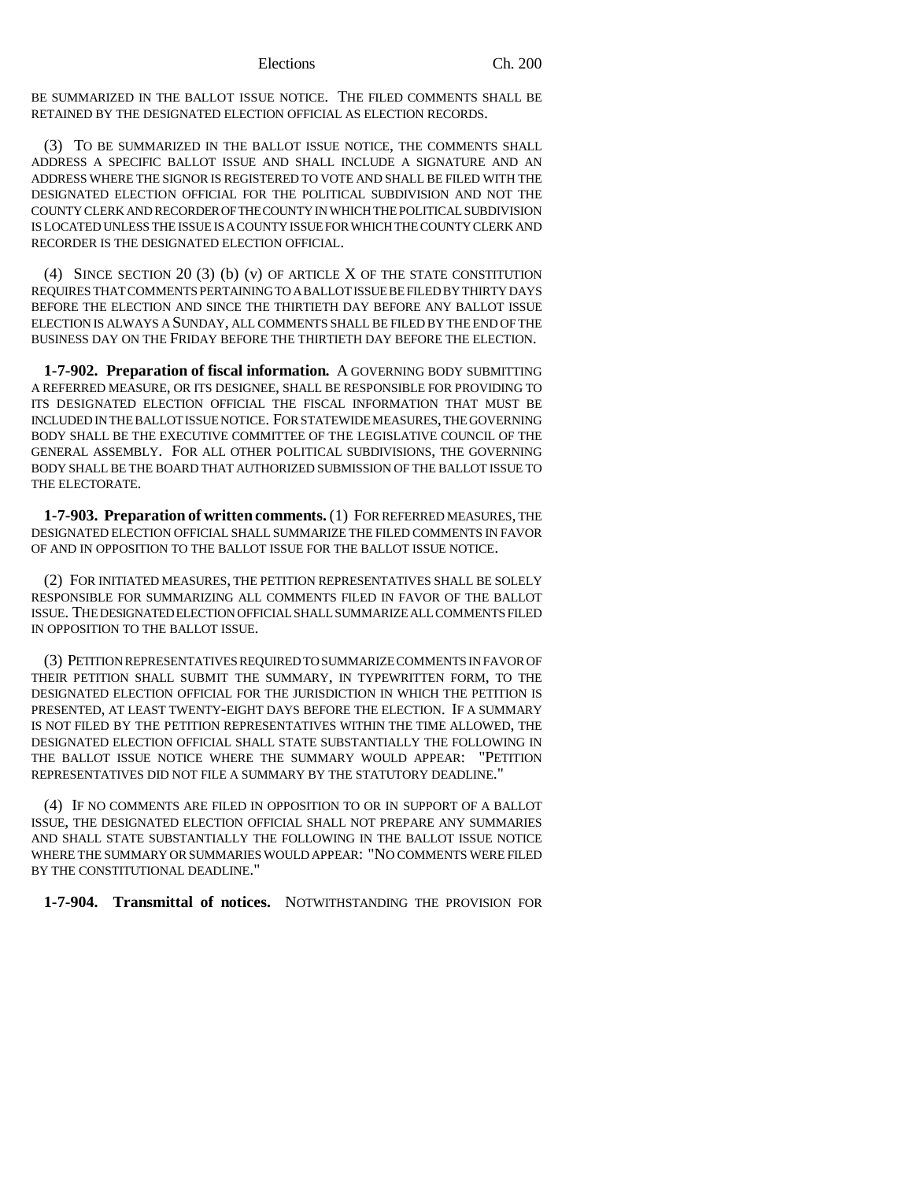BE SUMMARIZED IN THE BALLOT ISSUE NOTICE. THE FILED COMMENTS SHALL BE RETAINED BY THE DESIGNATED ELECTION OFFICIAL AS ELECTION RECORDS.

(3) TO BE SUMMARIZED IN THE BALLOT ISSUE NOTICE, THE COMMENTS SHALL ADDRESS A SPECIFIC BALLOT ISSUE AND SHALL INCLUDE A SIGNATURE AND AN ADDRESS WHERE THE SIGNOR IS REGISTERED TO VOTE AND SHALL BE FILED WITH THE DESIGNATED ELECTION OFFICIAL FOR THE POLITICAL SUBDIVISION AND NOT THE COUNTY CLERK AND RECORDER OF THE COUNTY IN WHICH THE POLITICAL SUBDIVISION IS LOCATED UNLESS THE ISSUE IS A COUNTY ISSUE FOR WHICH THE COUNTY CLERK AND RECORDER IS THE DESIGNATED ELECTION OFFICIAL.

(4) SINCE SECTION 20 (3) (b) (v) OF ARTICLE X OF THE STATE CONSTITUTION REQUIRES THAT COMMENTS PERTAINING TO A BALLOT ISSUE BE FILED BY THIRTY DAYS BEFORE THE ELECTION AND SINCE THE THIRTIETH DAY BEFORE ANY BALLOT ISSUE ELECTION IS ALWAYS A SUNDAY, ALL COMMENTS SHALL BE FILED BY THE END OF THE BUSINESS DAY ON THE FRIDAY BEFORE THE THIRTIETH DAY BEFORE THE ELECTION.

**1-7-902. Preparation of fiscal information.** A GOVERNING BODY SUBMITTING A REFERRED MEASURE, OR ITS DESIGNEE, SHALL BE RESPONSIBLE FOR PROVIDING TO ITS DESIGNATED ELECTION OFFICIAL THE FISCAL INFORMATION THAT MUST BE INCLUDED IN THE BALLOT ISSUE NOTICE. FOR STATEWIDE MEASURES, THE GOVERNING BODY SHALL BE THE EXECUTIVE COMMITTEE OF THE LEGISLATIVE COUNCIL OF THE GENERAL ASSEMBLY. FOR ALL OTHER POLITICAL SUBDIVISIONS, THE GOVERNING BODY SHALL BE THE BOARD THAT AUTHORIZED SUBMISSION OF THE BALLOT ISSUE TO THE ELECTORATE.

**1-7-903. Preparation of written comments.** (1) FOR REFERRED MEASURES, THE DESIGNATED ELECTION OFFICIAL SHALL SUMMARIZE THE FILED COMMENTS IN FAVOR OF AND IN OPPOSITION TO THE BALLOT ISSUE FOR THE BALLOT ISSUE NOTICE.

(2) FOR INITIATED MEASURES, THE PETITION REPRESENTATIVES SHALL BE SOLELY RESPONSIBLE FOR SUMMARIZING ALL COMMENTS FILED IN FAVOR OF THE BALLOT ISSUE. THE DESIGNATED ELECTION OFFICIAL SHALL SUMMARIZE ALL COMMENTS FILED IN OPPOSITION TO THE BALLOT ISSUE.

(3) PETITION REPRESENTATIVES REQUIRED TO SUMMARIZE COMMENTS IN FAVOR OF THEIR PETITION SHALL SUBMIT THE SUMMARY, IN TYPEWRITTEN FORM, TO THE DESIGNATED ELECTION OFFICIAL FOR THE JURISDICTION IN WHICH THE PETITION IS PRESENTED, AT LEAST TWENTY-EIGHT DAYS BEFORE THE ELECTION. IF A SUMMARY IS NOT FILED BY THE PETITION REPRESENTATIVES WITHIN THE TIME ALLOWED, THE DESIGNATED ELECTION OFFICIAL SHALL STATE SUBSTANTIALLY THE FOLLOWING IN THE BALLOT ISSUE NOTICE WHERE THE SUMMARY WOULD APPEAR: "PETITION REPRESENTATIVES DID NOT FILE A SUMMARY BY THE STATUTORY DEADLINE."

(4) IF NO COMMENTS ARE FILED IN OPPOSITION TO OR IN SUPPORT OF A BALLOT ISSUE, THE DESIGNATED ELECTION OFFICIAL SHALL NOT PREPARE ANY SUMMARIES AND SHALL STATE SUBSTANTIALLY THE FOLLOWING IN THE BALLOT ISSUE NOTICE WHERE THE SUMMARY OR SUMMARIES WOULD APPEAR: "NO COMMENTS WERE FILED BY THE CONSTITUTIONAL DEADLINE."

**1-7-904. Transmittal of notices.** NOTWITHSTANDING THE PROVISION FOR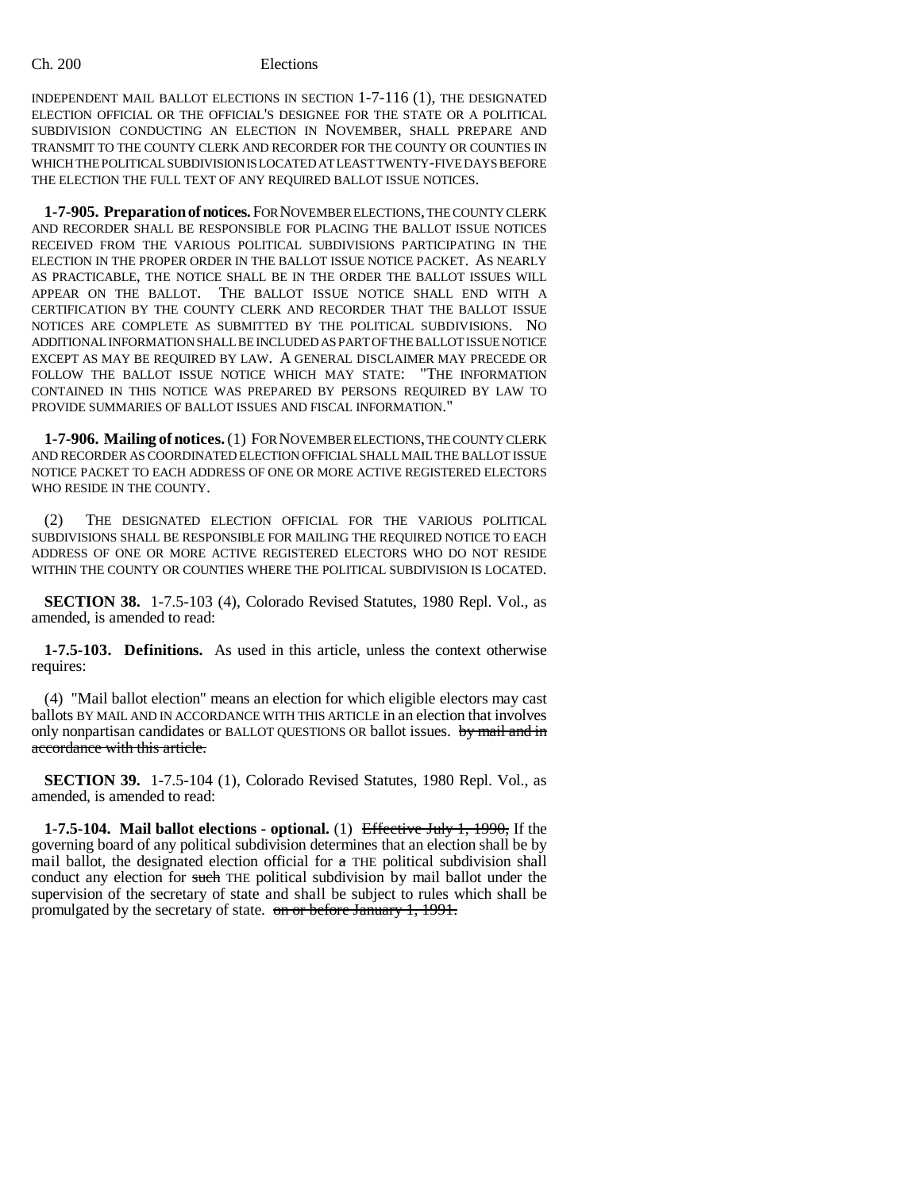INDEPENDENT MAIL BALLOT ELECTIONS IN SECTION 1-7-116 (1), THE DESIGNATED ELECTION OFFICIAL OR THE OFFICIAL'S DESIGNEE FOR THE STATE OR A POLITICAL SUBDIVISION CONDUCTING AN ELECTION IN NOVEMBER, SHALL PREPARE AND TRANSMIT TO THE COUNTY CLERK AND RECORDER FOR THE COUNTY OR COUNTIES IN WHICH THE POLITICAL SUBDIVISION IS LOCATED AT LEAST TWENTY-FIVE DAYS BEFORE THE ELECTION THE FULL TEXT OF ANY REQUIRED BALLOT ISSUE NOTICES.

**1-7-905. Preparation of notices.** FOR NOVEMBER ELECTIONS, THE COUNTY CLERK AND RECORDER SHALL BE RESPONSIBLE FOR PLACING THE BALLOT ISSUE NOTICES RECEIVED FROM THE VARIOUS POLITICAL SUBDIVISIONS PARTICIPATING IN THE ELECTION IN THE PROPER ORDER IN THE BALLOT ISSUE NOTICE PACKET. AS NEARLY AS PRACTICABLE, THE NOTICE SHALL BE IN THE ORDER THE BALLOT ISSUES WILL APPEAR ON THE BALLOT. THE BALLOT ISSUE NOTICE SHALL END WITH A CERTIFICATION BY THE COUNTY CLERK AND RECORDER THAT THE BALLOT ISSUE NOTICES ARE COMPLETE AS SUBMITTED BY THE POLITICAL SUBDIVISIONS. NO ADDITIONAL INFORMATION SHALL BE INCLUDED AS PART OF THE BALLOT ISSUE NOTICE EXCEPT AS MAY BE REQUIRED BY LAW. A GENERAL DISCLAIMER MAY PRECEDE OR FOLLOW THE BALLOT ISSUE NOTICE WHICH MAY STATE: "THE INFORMATION CONTAINED IN THIS NOTICE WAS PREPARED BY PERSONS REQUIRED BY LAW TO PROVIDE SUMMARIES OF BALLOT ISSUES AND FISCAL INFORMATION."

**1-7-906. Mailing of notices.** (1) FOR NOVEMBER ELECTIONS, THE COUNTY CLERK AND RECORDER AS COORDINATED ELECTION OFFICIAL SHALL MAIL THE BALLOT ISSUE NOTICE PACKET TO EACH ADDRESS OF ONE OR MORE ACTIVE REGISTERED ELECTORS WHO RESIDE IN THE COUNTY.

(2) THE DESIGNATED ELECTION OFFICIAL FOR THE VARIOUS POLITICAL SUBDIVISIONS SHALL BE RESPONSIBLE FOR MAILING THE REQUIRED NOTICE TO EACH ADDRESS OF ONE OR MORE ACTIVE REGISTERED ELECTORS WHO DO NOT RESIDE WITHIN THE COUNTY OR COUNTIES WHERE THE POLITICAL SUBDIVISION IS LOCATED.

**SECTION 38.** 1-7.5-103 (4), Colorado Revised Statutes, 1980 Repl. Vol., as amended, is amended to read:

**1-7.5-103. Definitions.** As used in this article, unless the context otherwise requires:

(4) "Mail ballot election" means an election for which eligible electors may cast ballots BY MAIL AND IN ACCORDANCE WITH THIS ARTICLE in an election that involves only nonpartisan candidates or BALLOT QUESTIONS OR ballot issues. ~~by mail and in accordance with this article.~~

**SECTION 39.** 1-7.5-104 (1), Colorado Revised Statutes, 1980 Repl. Vol., as amended, is amended to read:

**1-7.5-104. Mail ballot elections - optional.** (1) ~~Effective July 1, 1990,~~ If the governing board of any political subdivision determines that an election shall be by mail ballot, the designated election official for ~~a~~ THE political subdivision shall conduct any election for ~~such~~ THE political subdivision by mail ballot under the supervision of the secretary of state and shall be subject to rules which shall be promulgated by the secretary of state. ~~on or before January 1, 1991.~~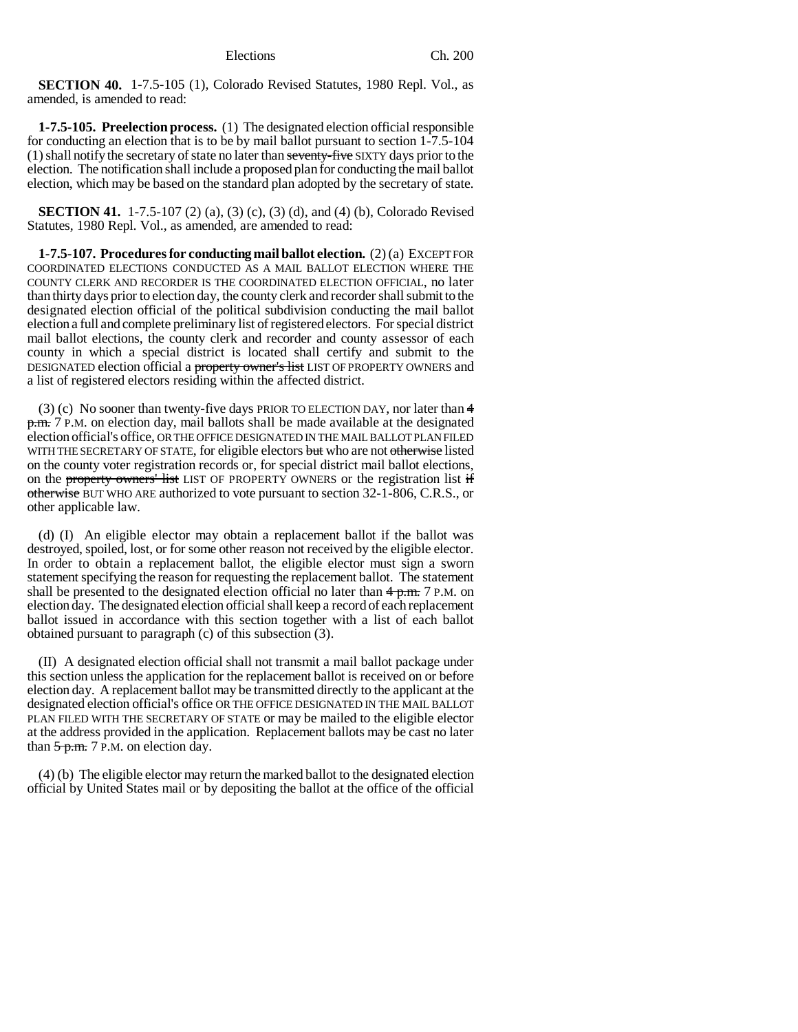**SECTION 40.** 1-7.5-105 (1), Colorado Revised Statutes, 1980 Repl. Vol., as amended, is amended to read:

**1-7.5-105. Preelection process.** (1) The designated election official responsible for conducting an election that is to be by mail ballot pursuant to section 1-7.5-104 (1) shall notify the secretary of state no later than ~~seventy-five~~ SIXTY days prior to the election. The notification shall include a proposed plan for conducting the mail ballot election, which may be based on the standard plan adopted by the secretary of state.

**SECTION 41.** 1-7.5-107 (2) (a), (3) (c), (3) (d), and (4) (b), Colorado Revised Statutes, 1980 Repl. Vol., as amended, are amended to read:

**1-7.5-107. Procedures for conducting mail ballot election.** (2) (a) EXCEPT FOR COORDINATED ELECTIONS CONDUCTED AS A MAIL BALLOT ELECTION WHERE THE COUNTY CLERK AND RECORDER IS THE COORDINATED ELECTION OFFICIAL, no later than thirty days prior to election day, the county clerk and recorder shall submit to the designated election official of the political subdivision conducting the mail ballot election a full and complete preliminary list of registered electors. For special district mail ballot elections, the county clerk and recorder and county assessor of each county in which a special district is located shall certify and submit to the DESIGNATED election official a ~~property owner's list~~ LIST OF PROPERTY OWNERS and a list of registered electors residing within the affected district.

(3) (c) No sooner than twenty-five days PRIOR TO ELECTION DAY, nor later than ~~4 p.m.~~ 7 P.M. on election day, mail ballots shall be made available at the designated election official's office, OR THE OFFICE DESIGNATED IN THE MAIL BALLOT PLAN FILED WITH THE SECRETARY OF STATE, for eligible electors ~~but~~ who are not ~~otherwise~~ listed on the county voter registration records or, for special district mail ballot elections, on the ~~property owners' list~~ LIST OF PROPERTY OWNERS or the registration list ~~if otherwise~~ BUT WHO ARE authorized to vote pursuant to section 32-1-806, C.R.S., or other applicable law.

(d) (I) An eligible elector may obtain a replacement ballot if the ballot was destroyed, spoiled, lost, or for some other reason not received by the eligible elector. In order to obtain a replacement ballot, the eligible elector must sign a sworn statement specifying the reason for requesting the replacement ballot. The statement shall be presented to the designated election official no later than ~~4 p.m.~~ 7 P.M. on election day. The designated election official shall keep a record of each replacement ballot issued in accordance with this section together with a list of each ballot obtained pursuant to paragraph (c) of this subsection (3).

(II) A designated election official shall not transmit a mail ballot package under this section unless the application for the replacement ballot is received on or before election day. A replacement ballot may be transmitted directly to the applicant at the designated election official's office OR THE OFFICE DESIGNATED IN THE MAIL BALLOT PLAN FILED WITH THE SECRETARY OF STATE or may be mailed to the eligible elector at the address provided in the application. Replacement ballots may be cast no later than ~~5 p.m.~~ 7 P.M. on election day.

(4) (b) The eligible elector may return the marked ballot to the designated election official by United States mail or by depositing the ballot at the office of the official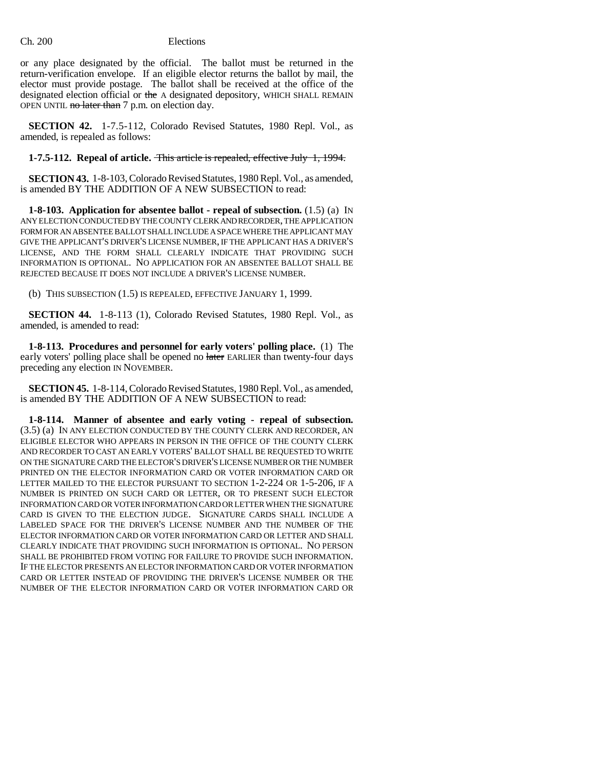or any place designated by the official. The ballot must be returned in the return-verification envelope. If an eligible elector returns the ballot by mail, the elector must provide postage. The ballot shall be received at the office of the designated election official or ~~the~~ A designated depository, WHICH SHALL REMAIN OPEN UNTIL ~~no later than~~ 7 p.m. on election day.

**SECTION 42.** 1-7.5-112, Colorado Revised Statutes, 1980 Repl. Vol., as amended, is repealed as follows:

**1-7.5-112. Repeal of article.** ~~This article is repealed, effective July 1, 1994.~~

**SECTION 43.** 1-8-103, Colorado Revised Statutes, 1980 Repl. Vol., as amended, is amended BY THE ADDITION OF A NEW SUBSECTION to read:

**1-8-103. Application for absentee ballot - repeal of subsection.** (1.5) (a) IN ANY ELECTION CONDUCTED BY THE COUNTY CLERK AND RECORDER, THE APPLICATION FORM FOR AN ABSENTEE BALLOT SHALL INCLUDE A SPACE WHERE THE APPLICANT MAY GIVE THE APPLICANT'S DRIVER'S LICENSE NUMBER, IF THE APPLICANT HAS A DRIVER'S LICENSE, AND THE FORM SHALL CLEARLY INDICATE THAT PROVIDING SUCH INFORMATION IS OPTIONAL. NO APPLICATION FOR AN ABSENTEE BALLOT SHALL BE REJECTED BECAUSE IT DOES NOT INCLUDE A DRIVER'S LICENSE NUMBER.

(b) THIS SUBSECTION (1.5) IS REPEALED, EFFECTIVE JANUARY 1, 1999.

**SECTION 44.** 1-8-113 (1), Colorado Revised Statutes, 1980 Repl. Vol., as amended, is amended to read:

**1-8-113. Procedures and personnel for early voters' polling place.** (1) The early voters' polling place shall be opened no ~~later~~ EARLIER than twenty-four days preceding any election IN NOVEMBER.

**SECTION 45.** 1-8-114, Colorado Revised Statutes, 1980 Repl. Vol., as amended, is amended BY THE ADDITION OF A NEW SUBSECTION to read:

**1-8-114. Manner of absentee and early voting - repeal of subsection.** (3.5) (a) IN ANY ELECTION CONDUCTED BY THE COUNTY CLERK AND RECORDER, AN ELIGIBLE ELECTOR WHO APPEARS IN PERSON IN THE OFFICE OF THE COUNTY CLERK AND RECORDER TO CAST AN EARLY VOTERS' BALLOT SHALL BE REQUESTED TO WRITE ON THE SIGNATURE CARD THE ELECTOR'S DRIVER'S LICENSE NUMBER OR THE NUMBER PRINTED ON THE ELECTOR INFORMATION CARD OR VOTER INFORMATION CARD OR LETTER MAILED TO THE ELECTOR PURSUANT TO SECTION 1-2-224 OR 1-5-206, IF A NUMBER IS PRINTED ON SUCH CARD OR LETTER, OR TO PRESENT SUCH ELECTOR INFORMATION CARD OR VOTER INFORMATION CARD OR LETTER WHEN THE SIGNATURE CARD IS GIVEN TO THE ELECTION JUDGE. SIGNATURE CARDS SHALL INCLUDE A LABELED SPACE FOR THE DRIVER'S LICENSE NUMBER AND THE NUMBER OF THE ELECTOR INFORMATION CARD OR VOTER INFORMATION CARD OR LETTER AND SHALL CLEARLY INDICATE THAT PROVIDING SUCH INFORMATION IS OPTIONAL. NO PERSON SHALL BE PROHIBITED FROM VOTING FOR FAILURE TO PROVIDE SUCH INFORMATION. IF THE ELECTOR PRESENTS AN ELECTOR INFORMATION CARD OR VOTER INFORMATION CARD OR LETTER INSTEAD OF PROVIDING THE DRIVER'S LICENSE NUMBER OR THE NUMBER OF THE ELECTOR INFORMATION CARD OR VOTER INFORMATION CARD OR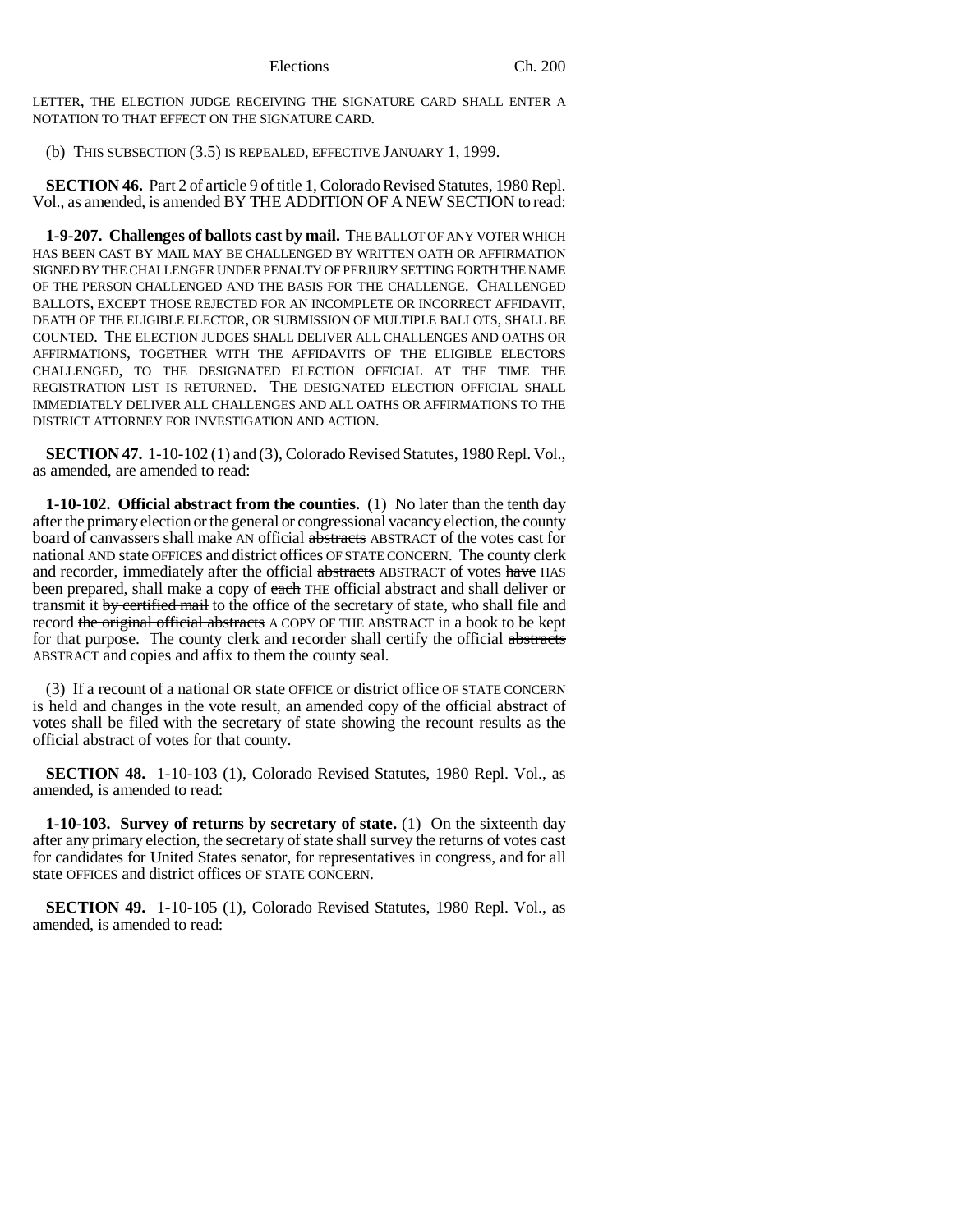LETTER, THE ELECTION JUDGE RECEIVING THE SIGNATURE CARD SHALL ENTER A NOTATION TO THAT EFFECT ON THE SIGNATURE CARD.

(b) THIS SUBSECTION (3.5) IS REPEALED, EFFECTIVE JANUARY 1, 1999.

**SECTION 46.** Part 2 of article 9 of title 1, Colorado Revised Statutes, 1980 Repl. Vol., as amended, is amended BY THE ADDITION OF A NEW SECTION to read:

**1-9-207. Challenges of ballots cast by mail.** THE BALLOT OF ANY VOTER WHICH HAS BEEN CAST BY MAIL MAY BE CHALLENGED BY WRITTEN OATH OR AFFIRMATION SIGNED BY THE CHALLENGER UNDER PENALTY OF PERJURY SETTING FORTH THE NAME OF THE PERSON CHALLENGED AND THE BASIS FOR THE CHALLENGE. CHALLENGED BALLOTS, EXCEPT THOSE REJECTED FOR AN INCOMPLETE OR INCORRECT AFFIDAVIT, DEATH OF THE ELIGIBLE ELECTOR, OR SUBMISSION OF MULTIPLE BALLOTS, SHALL BE COUNTED. THE ELECTION JUDGES SHALL DELIVER ALL CHALLENGES AND OATHS OR AFFIRMATIONS, TOGETHER WITH THE AFFIDAVITS OF THE ELIGIBLE ELECTORS CHALLENGED, TO THE DESIGNATED ELECTION OFFICIAL AT THE TIME THE REGISTRATION LIST IS RETURNED. THE DESIGNATED ELECTION OFFICIAL SHALL IMMEDIATELY DELIVER ALL CHALLENGES AND ALL OATHS OR AFFIRMATIONS TO THE DISTRICT ATTORNEY FOR INVESTIGATION AND ACTION.

**SECTION 47.** 1-10-102 (1) and (3), Colorado Revised Statutes, 1980 Repl. Vol., as amended, are amended to read:

**1-10-102. Official abstract from the counties.** (1) No later than the tenth day after the primary election or the general or congressional vacancy election, the county board of canvassers shall make AN official ~~abstracts~~ ABSTRACT of the votes cast for national AND state OFFICES and district offices OF STATE CONCERN. The county clerk and recorder, immediately after the official ~~abstracts~~ ABSTRACT of votes ~~have~~ HAS been prepared, shall make a copy of ~~each~~ THE official abstract and shall deliver or transmit it ~~by certified mail~~ to the office of the secretary of state, who shall file and record ~~the original official abstracts~~ A COPY OF THE ABSTRACT in a book to be kept for that purpose. The county clerk and recorder shall certify the official ~~abstracts~~ ABSTRACT and copies and affix to them the county seal.

(3) If a recount of a national OR state OFFICE or district office OF STATE CONCERN is held and changes in the vote result, an amended copy of the official abstract of votes shall be filed with the secretary of state showing the recount results as the official abstract of votes for that county.

**SECTION 48.** 1-10-103 (1), Colorado Revised Statutes, 1980 Repl. Vol., as amended, is amended to read:

**1-10-103. Survey of returns by secretary of state.** (1) On the sixteenth day after any primary election, the secretary of state shall survey the returns of votes cast for candidates for United States senator, for representatives in congress, and for all state OFFICES and district offices OF STATE CONCERN.

**SECTION 49.** 1-10-105 (1), Colorado Revised Statutes, 1980 Repl. Vol., as amended, is amended to read: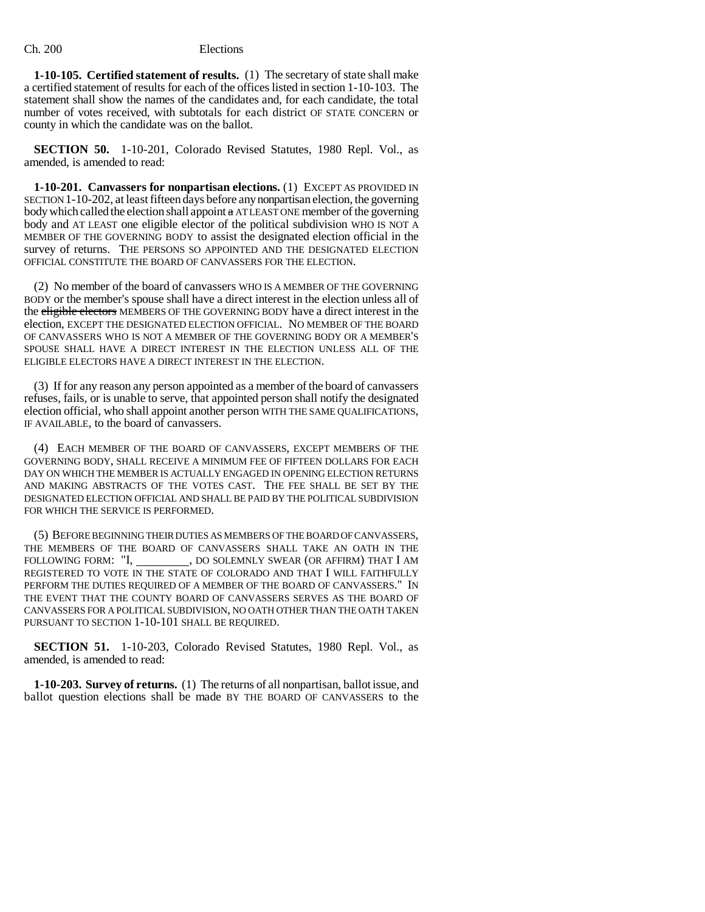**1-10-105. Certified statement of results.** (1) The secretary of state shall make a certified statement of results for each of the offices listed in section 1-10-103. The statement shall show the names of the candidates and, for each candidate, the total number of votes received, with subtotals for each district OF STATE CONCERN or county in which the candidate was on the ballot.

**SECTION 50.** 1-10-201, Colorado Revised Statutes, 1980 Repl. Vol., as amended, is amended to read:

**1-10-201. Canvassers for nonpartisan elections.** (1) EXCEPT AS PROVIDED IN SECTION 1-10-202, at least fifteen days before any nonpartisan election, the governing body which called the election shall appoint ~~a~~ AT LEAST ONE member of the governing body and AT LEAST one eligible elector of the political subdivision WHO IS NOT A MEMBER OF THE GOVERNING BODY to assist the designated election official in the survey of returns. THE PERSONS SO APPOINTED AND THE DESIGNATED ELECTION OFFICIAL CONSTITUTE THE BOARD OF CANVASSERS FOR THE ELECTION.

(2) No member of the board of canvassers WHO IS A MEMBER OF THE GOVERNING BODY or the member's spouse shall have a direct interest in the election unless all of the ~~eligible electors~~ MEMBERS OF THE GOVERNING BODY have a direct interest in the election, EXCEPT THE DESIGNATED ELECTION OFFICIAL. NO MEMBER OF THE BOARD OF CANVASSERS WHO IS NOT A MEMBER OF THE GOVERNING BODY OR A MEMBER'S SPOUSE SHALL HAVE A DIRECT INTEREST IN THE ELECTION UNLESS ALL OF THE ELIGIBLE ELECTORS HAVE A DIRECT INTEREST IN THE ELECTION.

(3) If for any reason any person appointed as a member of the board of canvassers refuses, fails, or is unable to serve, that appointed person shall notify the designated election official, who shall appoint another person WITH THE SAME QUALIFICATIONS, IF AVAILABLE, to the board of canvassers.

(4) EACH MEMBER OF THE BOARD OF CANVASSERS, EXCEPT MEMBERS OF THE GOVERNING BODY, SHALL RECEIVE A MINIMUM FEE OF FIFTEEN DOLLARS FOR EACH DAY ON WHICH THE MEMBER IS ACTUALLY ENGAGED IN OPENING ELECTION RETURNS AND MAKING ABSTRACTS OF THE VOTES CAST. THE FEE SHALL BE SET BY THE DESIGNATED ELECTION OFFICIAL AND SHALL BE PAID BY THE POLITICAL SUBDIVISION FOR WHICH THE SERVICE IS PERFORMED.

(5) BEFORE BEGINNING THEIR DUTIES AS MEMBERS OF THE BOARD OF CANVASSERS, THE MEMBERS OF THE BOARD OF CANVASSERS SHALL TAKE AN OATH IN THE FOLLOWING FORM: "I, \_\_\_\_\_\_\_\_\_, DO SOLEMNLY SWEAR (OR AFFIRM) THAT I AM REGISTERED TO VOTE IN THE STATE OF COLORADO AND THAT I WILL FAITHFULLY PERFORM THE DUTIES REQUIRED OF A MEMBER OF THE BOARD OF CANVASSERS." IN THE EVENT THAT THE COUNTY BOARD OF CANVASSERS SERVES AS THE BOARD OF CANVASSERS FOR A POLITICAL SUBDIVISION, NO OATH OTHER THAN THE OATH TAKEN PURSUANT TO SECTION 1-10-101 SHALL BE REQUIRED.

**SECTION 51.** 1-10-203, Colorado Revised Statutes, 1980 Repl. Vol., as amended, is amended to read:

**1-10-203. Survey of returns.** (1) The returns of all nonpartisan, ballot issue, and ballot question elections shall be made BY THE BOARD OF CANVASSERS to the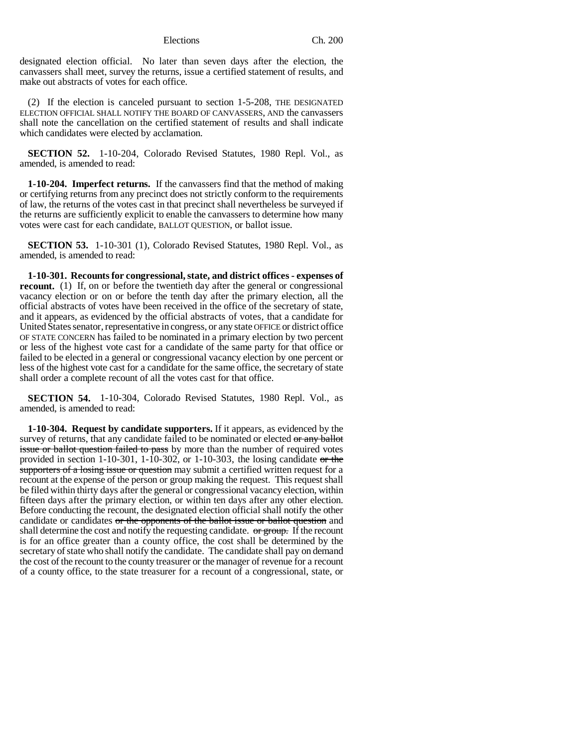designated election official. No later than seven days after the election, the canvassers shall meet, survey the returns, issue a certified statement of results, and make out abstracts of votes for each office.

(2) If the election is canceled pursuant to section 1-5-208, THE DESIGNATED ELECTION OFFICIAL SHALL NOTIFY THE BOARD OF CANVASSERS, AND the canvassers shall note the cancellation on the certified statement of results and shall indicate which candidates were elected by acclamation.

**SECTION 52.** 1-10-204, Colorado Revised Statutes, 1980 Repl. Vol., as amended, is amended to read:

**1-10-204. Imperfect returns.** If the canvassers find that the method of making or certifying returns from any precinct does not strictly conform to the requirements of law, the returns of the votes cast in that precinct shall nevertheless be surveyed if the returns are sufficiently explicit to enable the canvassers to determine how many votes were cast for each candidate, BALLOT QUESTION, or ballot issue.

**SECTION 53.** 1-10-301 (1), Colorado Revised Statutes, 1980 Repl. Vol., as amended, is amended to read:

**1-10-301. Recounts for congressional, state, and district offices - expenses of recount.** (1) If, on or before the twentieth day after the general or congressional vacancy election or on or before the tenth day after the primary election, all the official abstracts of votes have been received in the office of the secretary of state, and it appears, as evidenced by the official abstracts of votes, that a candidate for United States senator, representative in congress, or any state OFFICE or district office OF STATE CONCERN has failed to be nominated in a primary election by two percent or less of the highest vote cast for a candidate of the same party for that office or failed to be elected in a general or congressional vacancy election by one percent or less of the highest vote cast for a candidate for the same office, the secretary of state shall order a complete recount of all the votes cast for that office.

**SECTION 54.** 1-10-304, Colorado Revised Statutes, 1980 Repl. Vol., as amended, is amended to read:

**1-10-304. Request by candidate supporters.** If it appears, as evidenced by the survey of returns, that any candidate failed to be nominated or elected ~~or any ballot issue or ballot question failed to pass~~ by more than the number of required votes provided in section 1-10-301, 1-10-302, or 1-10-303, the losing candidate ~~or the supporters of a losing issue or question~~ may submit a certified written request for a recount at the expense of the person or group making the request. This request shall be filed within thirty days after the general or congressional vacancy election, within fifteen days after the primary election, or within ten days after any other election. Before conducting the recount, the designated election official shall notify the other candidate or candidates ~~or the opponents of the ballot issue or ballot question~~ and shall determine the cost and notify the requesting candidate. ~~or group.~~ If the recount is for an office greater than a county office, the cost shall be determined by the secretary of state who shall notify the candidate. The candidate shall pay on demand the cost of the recount to the county treasurer or the manager of revenue for a recount of a county office, to the state treasurer for a recount of a congressional, state, or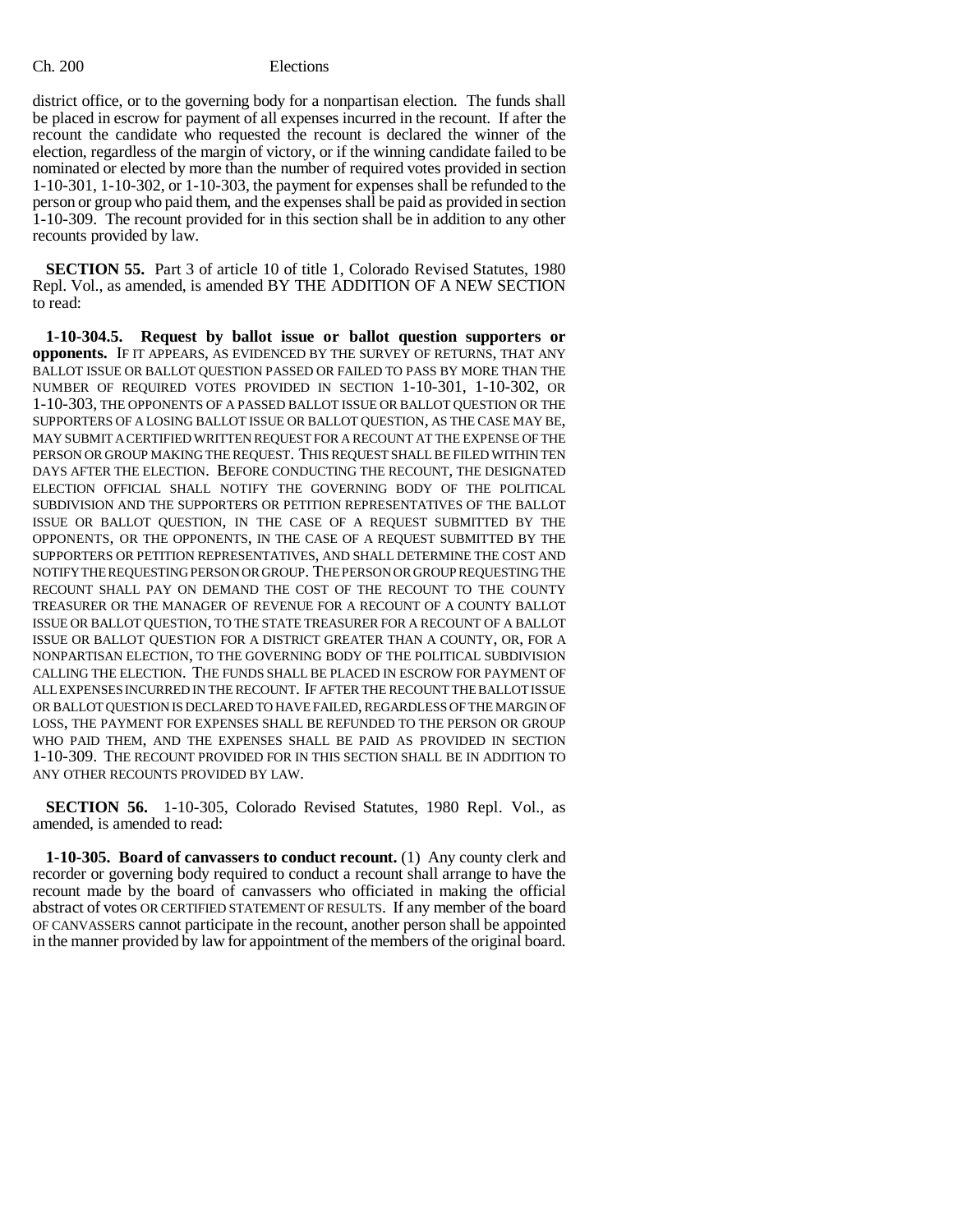district office, or to the governing body for a nonpartisan election. The funds shall be placed in escrow for payment of all expenses incurred in the recount. If after the recount the candidate who requested the recount is declared the winner of the election, regardless of the margin of victory, or if the winning candidate failed to be nominated or elected by more than the number of required votes provided in section 1-10-301, 1-10-302, or 1-10-303, the payment for expenses shall be refunded to the person or group who paid them, and the expenses shall be paid as provided in section 1-10-309. The recount provided for in this section shall be in addition to any other recounts provided by law.

**SECTION 55.** Part 3 of article 10 of title 1, Colorado Revised Statutes, 1980 Repl. Vol., as amended, is amended BY THE ADDITION OF A NEW SECTION to read:

**1-10-304.5. Request by ballot issue or ballot question supporters or opponents.** IF IT APPEARS, AS EVIDENCED BY THE SURVEY OF RETURNS, THAT ANY BALLOT ISSUE OR BALLOT QUESTION PASSED OR FAILED TO PASS BY MORE THAN THE NUMBER OF REQUIRED VOTES PROVIDED IN SECTION 1-10-301, 1-10-302, OR 1-10-303, THE OPPONENTS OF A PASSED BALLOT ISSUE OR BALLOT QUESTION OR THE SUPPORTERS OF A LOSING BALLOT ISSUE OR BALLOT QUESTION, AS THE CASE MAY BE, MAY SUBMIT A CERTIFIED WRITTEN REQUEST FOR A RECOUNT AT THE EXPENSE OF THE PERSON OR GROUP MAKING THE REQUEST. THIS REQUEST SHALL BE FILED WITHIN TEN DAYS AFTER THE ELECTION. BEFORE CONDUCTING THE RECOUNT, THE DESIGNATED ELECTION OFFICIAL SHALL NOTIFY THE GOVERNING BODY OF THE POLITICAL SUBDIVISION AND THE SUPPORTERS OR PETITION REPRESENTATIVES OF THE BALLOT ISSUE OR BALLOT QUESTION, IN THE CASE OF A REQUEST SUBMITTED BY THE OPPONENTS, OR THE OPPONENTS, IN THE CASE OF A REQUEST SUBMITTED BY THE SUPPORTERS OR PETITION REPRESENTATIVES, AND SHALL DETERMINE THE COST AND NOTIFY THE REQUESTING PERSON OR GROUP. THE PERSON OR GROUP REQUESTING THE RECOUNT SHALL PAY ON DEMAND THE COST OF THE RECOUNT TO THE COUNTY TREASURER OR THE MANAGER OF REVENUE FOR A RECOUNT OF A COUNTY BALLOT ISSUE OR BALLOT QUESTION, TO THE STATE TREASURER FOR A RECOUNT OF A BALLOT ISSUE OR BALLOT QUESTION FOR A DISTRICT GREATER THAN A COUNTY, OR, FOR A NONPARTISAN ELECTION, TO THE GOVERNING BODY OF THE POLITICAL SUBDIVISION CALLING THE ELECTION. THE FUNDS SHALL BE PLACED IN ESCROW FOR PAYMENT OF ALL EXPENSES INCURRED IN THE RECOUNT. IF AFTER THE RECOUNT THE BALLOT ISSUE OR BALLOT QUESTION IS DECLARED TO HAVE FAILED, REGARDLESS OF THE MARGIN OF LOSS, THE PAYMENT FOR EXPENSES SHALL BE REFUNDED TO THE PERSON OR GROUP WHO PAID THEM, AND THE EXPENSES SHALL BE PAID AS PROVIDED IN SECTION 1-10-309. THE RECOUNT PROVIDED FOR IN THIS SECTION SHALL BE IN ADDITION TO ANY OTHER RECOUNTS PROVIDED BY LAW.

**SECTION 56.** 1-10-305, Colorado Revised Statutes, 1980 Repl. Vol., as amended, is amended to read:

**1-10-305. Board of canvassers to conduct recount.** (1) Any county clerk and recorder or governing body required to conduct a recount shall arrange to have the recount made by the board of canvassers who officiated in making the official abstract of votes OR CERTIFIED STATEMENT OF RESULTS. If any member of the board OF CANVASSERS cannot participate in the recount, another person shall be appointed in the manner provided by law for appointment of the members of the original board.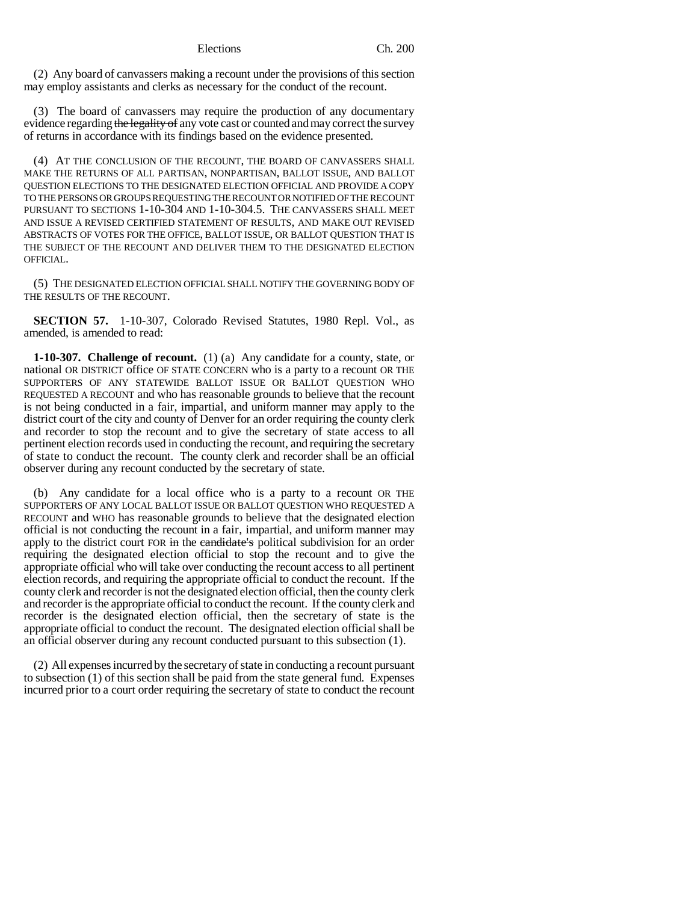(2) Any board of canvassers making a recount under the provisions of this section may employ assistants and clerks as necessary for the conduct of the recount.

(3) The board of canvassers may require the production of any documentary evidence regarding ~~the legality of~~ any vote cast or counted and may correct the survey of returns in accordance with its findings based on the evidence presented.

(4) AT THE CONCLUSION OF THE RECOUNT, THE BOARD OF CANVASSERS SHALL MAKE THE RETURNS OF ALL PARTISAN, NONPARTISAN, BALLOT ISSUE, AND BALLOT QUESTION ELECTIONS TO THE DESIGNATED ELECTION OFFICIAL AND PROVIDE A COPY TO THE PERSONS OR GROUPS REQUESTING THE RECOUNT OR NOTIFIED OF THE RECOUNT PURSUANT TO SECTIONS 1-10-304 AND 1-10-304.5. THE CANVASSERS SHALL MEET AND ISSUE A REVISED CERTIFIED STATEMENT OF RESULTS, AND MAKE OUT REVISED ABSTRACTS OF VOTES FOR THE OFFICE, BALLOT ISSUE, OR BALLOT QUESTION THAT IS THE SUBJECT OF THE RECOUNT AND DELIVER THEM TO THE DESIGNATED ELECTION OFFICIAL.

(5) THE DESIGNATED ELECTION OFFICIAL SHALL NOTIFY THE GOVERNING BODY OF THE RESULTS OF THE RECOUNT.

**SECTION 57.** 1-10-307, Colorado Revised Statutes, 1980 Repl. Vol., as amended, is amended to read:

**1-10-307. Challenge of recount.** (1) (a) Any candidate for a county, state, or national OR DISTRICT office OF STATE CONCERN who is a party to a recount OR THE SUPPORTERS OF ANY STATEWIDE BALLOT ISSUE OR BALLOT QUESTION WHO REQUESTED A RECOUNT and who has reasonable grounds to believe that the recount is not being conducted in a fair, impartial, and uniform manner may apply to the district court of the city and county of Denver for an order requiring the county clerk and recorder to stop the recount and to give the secretary of state access to all pertinent election records used in conducting the recount, and requiring the secretary of state to conduct the recount. The county clerk and recorder shall be an official observer during any recount conducted by the secretary of state.

(b) Any candidate for a local office who is a party to a recount OR THE SUPPORTERS OF ANY LOCAL BALLOT ISSUE OR BALLOT QUESTION WHO REQUESTED A RECOUNT and WHO has reasonable grounds to believe that the designated election official is not conducting the recount in a fair, impartial, and uniform manner may apply to the district court FOR ~~in~~ the ~~candidate's~~ political subdivision for an order requiring the designated election official to stop the recount and to give the appropriate official who will take over conducting the recount access to all pertinent election records, and requiring the appropriate official to conduct the recount. If the county clerk and recorder is not the designated election official, then the county clerk and recorder is the appropriate official to conduct the recount. If the county clerk and recorder is the designated election official, then the secretary of state is the appropriate official to conduct the recount. The designated election official shall be an official observer during any recount conducted pursuant to this subsection (1).

(2) All expenses incurred by the secretary of state in conducting a recount pursuant to subsection (1) of this section shall be paid from the state general fund. Expenses incurred prior to a court order requiring the secretary of state to conduct the recount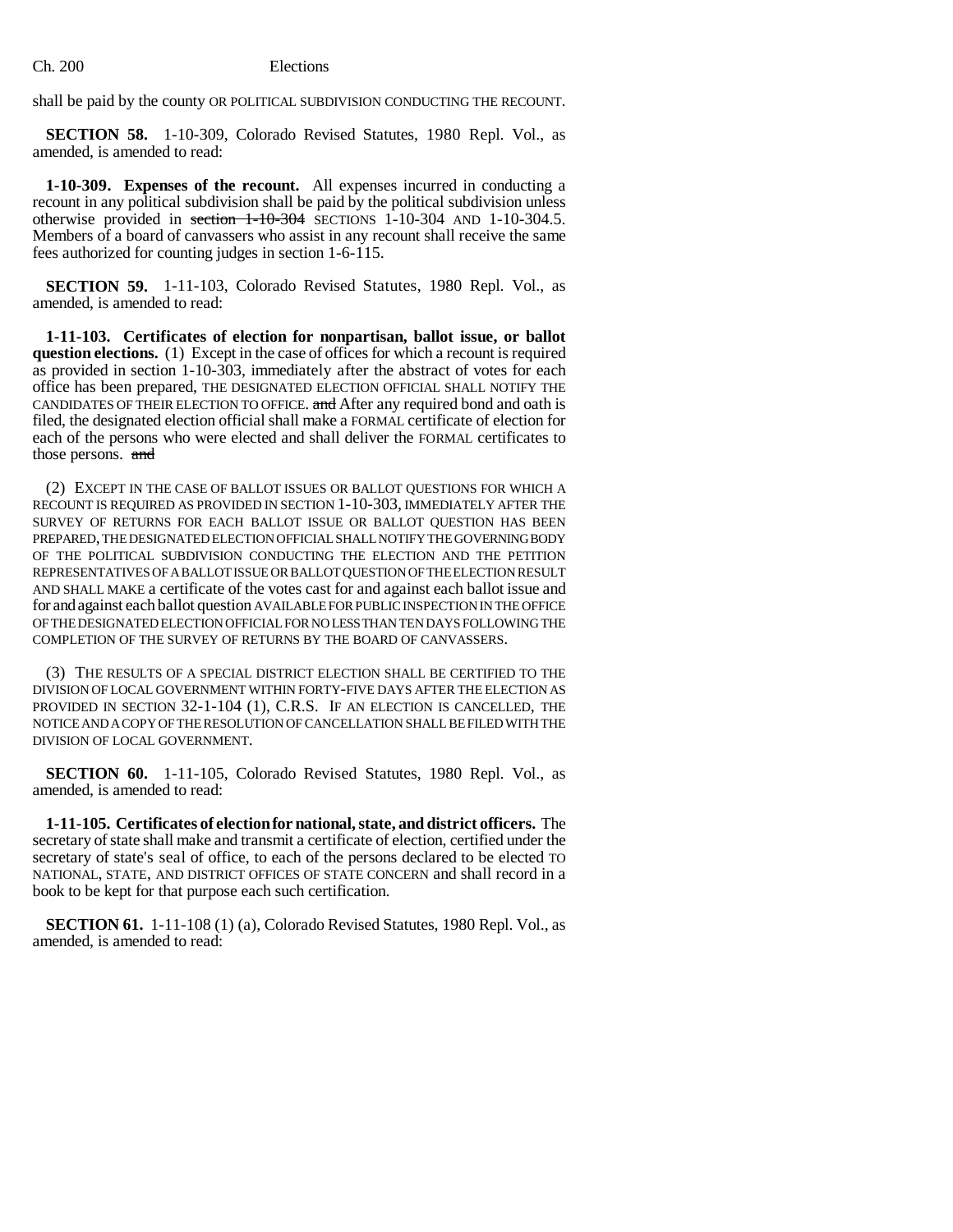shall be paid by the county OR POLITICAL SUBDIVISION CONDUCTING THE RECOUNT.

**SECTION 58.** 1-10-309, Colorado Revised Statutes, 1980 Repl. Vol., as amended, is amended to read:

**1-10-309. Expenses of the recount.** All expenses incurred in conducting a recount in any political subdivision shall be paid by the political subdivision unless otherwise provided in ~~section 1-10-304~~ SECTIONS 1-10-304 AND 1-10-304.5. Members of a board of canvassers who assist in any recount shall receive the same fees authorized for counting judges in section 1-6-115.

**SECTION 59.** 1-11-103, Colorado Revised Statutes, 1980 Repl. Vol., as amended, is amended to read:

**1-11-103. Certificates of election for nonpartisan, ballot issue, or ballot question elections.** (1) Except in the case of offices for which a recount is required as provided in section 1-10-303, immediately after the abstract of votes for each office has been prepared, THE DESIGNATED ELECTION OFFICIAL SHALL NOTIFY THE CANDIDATES OF THEIR ELECTION TO OFFICE. ~~and~~ After any required bond and oath is filed, the designated election official shall make a FORMAL certificate of election for each of the persons who were elected and shall deliver the FORMAL certificates to those persons. ~~and~~

(2) EXCEPT IN THE CASE OF BALLOT ISSUES OR BALLOT QUESTIONS FOR WHICH A RECOUNT IS REQUIRED AS PROVIDED IN SECTION 1-10-303, IMMEDIATELY AFTER THE SURVEY OF RETURNS FOR EACH BALLOT ISSUE OR BALLOT QUESTION HAS BEEN PREPARED, THE DESIGNATED ELECTION OFFICIAL SHALL NOTIFY THE GOVERNING BODY OF THE POLITICAL SUBDIVISION CONDUCTING THE ELECTION AND THE PETITION REPRESENTATIVES OF A BALLOT ISSUE OR BALLOT QUESTION OF THE ELECTION RESULT AND SHALL MAKE a certificate of the votes cast for and against each ballot issue and for and against each ballot question AVAILABLE FOR PUBLIC INSPECTION IN THE OFFICE OF THE DESIGNATED ELECTION OFFICIAL FOR NO LESS THAN TEN DAYS FOLLOWING THE COMPLETION OF THE SURVEY OF RETURNS BY THE BOARD OF CANVASSERS.

(3) THE RESULTS OF A SPECIAL DISTRICT ELECTION SHALL BE CERTIFIED TO THE DIVISION OF LOCAL GOVERNMENT WITHIN FORTY-FIVE DAYS AFTER THE ELECTION AS PROVIDED IN SECTION 32-1-104 (1), C.R.S. IF AN ELECTION IS CANCELLED, THE NOTICE AND A COPY OF THE RESOLUTION OF CANCELLATION SHALL BE FILED WITH THE DIVISION OF LOCAL GOVERNMENT.

**SECTION 60.** 1-11-105, Colorado Revised Statutes, 1980 Repl. Vol., as amended, is amended to read:

**1-11-105. Certificates of election for national, state, and district officers.** The secretary of state shall make and transmit a certificate of election, certified under the secretary of state's seal of office, to each of the persons declared to be elected TO NATIONAL, STATE, AND DISTRICT OFFICES OF STATE CONCERN and shall record in a book to be kept for that purpose each such certification.

**SECTION 61.** 1-11-108 (1) (a), Colorado Revised Statutes, 1980 Repl. Vol., as amended, is amended to read: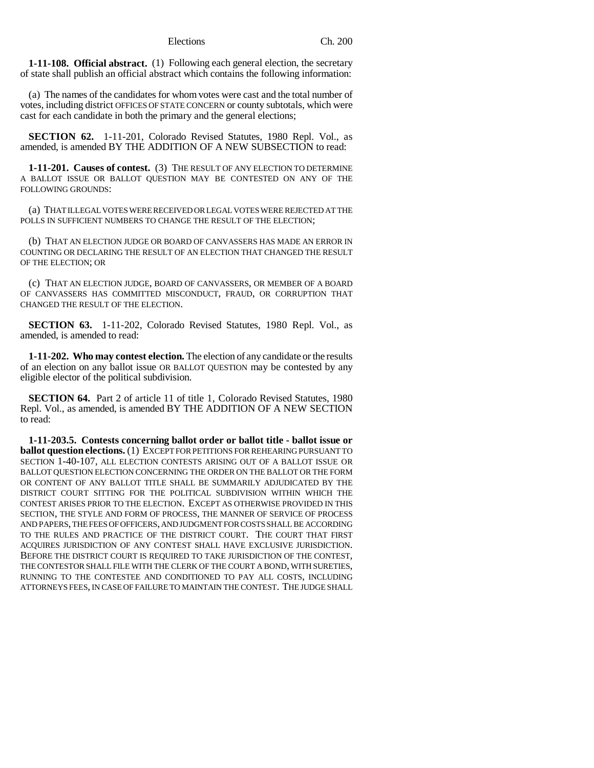**1-11-108. Official abstract.** (1) Following each general election, the secretary of state shall publish an official abstract which contains the following information:

(a) The names of the candidates for whom votes were cast and the total number of votes, including district OFFICES OF STATE CONCERN or county subtotals, which were cast for each candidate in both the primary and the general elections;

**SECTION 62.** 1-11-201, Colorado Revised Statutes, 1980 Repl. Vol., as amended, is amended BY THE ADDITION OF A NEW SUBSECTION to read:

**1-11-201. Causes of contest.** (3) THE RESULT OF ANY ELECTION TO DETERMINE A BALLOT ISSUE OR BALLOT QUESTION MAY BE CONTESTED ON ANY OF THE FOLLOWING GROUNDS:

(a) THAT ILLEGAL VOTES WERE RECEIVED OR LEGAL VOTES WERE REJECTED AT THE POLLS IN SUFFICIENT NUMBERS TO CHANGE THE RESULT OF THE ELECTION;

(b) THAT AN ELECTION JUDGE OR BOARD OF CANVASSERS HAS MADE AN ERROR IN COUNTING OR DECLARING THE RESULT OF AN ELECTION THAT CHANGED THE RESULT OF THE ELECTION; OR

(c) THAT AN ELECTION JUDGE, BOARD OF CANVASSERS, OR MEMBER OF A BOARD OF CANVASSERS HAS COMMITTED MISCONDUCT, FRAUD, OR CORRUPTION THAT CHANGED THE RESULT OF THE ELECTION.

**SECTION 63.** 1-11-202, Colorado Revised Statutes, 1980 Repl. Vol., as amended, is amended to read:

**1-11-202. Who may contest election.** The election of any candidate or the results of an election on any ballot issue OR BALLOT QUESTION may be contested by any eligible elector of the political subdivision.

**SECTION 64.** Part 2 of article 11 of title 1, Colorado Revised Statutes, 1980 Repl. Vol., as amended, is amended BY THE ADDITION OF A NEW SECTION to read:

**1-11-203.5. Contests concerning ballot order or ballot title - ballot issue or ballot question elections.** (1) EXCEPT FOR PETITIONS FOR REHEARING PURSUANT TO SECTION 1-40-107, ALL ELECTION CONTESTS ARISING OUT OF A BALLOT ISSUE OR BALLOT QUESTION ELECTION CONCERNING THE ORDER ON THE BALLOT OR THE FORM OR CONTENT OF ANY BALLOT TITLE SHALL BE SUMMARILY ADJUDICATED BY THE DISTRICT COURT SITTING FOR THE POLITICAL SUBDIVISION WITHIN WHICH THE CONTEST ARISES PRIOR TO THE ELECTION. EXCEPT AS OTHERWISE PROVIDED IN THIS SECTION, THE STYLE AND FORM OF PROCESS, THE MANNER OF SERVICE OF PROCESS AND PAPERS, THE FEES OF OFFICERS, AND JUDGMENT FOR COSTS SHALL BE ACCORDING TO THE RULES AND PRACTICE OF THE DISTRICT COURT. THE COURT THAT FIRST ACQUIRES JURISDICTION OF ANY CONTEST SHALL HAVE EXCLUSIVE JURISDICTION. BEFORE THE DISTRICT COURT IS REQUIRED TO TAKE JURISDICTION OF THE CONTEST, THE CONTESTOR SHALL FILE WITH THE CLERK OF THE COURT A BOND, WITH SURETIES, RUNNING TO THE CONTESTEE AND CONDITIONED TO PAY ALL COSTS, INCLUDING ATTORNEYS FEES, IN CASE OF FAILURE TO MAINTAIN THE CONTEST. THE JUDGE SHALL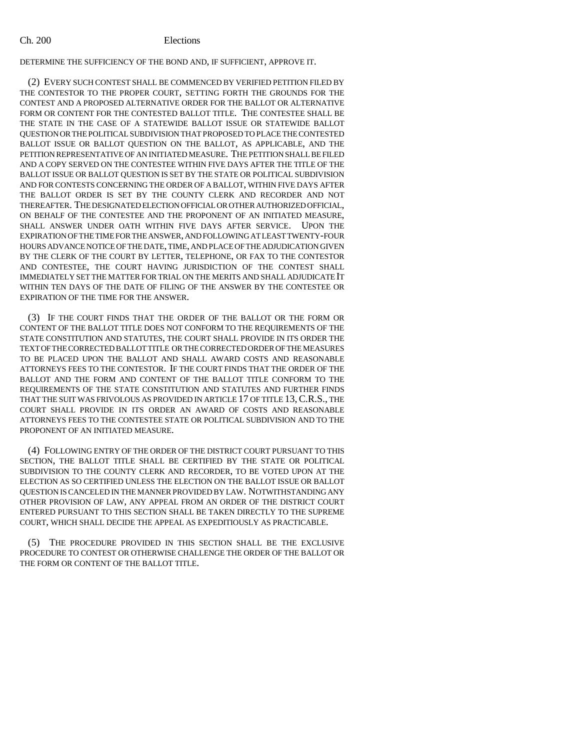DETERMINE THE SUFFICIENCY OF THE BOND AND, IF SUFFICIENT, APPROVE IT.

(2) EVERY SUCH CONTEST SHALL BE COMMENCED BY VERIFIED PETITION FILED BY THE CONTESTOR TO THE PROPER COURT, SETTING FORTH THE GROUNDS FOR THE CONTEST AND A PROPOSED ALTERNATIVE ORDER FOR THE BALLOT OR ALTERNATIVE FORM OR CONTENT FOR THE CONTESTED BALLOT TITLE. THE CONTESTEE SHALL BE THE STATE IN THE CASE OF A STATEWIDE BALLOT ISSUE OR STATEWIDE BALLOT QUESTION OR THE POLITICAL SUBDIVISION THAT PROPOSED TO PLACE THE CONTESTED BALLOT ISSUE OR BALLOT QUESTION ON THE BALLOT, AS APPLICABLE, AND THE PETITION REPRESENTATIVE OF AN INITIATED MEASURE. THE PETITION SHALL BE FILED AND A COPY SERVED ON THE CONTESTEE WITHIN FIVE DAYS AFTER THE TITLE OF THE BALLOT ISSUE OR BALLOT QUESTION IS SET BY THE STATE OR POLITICAL SUBDIVISION AND FOR CONTESTS CONCERNING THE ORDER OF A BALLOT, WITHIN FIVE DAYS AFTER THE BALLOT ORDER IS SET BY THE COUNTY CLERK AND RECORDER AND NOT THEREAFTER. THE DESIGNATED ELECTION OFFICIAL OR OTHER AUTHORIZED OFFICIAL, ON BEHALF OF THE CONTESTEE AND THE PROPONENT OF AN INITIATED MEASURE, SHALL ANSWER UNDER OATH WITHIN FIVE DAYS AFTER SERVICE. UPON THE EXPIRATION OF THE TIME FOR THE ANSWER, AND FOLLOWING AT LEAST TWENTY-FOUR HOURS ADVANCE NOTICE OF THE DATE, TIME, AND PLACE OF THE ADJUDICATION GIVEN BY THE CLERK OF THE COURT BY LETTER, TELEPHONE, OR FAX TO THE CONTESTOR AND CONTESTEE, THE COURT HAVING JURISDICTION OF THE CONTEST SHALL IMMEDIATELY SET THE MATTER FOR TRIAL ON THE MERITS AND SHALL ADJUDICATE IT WITHIN TEN DAYS OF THE DATE OF FILING OF THE ANSWER BY THE CONTESTEE OR EXPIRATION OF THE TIME FOR THE ANSWER.

(3) IF THE COURT FINDS THAT THE ORDER OF THE BALLOT OR THE FORM OR CONTENT OF THE BALLOT TITLE DOES NOT CONFORM TO THE REQUIREMENTS OF THE STATE CONSTITUTION AND STATUTES, THE COURT SHALL PROVIDE IN ITS ORDER THE TEXT OF THE CORRECTED BALLOT TITLE OR THE CORRECTED ORDER OF THE MEASURES TO BE PLACED UPON THE BALLOT AND SHALL AWARD COSTS AND REASONABLE ATTORNEYS FEES TO THE CONTESTOR. IF THE COURT FINDS THAT THE ORDER OF THE BALLOT AND THE FORM AND CONTENT OF THE BALLOT TITLE CONFORM TO THE REQUIREMENTS OF THE STATE CONSTITUTION AND STATUTES AND FURTHER FINDS THAT THE SUIT WAS FRIVOLOUS AS PROVIDED IN ARTICLE 17 OF TITLE 13, C.R.S., THE COURT SHALL PROVIDE IN ITS ORDER AN AWARD OF COSTS AND REASONABLE ATTORNEYS FEES TO THE CONTESTEE STATE OR POLITICAL SUBDIVISION AND TO THE PROPONENT OF AN INITIATED MEASURE.

(4) FOLLOWING ENTRY OF THE ORDER OF THE DISTRICT COURT PURSUANT TO THIS SECTION, THE BALLOT TITLE SHALL BE CERTIFIED BY THE STATE OR POLITICAL SUBDIVISION TO THE COUNTY CLERK AND RECORDER, TO BE VOTED UPON AT THE ELECTION AS SO CERTIFIED UNLESS THE ELECTION ON THE BALLOT ISSUE OR BALLOT QUESTION IS CANCELED IN THE MANNER PROVIDED BY LAW. NOTWITHSTANDING ANY OTHER PROVISION OF LAW, ANY APPEAL FROM AN ORDER OF THE DISTRICT COURT ENTERED PURSUANT TO THIS SECTION SHALL BE TAKEN DIRECTLY TO THE SUPREME COURT, WHICH SHALL DECIDE THE APPEAL AS EXPEDITIOUSLY AS PRACTICABLE.

(5) THE PROCEDURE PROVIDED IN THIS SECTION SHALL BE THE EXCLUSIVE PROCEDURE TO CONTEST OR OTHERWISE CHALLENGE THE ORDER OF THE BALLOT OR THE FORM OR CONTENT OF THE BALLOT TITLE.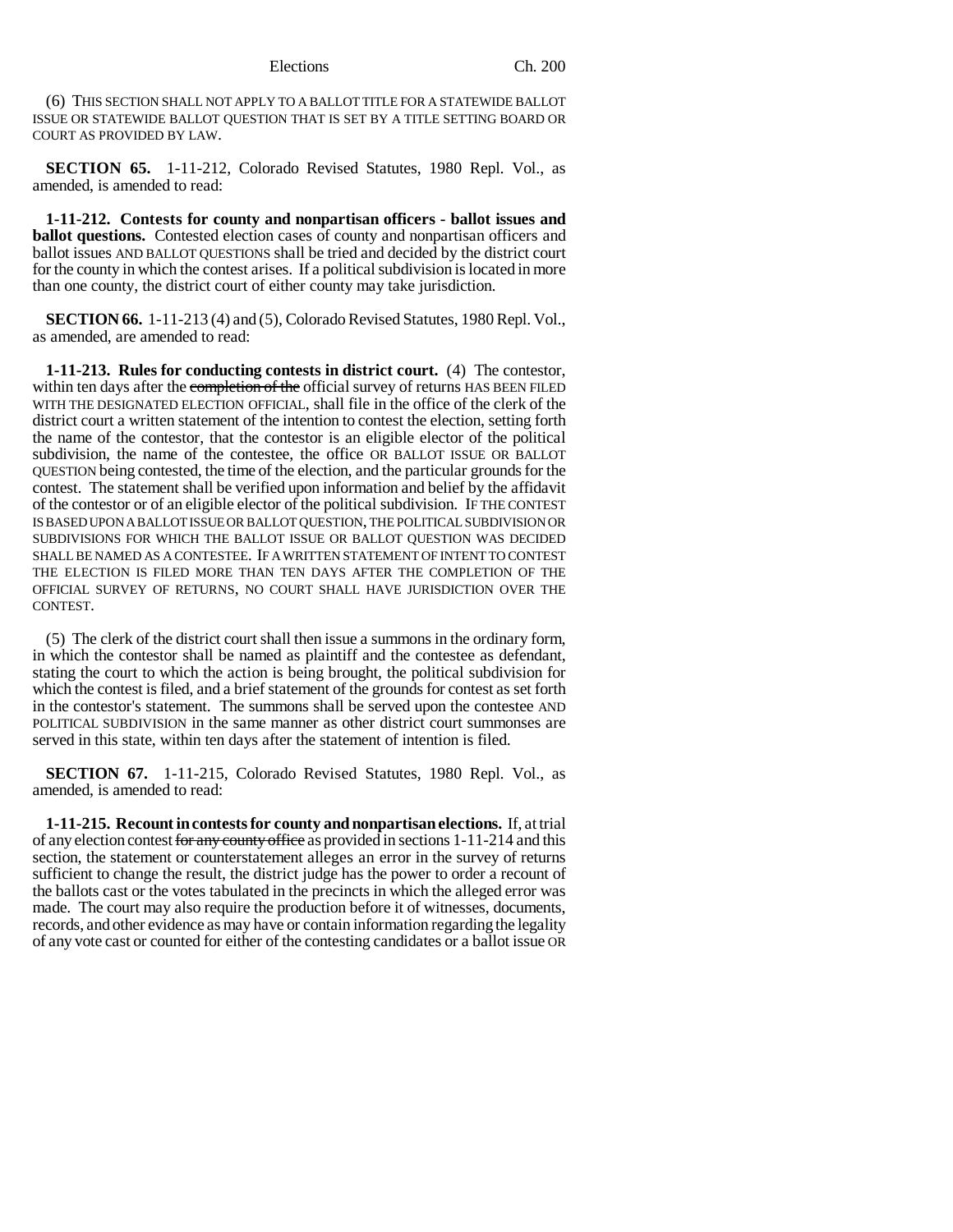(6) THIS SECTION SHALL NOT APPLY TO A BALLOT TITLE FOR A STATEWIDE BALLOT ISSUE OR STATEWIDE BALLOT QUESTION THAT IS SET BY A TITLE SETTING BOARD OR COURT AS PROVIDED BY LAW.

**SECTION 65.** 1-11-212, Colorado Revised Statutes, 1980 Repl. Vol., as amended, is amended to read:

**1-11-212. Contests for county and nonpartisan officers - ballot issues and ballot questions.** Contested election cases of county and nonpartisan officers and ballot issues AND BALLOT QUESTIONS shall be tried and decided by the district court for the county in which the contest arises. If a political subdivision is located in more than one county, the district court of either county may take jurisdiction.

**SECTION 66.** 1-11-213 (4) and (5), Colorado Revised Statutes, 1980 Repl. Vol., as amended, are amended to read:

**1-11-213. Rules for conducting contests in district court.** (4) The contestor, within ten days after the ~~completion of the~~ official survey of returns HAS BEEN FILED WITH THE DESIGNATED ELECTION OFFICIAL, shall file in the office of the clerk of the district court a written statement of the intention to contest the election, setting forth the name of the contestor, that the contestor is an eligible elector of the political subdivision, the name of the contestee, the office OR BALLOT ISSUE OR BALLOT QUESTION being contested, the time of the election, and the particular grounds for the contest. The statement shall be verified upon information and belief by the affidavit of the contestor or of an eligible elector of the political subdivision. IF THE CONTEST IS BASED UPON A BALLOT ISSUE OR BALLOT QUESTION, THE POLITICAL SUBDIVISION OR SUBDIVISIONS FOR WHICH THE BALLOT ISSUE OR BALLOT QUESTION WAS DECIDED SHALL BE NAMED AS A CONTESTEE. IF A WRITTEN STATEMENT OF INTENT TO CONTEST THE ELECTION IS FILED MORE THAN TEN DAYS AFTER THE COMPLETION OF THE OFFICIAL SURVEY OF RETURNS, NO COURT SHALL HAVE JURISDICTION OVER THE CONTEST.

(5) The clerk of the district court shall then issue a summons in the ordinary form, in which the contestor shall be named as plaintiff and the contestee as defendant, stating the court to which the action is being brought, the political subdivision for which the contest is filed, and a brief statement of the grounds for contest as set forth in the contestor's statement. The summons shall be served upon the contestee AND POLITICAL SUBDIVISION in the same manner as other district court summonses are served in this state, within ten days after the statement of intention is filed.

**SECTION 67.** 1-11-215, Colorado Revised Statutes, 1980 Repl. Vol., as amended, is amended to read:

**1-11-215. Recount in contests for county and nonpartisan elections.** If, at trial of any election contest ~~for any county office~~ as provided in sections 1-11-214 and this section, the statement or counterstatement alleges an error in the survey of returns sufficient to change the result, the district judge has the power to order a recount of the ballots cast or the votes tabulated in the precincts in which the alleged error was made. The court may also require the production before it of witnesses, documents, records, and other evidence as may have or contain information regarding the legality of any vote cast or counted for either of the contesting candidates or a ballot issue OR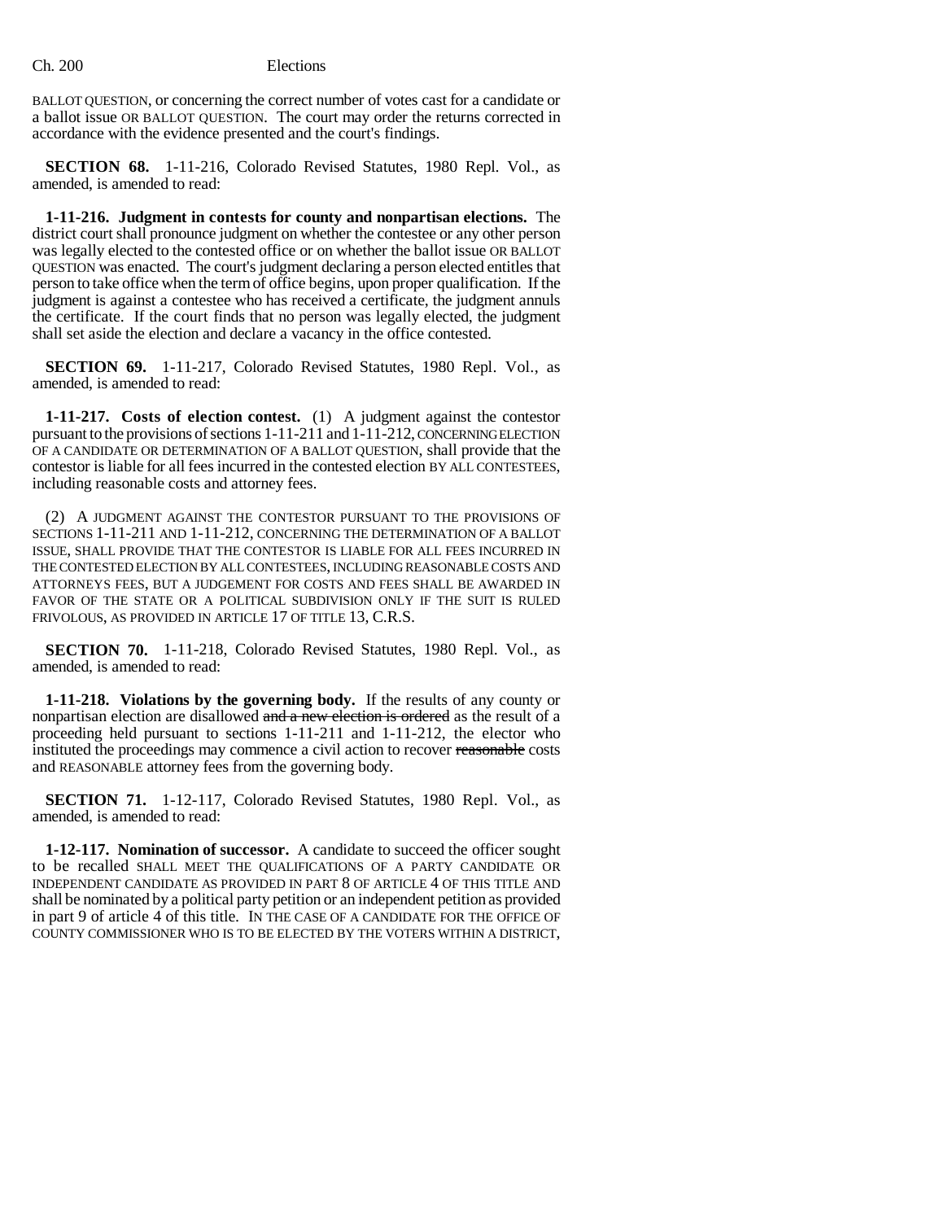BALLOT QUESTION, or concerning the correct number of votes cast for a candidate or a ballot issue OR BALLOT QUESTION. The court may order the returns corrected in accordance with the evidence presented and the court's findings.

**SECTION 68.** 1-11-216, Colorado Revised Statutes, 1980 Repl. Vol., as amended, is amended to read:

**1-11-216. Judgment in contests for county and nonpartisan elections.** The district court shall pronounce judgment on whether the contestee or any other person was legally elected to the contested office or on whether the ballot issue OR BALLOT QUESTION was enacted. The court's judgment declaring a person elected entitles that person to take office when the term of office begins, upon proper qualification. If the judgment is against a contestee who has received a certificate, the judgment annuls the certificate. If the court finds that no person was legally elected, the judgment shall set aside the election and declare a vacancy in the office contested.

**SECTION 69.** 1-11-217, Colorado Revised Statutes, 1980 Repl. Vol., as amended, is amended to read:

**1-11-217. Costs of election contest.** (1) A judgment against the contestor pursuant to the provisions of sections 1-11-211 and 1-11-212, CONCERNING ELECTION OF A CANDIDATE OR DETERMINATION OF A BALLOT QUESTION, shall provide that the contestor is liable for all fees incurred in the contested election BY ALL CONTESTEES, including reasonable costs and attorney fees.

(2) A JUDGMENT AGAINST THE CONTESTOR PURSUANT TO THE PROVISIONS OF SECTIONS 1-11-211 AND 1-11-212, CONCERNING THE DETERMINATION OF A BALLOT ISSUE, SHALL PROVIDE THAT THE CONTESTOR IS LIABLE FOR ALL FEES INCURRED IN THE CONTESTED ELECTION BY ALL CONTESTEES, INCLUDING REASONABLE COSTS AND ATTORNEYS FEES, BUT A JUDGEMENT FOR COSTS AND FEES SHALL BE AWARDED IN FAVOR OF THE STATE OR A POLITICAL SUBDIVISION ONLY IF THE SUIT IS RULED FRIVOLOUS, AS PROVIDED IN ARTICLE 17 OF TITLE 13, C.R.S.

**SECTION 70.** 1-11-218, Colorado Revised Statutes, 1980 Repl. Vol., as amended, is amended to read:

**1-11-218. Violations by the governing body.** If the results of any county or nonpartisan election are disallowed ~~and a new election is ordered~~ as the result of a proceeding held pursuant to sections 1-11-211 and 1-11-212, the elector who instituted the proceedings may commence a civil action to recover ~~reasonable~~ costs and REASONABLE attorney fees from the governing body.

**SECTION 71.** 1-12-117, Colorado Revised Statutes, 1980 Repl. Vol., as amended, is amended to read:

**1-12-117. Nomination of successor.** A candidate to succeed the officer sought to be recalled SHALL MEET THE QUALIFICATIONS OF A PARTY CANDIDATE OR INDEPENDENT CANDIDATE AS PROVIDED IN PART 8 OF ARTICLE 4 OF THIS TITLE AND shall be nominated by a political party petition or an independent petition as provided in part 9 of article 4 of this title. IN THE CASE OF A CANDIDATE FOR THE OFFICE OF COUNTY COMMISSIONER WHO IS TO BE ELECTED BY THE VOTERS WITHIN A DISTRICT,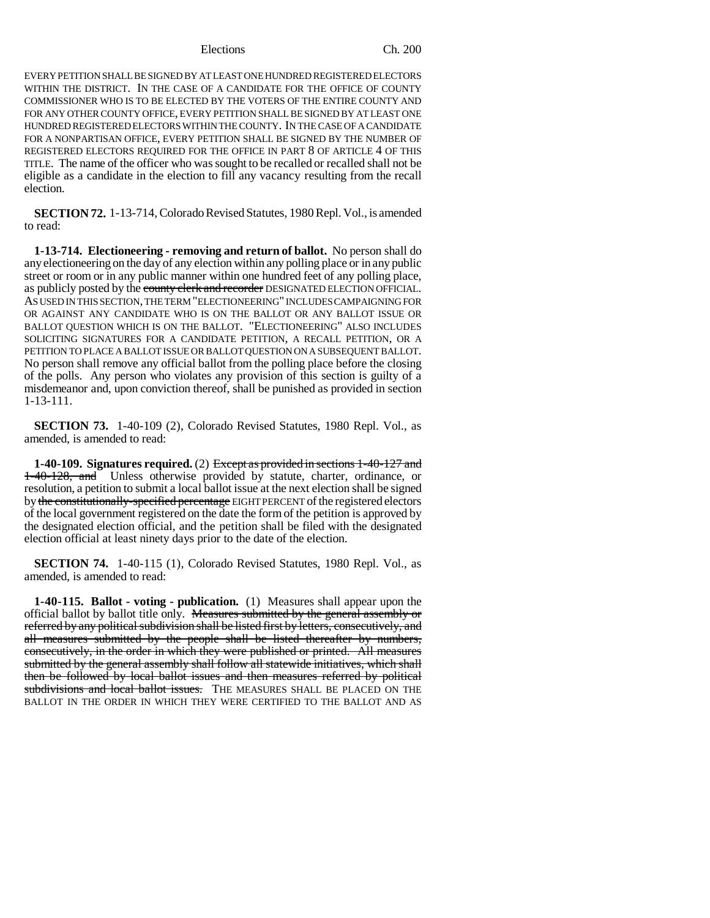EVERY PETITION SHALL BE SIGNED BY AT LEAST ONE HUNDRED REGISTERED ELECTORS WITHIN THE DISTRICT. IN THE CASE OF A CANDIDATE FOR THE OFFICE OF COUNTY COMMISSIONER WHO IS TO BE ELECTED BY THE VOTERS OF THE ENTIRE COUNTY AND FOR ANY OTHER COUNTY OFFICE, EVERY PETITION SHALL BE SIGNED BY AT LEAST ONE HUNDRED REGISTERED ELECTORS WITHIN THE COUNTY. IN THE CASE OF A CANDIDATE FOR A NONPARTISAN OFFICE, EVERY PETITION SHALL BE SIGNED BY THE NUMBER OF REGISTERED ELECTORS REQUIRED FOR THE OFFICE IN PART 8 OF ARTICLE 4 OF THIS TITLE. The name of the officer who was sought to be recalled or recalled shall not be eligible as a candidate in the election to fill any vacancy resulting from the recall election.

**SECTION 72.** 1-13-714, Colorado Revised Statutes, 1980 Repl. Vol., is amended to read:

**1-13-714. Electioneering - removing and return of ballot.** No person shall do any electioneering on the day of any election within any polling place or in any public street or room or in any public manner within one hundred feet of any polling place, as publicly posted by the ~~county clerk and recorder~~ DESIGNATED ELECTION OFFICIAL. AS USED IN THIS SECTION, THE TERM "ELECTIONEERING" INCLUDES CAMPAIGNING FOR OR AGAINST ANY CANDIDATE WHO IS ON THE BALLOT OR ANY BALLOT ISSUE OR BALLOT QUESTION WHICH IS ON THE BALLOT. "ELECTIONEERING" ALSO INCLUDES SOLICITING SIGNATURES FOR A CANDIDATE PETITION, A RECALL PETITION, OR A PETITION TO PLACE A BALLOT ISSUE OR BALLOT QUESTION ON A SUBSEQUENT BALLOT. No person shall remove any official ballot from the polling place before the closing of the polls. Any person who violates any provision of this section is guilty of a misdemeanor and, upon conviction thereof, shall be punished as provided in section 1-13-111.

**SECTION 73.** 1-40-109 (2), Colorado Revised Statutes, 1980 Repl. Vol., as amended, is amended to read:

**1-40-109. Signatures required.** (2) ~~Except as provided in sections 1-40-127 and 1-40-128, and~~ Unless otherwise provided by statute, charter, ordinance, or resolution, a petition to submit a local ballot issue at the next election shall be signed by ~~the constitutionally-specified percentage~~ EIGHT PERCENT of the registered electors of the local government registered on the date the form of the petition is approved by the designated election official, and the petition shall be filed with the designated election official at least ninety days prior to the date of the election.

**SECTION 74.** 1-40-115 (1), Colorado Revised Statutes, 1980 Repl. Vol., as amended, is amended to read:

**1-40-115. Ballot - voting - publication.** (1) Measures shall appear upon the official ballot by ballot title only. ~~Measures submitted by the general assembly or referred by any political subdivision shall be listed first by letters, consecutively, and all measures submitted by the people shall be listed thereafter by numbers, consecutively, in the order in which they were published or printed. All measures submitted by the general assembly shall follow all statewide initiatives, which shall then be followed by local ballot issues and then measures referred by political subdivisions and local ballot issues.~~ THE MEASURES SHALL BE PLACED ON THE BALLOT IN THE ORDER IN WHICH THEY WERE CERTIFIED TO THE BALLOT AND AS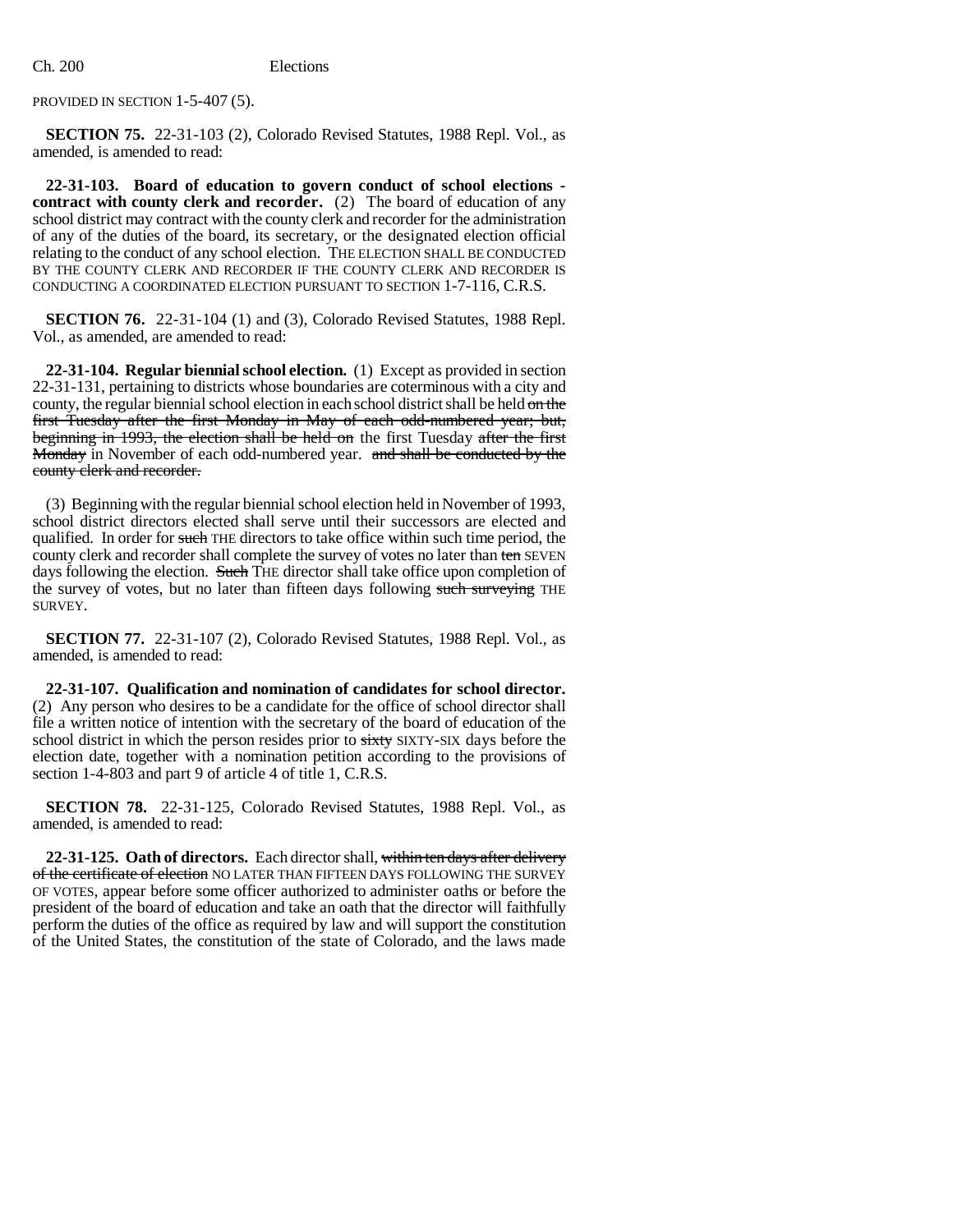PROVIDED IN SECTION 1-5-407 (5).

**SECTION 75.** 22-31-103 (2), Colorado Revised Statutes, 1988 Repl. Vol., as amended, is amended to read:

**22-31-103. Board of education to govern conduct of school elections - contract with county clerk and recorder.** (2) The board of education of any school district may contract with the county clerk and recorder for the administration of any of the duties of the board, its secretary, or the designated election official relating to the conduct of any school election. THE ELECTION SHALL BE CONDUCTED BY THE COUNTY CLERK AND RECORDER IF THE COUNTY CLERK AND RECORDER IS CONDUCTING A COORDINATED ELECTION PURSUANT TO SECTION 1-7-116, C.R.S.

**SECTION 76.** 22-31-104 (1) and (3), Colorado Revised Statutes, 1988 Repl. Vol., as amended, are amended to read:

**22-31-104. Regular biennial school election.** (1) Except as provided in section 22-31-131, pertaining to districts whose boundaries are coterminous with a city and county, the regular biennial school election in each school district shall be held ~~on the first Tuesday after the first Monday in May of each odd-numbered year; but, beginning in 1993, the election shall be held on~~ the first Tuesday ~~after the first Monday~~ in November of each odd-numbered year. ~~and shall be conducted by the county clerk and recorder.~~

(3) Beginning with the regular biennial school election held in November of 1993, school district directors elected shall serve until their successors are elected and qualified. In order for ~~such~~ THE directors to take office within such time period, the county clerk and recorder shall complete the survey of votes no later than ~~ten~~ SEVEN days following the election. ~~Such~~ THE director shall take office upon completion of the survey of votes, but no later than fifteen days following ~~such surveying~~ THE SURVEY.

**SECTION 77.** 22-31-107 (2), Colorado Revised Statutes, 1988 Repl. Vol., as amended, is amended to read:

**22-31-107. Qualification and nomination of candidates for school director.** (2) Any person who desires to be a candidate for the office of school director shall file a written notice of intention with the secretary of the board of education of the school district in which the person resides prior to ~~sixty~~ SIXTY-SIX days before the election date, together with a nomination petition according to the provisions of section 1-4-803 and part 9 of article 4 of title 1, C.R.S.

**SECTION 78.** 22-31-125, Colorado Revised Statutes, 1988 Repl. Vol., as amended, is amended to read:

**22-31-125. Oath of directors.** Each director shall, ~~within ten days after delivery of the certificate of election~~ NO LATER THAN FIFTEEN DAYS FOLLOWING THE SURVEY OF VOTES, appear before some officer authorized to administer oaths or before the president of the board of education and take an oath that the director will faithfully perform the duties of the office as required by law and will support the constitution of the United States, the constitution of the state of Colorado, and the laws made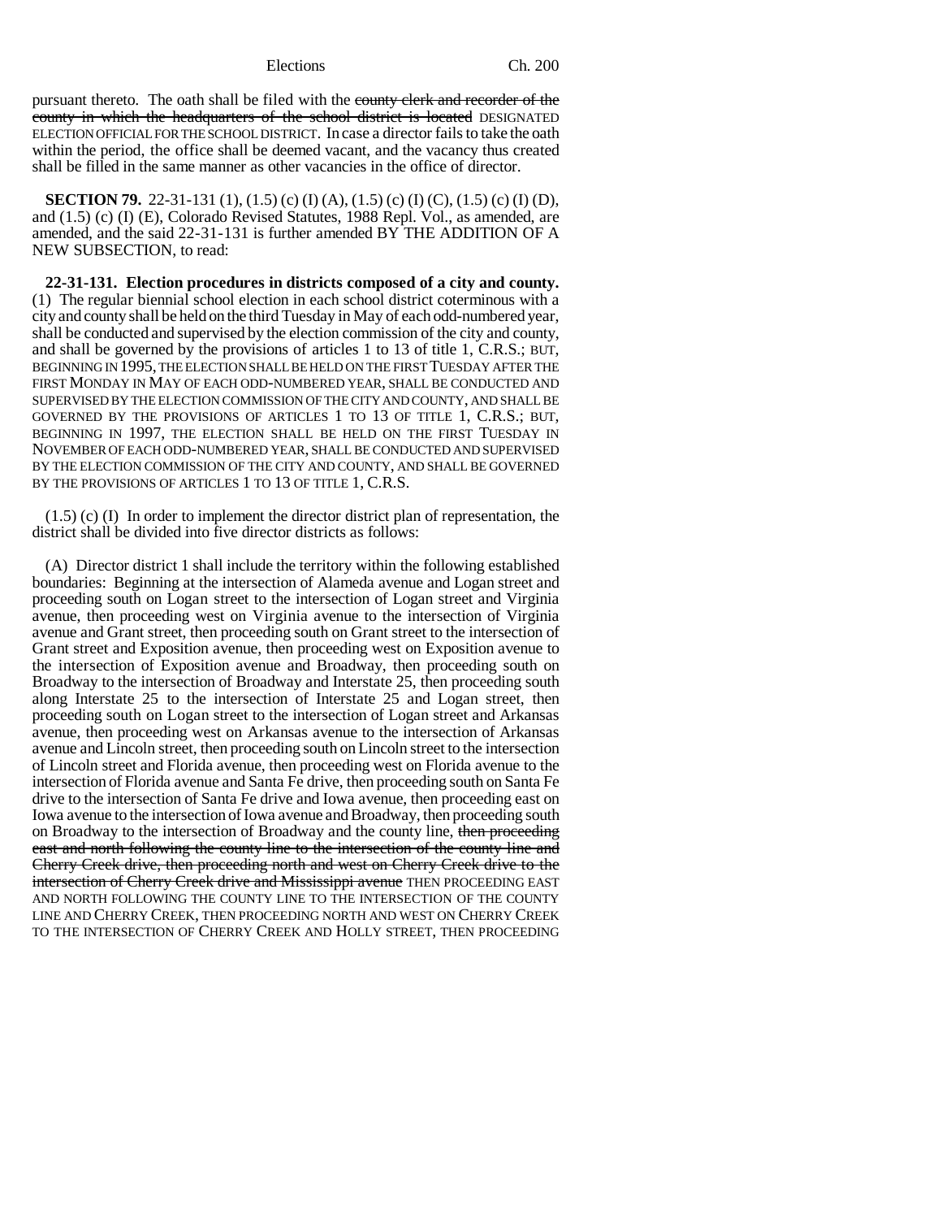pursuant thereto. The oath shall be filed with the ~~county clerk and recorder of the county in which the headquarters of the school district is located~~ DESIGNATED ELECTION OFFICIAL FOR THE SCHOOL DISTRICT. In case a director fails to take the oath within the period, the office shall be deemed vacant, and the vacancy thus created shall be filled in the same manner as other vacancies in the office of director.

**SECTION 79.** 22-31-131 (1), (1.5) (c) (I) (A), (1.5) (c) (I) (C), (1.5) (c) (I) (D), and (1.5) (c) (I) (E), Colorado Revised Statutes, 1988 Repl. Vol., as amended, are amended, and the said 22-31-131 is further amended BY THE ADDITION OF A NEW SUBSECTION, to read:

**22-31-131. Election procedures in districts composed of a city and county.** (1) The regular biennial school election in each school district coterminous with a city and county shall be held on the third Tuesday in May of each odd-numbered year, shall be conducted and supervised by the election commission of the city and county, and shall be governed by the provisions of articles 1 to 13 of title 1, C.R.S.; BUT, BEGINNING IN 1995, THE ELECTION SHALL BE HELD ON THE FIRST TUESDAY AFTER THE FIRST MONDAY IN MAY OF EACH ODD-NUMBERED YEAR, SHALL BE CONDUCTED AND SUPERVISED BY THE ELECTION COMMISSION OF THE CITY AND COUNTY, AND SHALL BE GOVERNED BY THE PROVISIONS OF ARTICLES 1 TO 13 OF TITLE 1, C.R.S.; BUT, BEGINNING IN 1997, THE ELECTION SHALL BE HELD ON THE FIRST TUESDAY IN NOVEMBER OF EACH ODD-NUMBERED YEAR, SHALL BE CONDUCTED AND SUPERVISED BY THE ELECTION COMMISSION OF THE CITY AND COUNTY, AND SHALL BE GOVERNED BY THE PROVISIONS OF ARTICLES 1 TO 13 OF TITLE 1, C.R.S.

(1.5) (c) (I) In order to implement the director district plan of representation, the district shall be divided into five director districts as follows:

(A) Director district 1 shall include the territory within the following established boundaries: Beginning at the intersection of Alameda avenue and Logan street and proceeding south on Logan street to the intersection of Logan street and Virginia avenue, then proceeding west on Virginia avenue to the intersection of Virginia avenue and Grant street, then proceeding south on Grant street to the intersection of Grant street and Exposition avenue, then proceeding west on Exposition avenue to the intersection of Exposition avenue and Broadway, then proceeding south on Broadway to the intersection of Broadway and Interstate 25, then proceeding south along Interstate 25 to the intersection of Interstate 25 and Logan street, then proceeding south on Logan street to the intersection of Logan street and Arkansas avenue, then proceeding west on Arkansas avenue to the intersection of Arkansas avenue and Lincoln street, then proceeding south on Lincoln street to the intersection of Lincoln street and Florida avenue, then proceeding west on Florida avenue to the intersection of Florida avenue and Santa Fe drive, then proceeding south on Santa Fe drive to the intersection of Santa Fe drive and Iowa avenue, then proceeding east on Iowa avenue to the intersection of Iowa avenue and Broadway, then proceeding south on Broadway to the intersection of Broadway and the county line, ~~then proceeding east and north following the county line to the intersection of the county line and Cherry Creek drive, then proceeding north and west on Cherry Creek drive to the intersection of Cherry Creek drive and Mississippi avenue~~ THEN PROCEEDING EAST AND NORTH FOLLOWING THE COUNTY LINE TO THE INTERSECTION OF THE COUNTY LINE AND CHERRY CREEK, THEN PROCEEDING NORTH AND WEST ON CHERRY CREEK TO THE INTERSECTION OF CHERRY CREEK AND HOLLY STREET, THEN PROCEEDING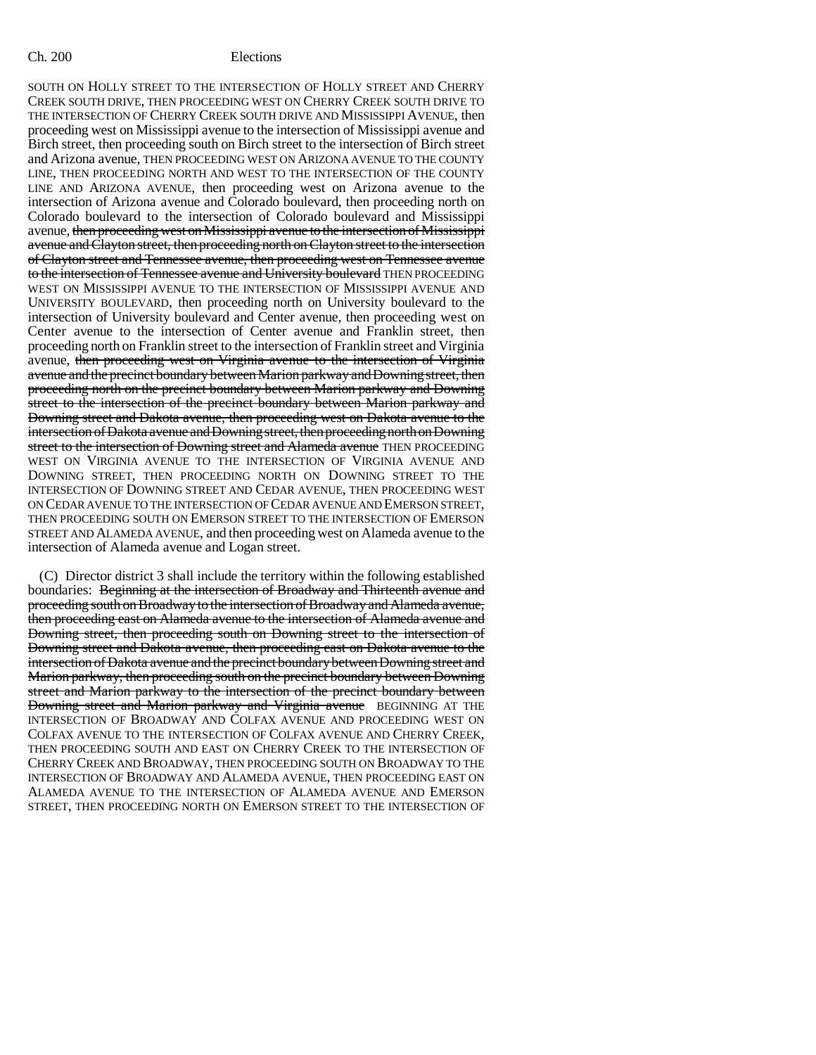SOUTH ON HOLLY STREET TO THE INTERSECTION OF HOLLY STREET AND CHERRY CREEK SOUTH DRIVE, THEN PROCEEDING WEST ON CHERRY CREEK SOUTH DRIVE TO THE INTERSECTION OF CHERRY CREEK SOUTH DRIVE AND MISSISSIPPI AVENUE, then proceeding west on Mississippi avenue to the intersection of Mississippi avenue and Birch street, then proceeding south on Birch street to the intersection of Birch street and Arizona avenue, THEN PROCEEDING WEST ON ARIZONA AVENUE TO THE COUNTY LINE, THEN PROCEEDING NORTH AND WEST TO THE INTERSECTION OF THE COUNTY LINE AND ARIZONA AVENUE, then proceeding west on Arizona avenue to the intersection of Arizona avenue and Colorado boulevard, then proceeding north on Colorado boulevard to the intersection of Colorado boulevard and Mississippi avenue, ~~then proceeding west on Mississippi avenue to the intersection of Mississippi avenue and Clayton street, then proceeding north on Clayton street to the intersection of Clayton street and Tennessee avenue, then proceeding west on Tennessee avenue to the intersection of Tennessee avenue and University boulevard~~ THEN PROCEEDING WEST ON MISSISSIPPI AVENUE TO THE INTERSECTION OF MISSISSIPPI AVENUE AND UNIVERSITY BOULEVARD, then proceeding north on University boulevard to the intersection of University boulevard and Center avenue, then proceeding west on Center avenue to the intersection of Center avenue and Franklin street, then proceeding north on Franklin street to the intersection of Franklin street and Virginia avenue, ~~then proceeding west on Virginia avenue to the intersection of Virginia avenue and the precinct boundary between Marion parkway and Downing street, then proceeding north on the precinct boundary between Marion parkway and Downing street to the intersection of the precinct boundary between Marion parkway and Downing street and Dakota avenue, then proceeding west on Dakota avenue to the intersection of Dakota avenue and Downing street, then proceeding north on Downing street to the intersection of Downing street and Alameda avenue~~ THEN PROCEEDING WEST ON VIRGINIA AVENUE TO THE INTERSECTION OF VIRGINIA AVENUE AND DOWNING STREET, THEN PROCEEDING NORTH ON DOWNING STREET TO THE INTERSECTION OF DOWNING STREET AND CEDAR AVENUE, THEN PROCEEDING WEST ON CEDAR AVENUE TO THE INTERSECTION OF CEDAR AVENUE AND EMERSON STREET, THEN PROCEEDING SOUTH ON EMERSON STREET TO THE INTERSECTION OF EMERSON STREET AND ALAMEDA AVENUE, and then proceeding west on Alameda avenue to the intersection of Alameda avenue and Logan street.

(C) Director district 3 shall include the territory within the following established boundaries: ~~Beginning at the intersection of Broadway and Thirteenth avenue and proceeding south on Broadway to the intersection of Broadway and Alameda avenue, then proceeding east on Alameda avenue to the intersection of Alameda avenue and Downing street, then proceeding south on Downing street to the intersection of Downing street and Dakota avenue, then proceeding east on Dakota avenue to the intersection of Dakota avenue and the precinct boundary between Downing street and Marion parkway, then proceeding south on the precinct boundary between Downing street and Marion parkway to the intersection of the precinct boundary between Downing street and Marion parkway and Virginia avenue~~ BEGINNING AT THE INTERSECTION OF BROADWAY AND COLFAX AVENUE AND PROCEEDING WEST ON COLFAX AVENUE TO THE INTERSECTION OF COLFAX AVENUE AND CHERRY CREEK, THEN PROCEEDING SOUTH AND EAST ON CHERRY CREEK TO THE INTERSECTION OF CHERRY CREEK AND BROADWAY, THEN PROCEEDING SOUTH ON BROADWAY TO THE INTERSECTION OF BROADWAY AND ALAMEDA AVENUE, THEN PROCEEDING EAST ON ALAMEDA AVENUE TO THE INTERSECTION OF ALAMEDA AVENUE AND EMERSON STREET, THEN PROCEEDING NORTH ON EMERSON STREET TO THE INTERSECTION OF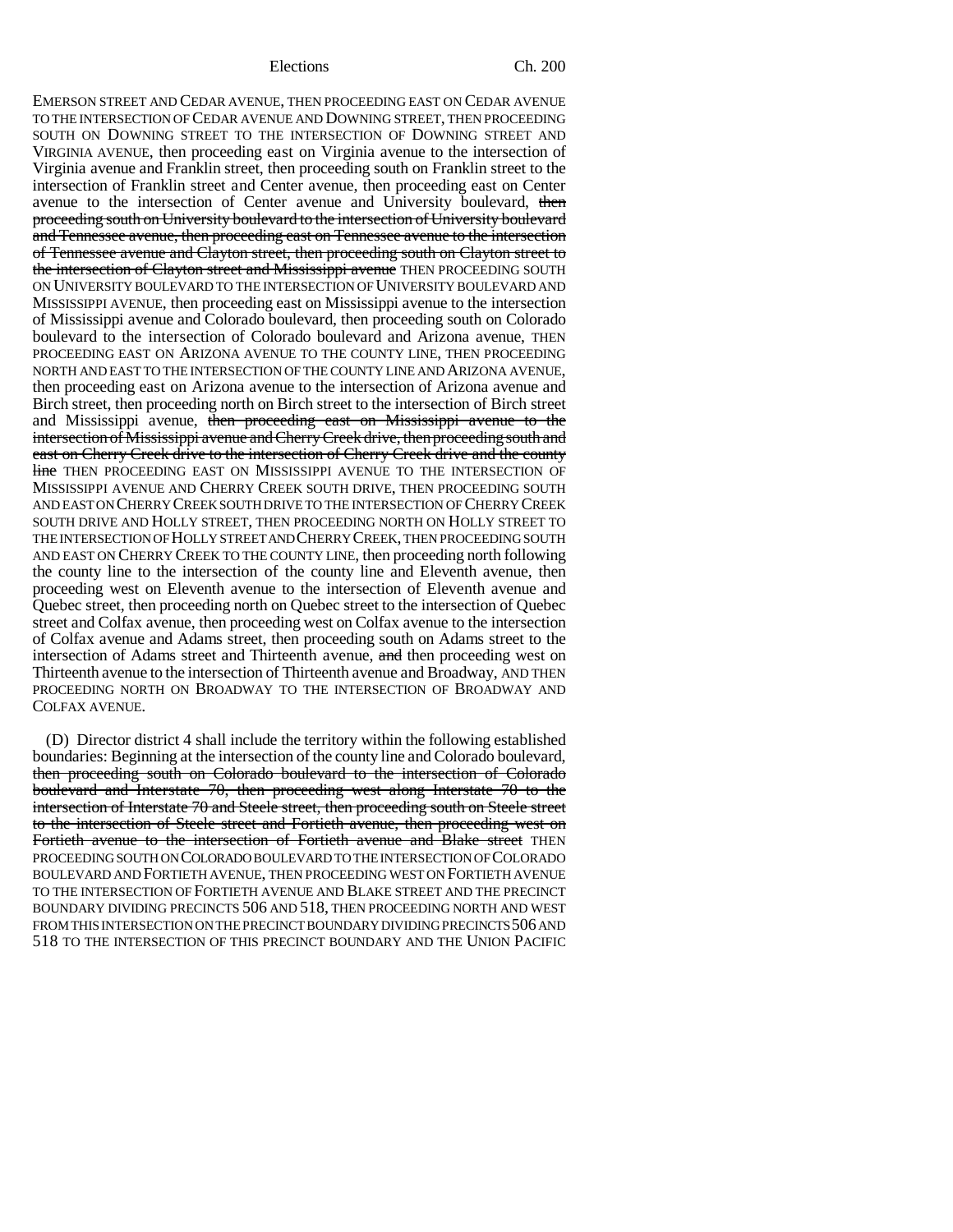EMERSON STREET AND CEDAR AVENUE, THEN PROCEEDING EAST ON CEDAR AVENUE TO THE INTERSECTION OF CEDAR AVENUE AND DOWNING STREET, THEN PROCEEDING SOUTH ON DOWNING STREET TO THE INTERSECTION OF DOWNING STREET AND VIRGINIA AVENUE, then proceeding east on Virginia avenue to the intersection of Virginia avenue and Franklin street, then proceeding south on Franklin street to the intersection of Franklin street and Center avenue, then proceeding east on Center avenue to the intersection of Center avenue and University boulevard, ~~then proceeding south on University boulevard to the intersection of University boulevard and Tennessee avenue, then proceeding east on Tennessee avenue to the intersection of Tennessee avenue and Clayton street, then proceeding south on Clayton street to the intersection of Clayton street and Mississippi avenue~~ THEN PROCEEDING SOUTH ON UNIVERSITY BOULEVARD TO THE INTERSECTION OF UNIVERSITY BOULEVARD AND MISSISSIPPI AVENUE, then proceeding east on Mississippi avenue to the intersection of Mississippi avenue and Colorado boulevard, then proceeding south on Colorado boulevard to the intersection of Colorado boulevard and Arizona avenue, THEN PROCEEDING EAST ON ARIZONA AVENUE TO THE COUNTY LINE, THEN PROCEEDING NORTH AND EAST TO THE INTERSECTION OF THE COUNTY LINE AND ARIZONA AVENUE, then proceeding east on Arizona avenue to the intersection of Arizona avenue and Birch street, then proceeding north on Birch street to the intersection of Birch street and Mississippi avenue, ~~then proceeding east on Mississippi avenue to the intersection of Mississippi avenue and Cherry Creek drive, then proceeding south and east on Cherry Creek drive to the intersection of Cherry Creek drive and the county line~~ THEN PROCEEDING EAST ON MISSISSIPPI AVENUE TO THE INTERSECTION OF MISSISSIPPI AVENUE AND CHERRY CREEK SOUTH DRIVE, THEN PROCEEDING SOUTH AND EAST ON CHERRY CREEK SOUTH DRIVE TO THE INTERSECTION OF CHERRY CREEK SOUTH DRIVE AND HOLLY STREET, THEN PROCEEDING NORTH ON HOLLY STREET TO THE INTERSECTION OF HOLLY STREET AND CHERRY CREEK, THEN PROCEEDING SOUTH AND EAST ON CHERRY CREEK TO THE COUNTY LINE, then proceeding north following the county line to the intersection of the county line and Eleventh avenue, then proceeding west on Eleventh avenue to the intersection of Eleventh avenue and Quebec street, then proceeding north on Quebec street to the intersection of Quebec street and Colfax avenue, then proceeding west on Colfax avenue to the intersection of Colfax avenue and Adams street, then proceeding south on Adams street to the intersection of Adams street and Thirteenth avenue, ~~and~~ then proceeding west on Thirteenth avenue to the intersection of Thirteenth avenue and Broadway, AND THEN PROCEEDING NORTH ON BROADWAY TO THE INTERSECTION OF BROADWAY AND COLFAX AVENUE.

(D) Director district 4 shall include the territory within the following established boundaries: Beginning at the intersection of the county line and Colorado boulevard, ~~then proceeding south on Colorado boulevard to the intersection of Colorado boulevard and Interstate 70, then proceeding west along Interstate 70 to the intersection of Interstate 70 and Steele street, then proceeding south on Steele street to the intersection of Steele street and Fortieth avenue, then proceeding west on Fortieth avenue to the intersection of Fortieth avenue and Blake street~~ THEN PROCEEDING SOUTH ON COLORADO BOULEVARD TO THE INTERSECTION OF COLORADO BOULEVARD AND FORTIETH AVENUE, THEN PROCEEDING WEST ON FORTIETH AVENUE TO THE INTERSECTION OF FORTIETH AVENUE AND BLAKE STREET AND THE PRECINCT BOUNDARY DIVIDING PRECINCTS 506 AND 518, THEN PROCEEDING NORTH AND WEST FROM THIS INTERSECTION ON THE PRECINCT BOUNDARY DIVIDING PRECINCTS 506 AND 518 TO THE INTERSECTION OF THIS PRECINCT BOUNDARY AND THE UNION PACIFIC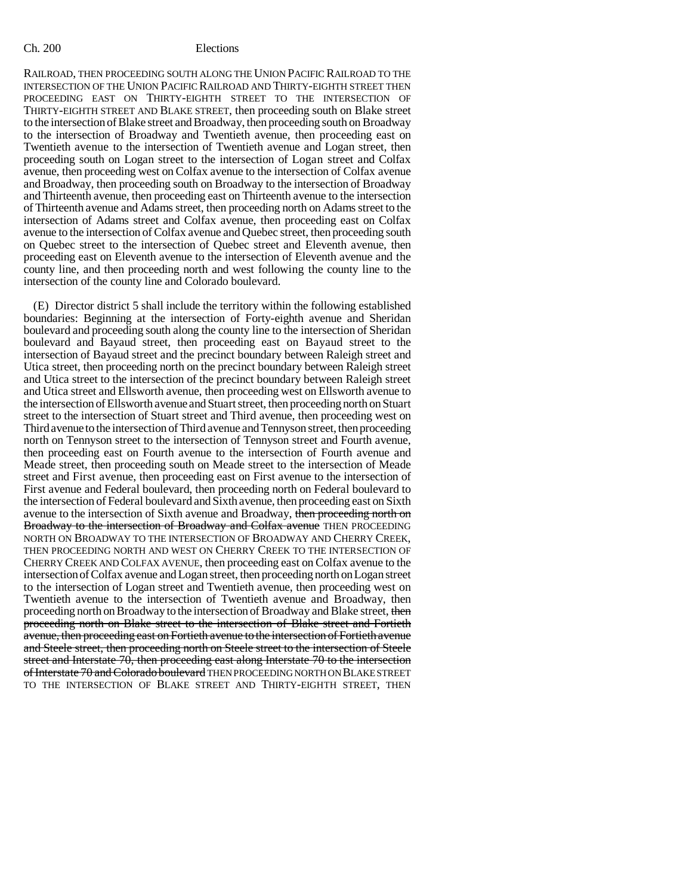RAILROAD, THEN PROCEEDING SOUTH ALONG THE UNION PACIFIC RAILROAD TO THE INTERSECTION OF THE UNION PACIFIC RAILROAD AND THIRTY-EIGHTH STREET THEN PROCEEDING EAST ON THIRTY-EIGHTH STREET TO THE INTERSECTION OF THIRTY-EIGHTH STREET AND BLAKE STREET, then proceeding south on Blake street to the intersection of Blake street and Broadway, then proceeding south on Broadway to the intersection of Broadway and Twentieth avenue, then proceeding east on Twentieth avenue to the intersection of Twentieth avenue and Logan street, then proceeding south on Logan street to the intersection of Logan street and Colfax avenue, then proceeding west on Colfax avenue to the intersection of Colfax avenue and Broadway, then proceeding south on Broadway to the intersection of Broadway and Thirteenth avenue, then proceeding east on Thirteenth avenue to the intersection of Thirteenth avenue and Adams street, then proceeding north on Adams street to the intersection of Adams street and Colfax avenue, then proceeding east on Colfax avenue to the intersection of Colfax avenue and Quebec street, then proceeding south on Quebec street to the intersection of Quebec street and Eleventh avenue, then proceeding east on Eleventh avenue to the intersection of Eleventh avenue and the county line, and then proceeding north and west following the county line to the intersection of the county line and Colorado boulevard.

(E) Director district 5 shall include the territory within the following established boundaries: Beginning at the intersection of Forty-eighth avenue and Sheridan boulevard and proceeding south along the county line to the intersection of Sheridan boulevard and Bayaud street, then proceeding east on Bayaud street to the intersection of Bayaud street and the precinct boundary between Raleigh street and Utica street, then proceeding north on the precinct boundary between Raleigh street and Utica street to the intersection of the precinct boundary between Raleigh street and Utica street and Ellsworth avenue, then proceeding west on Ellsworth avenue to the intersection of Ellsworth avenue and Stuart street, then proceeding north on Stuart street to the intersection of Stuart street and Third avenue, then proceeding west on Third avenue to the intersection of Third avenue and Tennyson street, then proceeding north on Tennyson street to the intersection of Tennyson street and Fourth avenue, then proceeding east on Fourth avenue to the intersection of Fourth avenue and Meade street, then proceeding south on Meade street to the intersection of Meade street and First avenue, then proceeding east on First avenue to the intersection of First avenue and Federal boulevard, then proceeding north on Federal boulevard to the intersection of Federal boulevard and Sixth avenue, then proceeding east on Sixth avenue to the intersection of Sixth avenue and Broadway, ~~then proceeding north on Broadway to the intersection of Broadway and Colfax avenue~~ THEN PROCEEDING NORTH ON BROADWAY TO THE INTERSECTION OF BROADWAY AND CHERRY CREEK, THEN PROCEEDING NORTH AND WEST ON CHERRY CREEK TO THE INTERSECTION OF CHERRY CREEK AND COLFAX AVENUE, then proceeding east on Colfax avenue to the intersection of Colfax avenue and Logan street, then proceeding north on Logan street to the intersection of Logan street and Twentieth avenue, then proceeding west on Twentieth avenue to the intersection of Twentieth avenue and Broadway, then proceeding north on Broadway to the intersection of Broadway and Blake street, ~~then proceeding north on Blake street to the intersection of Blake street and Fortieth avenue, then proceeding east on Fortieth avenue to the intersection of Fortieth avenue and Steele street, then proceeding north on Steele street to the intersection of Steele street and Interstate 70, then proceeding east along Interstate 70 to the intersection of Interstate 70 and Colorado boulevard~~ THEN PROCEEDING NORTH ON BLAKE STREET TO THE INTERSECTION OF BLAKE STREET AND THIRTY-EIGHTH STREET, THEN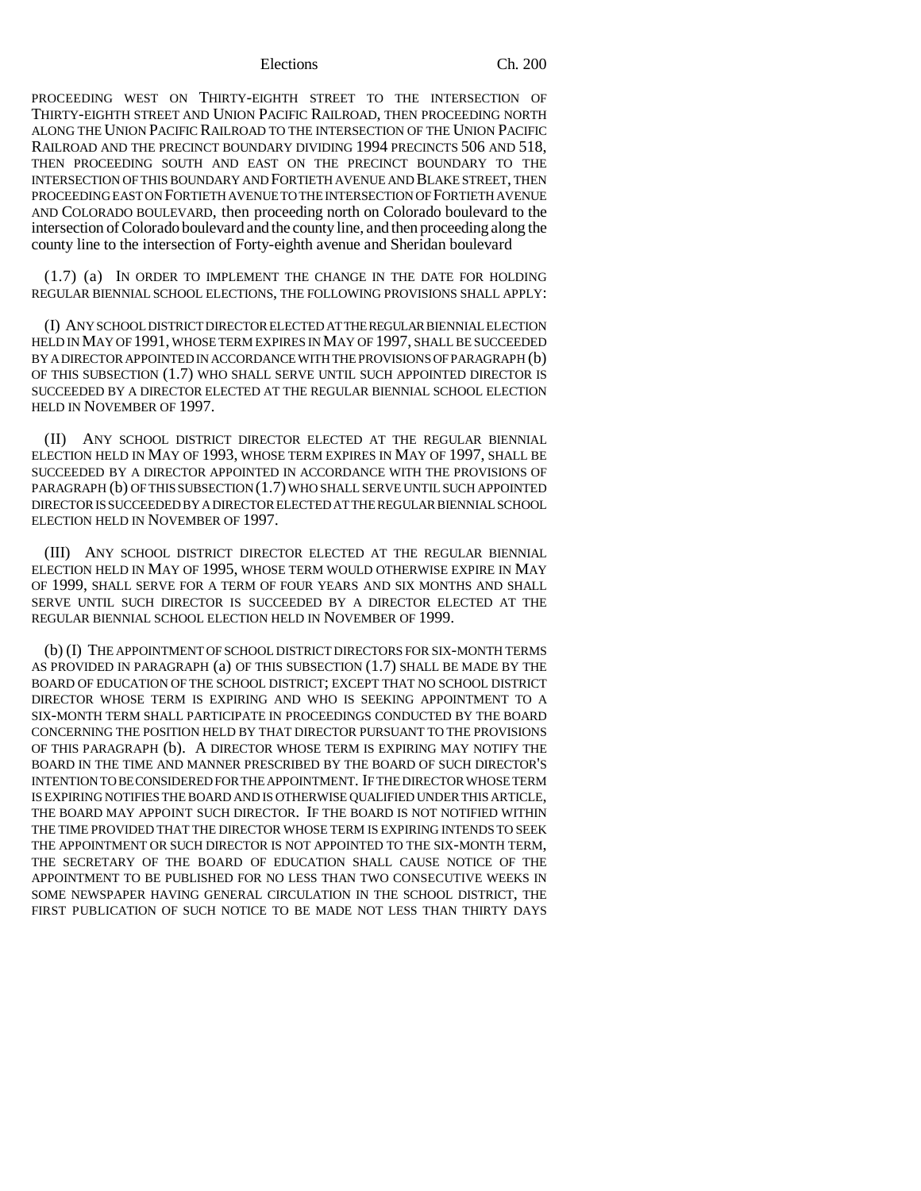PROCEEDING WEST ON THIRTY-EIGHTH STREET TO THE INTERSECTION OF THIRTY-EIGHTH STREET AND UNION PACIFIC RAILROAD, THEN PROCEEDING NORTH ALONG THE UNION PACIFIC RAILROAD TO THE INTERSECTION OF THE UNION PACIFIC RAILROAD AND THE PRECINCT BOUNDARY DIVIDING 1994 PRECINCTS 506 AND 518, THEN PROCEEDING SOUTH AND EAST ON THE PRECINCT BOUNDARY TO THE INTERSECTION OF THIS BOUNDARY AND FORTIETH AVENUE AND BLAKE STREET, THEN PROCEEDING EAST ON FORTIETH AVENUE TO THE INTERSECTION OF FORTIETH AVENUE AND COLORADO BOULEVARD, then proceeding north on Colorado boulevard to the intersection of Colorado boulevard and the county line, and then proceeding along the county line to the intersection of Forty-eighth avenue and Sheridan boulevard

(1.7) (a) IN ORDER TO IMPLEMENT THE CHANGE IN THE DATE FOR HOLDING REGULAR BIENNIAL SCHOOL ELECTIONS, THE FOLLOWING PROVISIONS SHALL APPLY:

(I) ANY SCHOOL DISTRICT DIRECTOR ELECTED AT THE REGULAR BIENNIAL ELECTION HELD IN MAY OF 1991, WHOSE TERM EXPIRES IN MAY OF 1997, SHALL BE SUCCEEDED BY A DIRECTOR APPOINTED IN ACCORDANCE WITH THE PROVISIONS OF PARAGRAPH (b) OF THIS SUBSECTION (1.7) WHO SHALL SERVE UNTIL SUCH APPOINTED DIRECTOR IS SUCCEEDED BY A DIRECTOR ELECTED AT THE REGULAR BIENNIAL SCHOOL ELECTION HELD IN NOVEMBER OF 1997.

(II) ANY SCHOOL DISTRICT DIRECTOR ELECTED AT THE REGULAR BIENNIAL ELECTION HELD IN MAY OF 1993, WHOSE TERM EXPIRES IN MAY OF 1997, SHALL BE SUCCEEDED BY A DIRECTOR APPOINTED IN ACCORDANCE WITH THE PROVISIONS OF PARAGRAPH (b) OF THIS SUBSECTION (1.7) WHO SHALL SERVE UNTIL SUCH APPOINTED DIRECTOR IS SUCCEEDED BY A DIRECTOR ELECTED AT THE REGULAR BIENNIAL SCHOOL ELECTION HELD IN NOVEMBER OF 1997.

(III) ANY SCHOOL DISTRICT DIRECTOR ELECTED AT THE REGULAR BIENNIAL ELECTION HELD IN MAY OF 1995, WHOSE TERM WOULD OTHERWISE EXPIRE IN MAY OF 1999, SHALL SERVE FOR A TERM OF FOUR YEARS AND SIX MONTHS AND SHALL SERVE UNTIL SUCH DIRECTOR IS SUCCEEDED BY A DIRECTOR ELECTED AT THE REGULAR BIENNIAL SCHOOL ELECTION HELD IN NOVEMBER OF 1999.

(b) (I) THE APPOINTMENT OF SCHOOL DISTRICT DIRECTORS FOR SIX-MONTH TERMS AS PROVIDED IN PARAGRAPH (a) OF THIS SUBSECTION (1.7) SHALL BE MADE BY THE BOARD OF EDUCATION OF THE SCHOOL DISTRICT; EXCEPT THAT NO SCHOOL DISTRICT DIRECTOR WHOSE TERM IS EXPIRING AND WHO IS SEEKING APPOINTMENT TO A SIX-MONTH TERM SHALL PARTICIPATE IN PROCEEDINGS CONDUCTED BY THE BOARD CONCERNING THE POSITION HELD BY THAT DIRECTOR PURSUANT TO THE PROVISIONS OF THIS PARAGRAPH (b). A DIRECTOR WHOSE TERM IS EXPIRING MAY NOTIFY THE BOARD IN THE TIME AND MANNER PRESCRIBED BY THE BOARD OF SUCH DIRECTOR'S INTENTION TO BE CONSIDERED FOR THE APPOINTMENT. IF THE DIRECTOR WHOSE TERM IS EXPIRING NOTIFIES THE BOARD AND IS OTHERWISE QUALIFIED UNDER THIS ARTICLE, THE BOARD MAY APPOINT SUCH DIRECTOR. IF THE BOARD IS NOT NOTIFIED WITHIN THE TIME PROVIDED THAT THE DIRECTOR WHOSE TERM IS EXPIRING INTENDS TO SEEK THE APPOINTMENT OR SUCH DIRECTOR IS NOT APPOINTED TO THE SIX-MONTH TERM, THE SECRETARY OF THE BOARD OF EDUCATION SHALL CAUSE NOTICE OF THE APPOINTMENT TO BE PUBLISHED FOR NO LESS THAN TWO CONSECUTIVE WEEKS IN SOME NEWSPAPER HAVING GENERAL CIRCULATION IN THE SCHOOL DISTRICT, THE FIRST PUBLICATION OF SUCH NOTICE TO BE MADE NOT LESS THAN THIRTY DAYS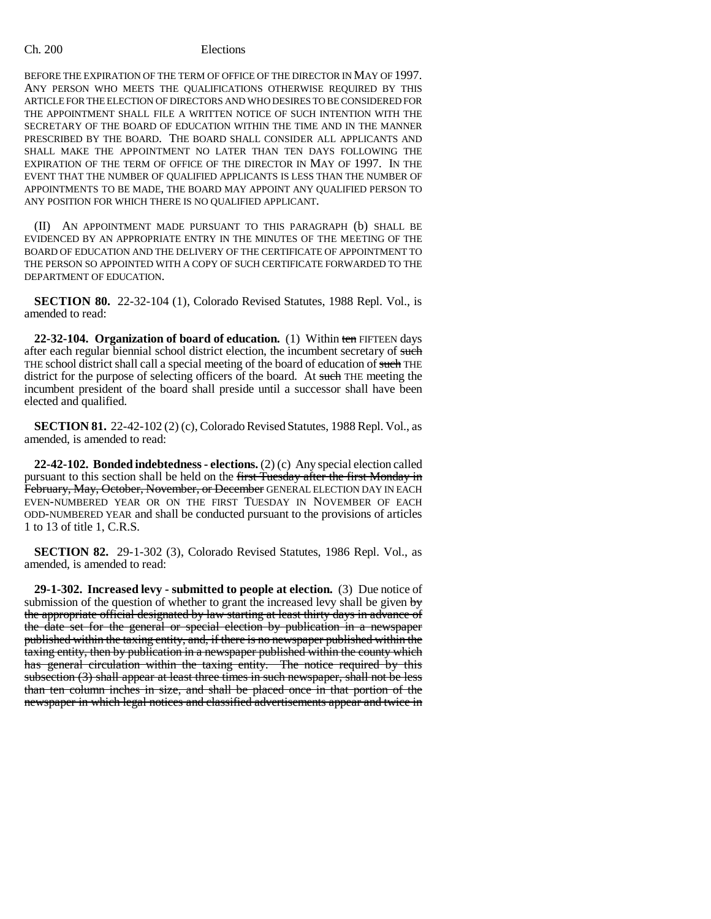BEFORE THE EXPIRATION OF THE TERM OF OFFICE OF THE DIRECTOR IN MAY OF 1997. ANY PERSON WHO MEETS THE QUALIFICATIONS OTHERWISE REQUIRED BY THIS ARTICLE FOR THE ELECTION OF DIRECTORS AND WHO DESIRES TO BE CONSIDERED FOR THE APPOINTMENT SHALL FILE A WRITTEN NOTICE OF SUCH INTENTION WITH THE SECRETARY OF THE BOARD OF EDUCATION WITHIN THE TIME AND IN THE MANNER PRESCRIBED BY THE BOARD. THE BOARD SHALL CONSIDER ALL APPLICANTS AND SHALL MAKE THE APPOINTMENT NO LATER THAN TEN DAYS FOLLOWING THE EXPIRATION OF THE TERM OF OFFICE OF THE DIRECTOR IN MAY OF 1997. IN THE EVENT THAT THE NUMBER OF QUALIFIED APPLICANTS IS LESS THAN THE NUMBER OF APPOINTMENTS TO BE MADE, THE BOARD MAY APPOINT ANY QUALIFIED PERSON TO ANY POSITION FOR WHICH THERE IS NO QUALIFIED APPLICANT.

(II) AN APPOINTMENT MADE PURSUANT TO THIS PARAGRAPH (b) SHALL BE EVIDENCED BY AN APPROPRIATE ENTRY IN THE MINUTES OF THE MEETING OF THE BOARD OF EDUCATION AND THE DELIVERY OF THE CERTIFICATE OF APPOINTMENT TO THE PERSON SO APPOINTED WITH A COPY OF SUCH CERTIFICATE FORWARDED TO THE DEPARTMENT OF EDUCATION.

**SECTION 80.** 22-32-104 (1), Colorado Revised Statutes, 1988 Repl. Vol., is amended to read:

**22-32-104. Organization of board of education.** (1) Within ~~ten~~ FIFTEEN days after each regular biennial school district election, the incumbent secretary of ~~such~~ THE school district shall call a special meeting of the board of education of ~~such~~ THE district for the purpose of selecting officers of the board. At ~~such~~ THE meeting the incumbent president of the board shall preside until a successor shall have been elected and qualified.

**SECTION 81.** 22-42-102 (2) (c), Colorado Revised Statutes, 1988 Repl. Vol., as amended, is amended to read:

**22-42-102. Bonded indebtedness - elections.** (2) (c) Any special election called pursuant to this section shall be held on the ~~first Tuesday after the first Monday in February, May, October, November, or December~~ GENERAL ELECTION DAY IN EACH EVEN-NUMBERED YEAR OR ON THE FIRST TUESDAY IN NOVEMBER OF EACH ODD-NUMBERED YEAR and shall be conducted pursuant to the provisions of articles 1 to 13 of title 1, C.R.S.

**SECTION 82.** 29-1-302 (3), Colorado Revised Statutes, 1986 Repl. Vol., as amended, is amended to read:

**29-1-302. Increased levy - submitted to people at election.** (3) Due notice of submission of the question of whether to grant the increased levy shall be given ~~by the appropriate official designated by law starting at least thirty days in advance of the date set for the general or special election by publication in a newspaper published within the taxing entity, and, if there is no newspaper published within the taxing entity, then by publication in a newspaper published within the county which has general circulation within the taxing entity. The notice required by this subsection (3) shall appear at least three times in such newspaper, shall not be less than ten column inches in size, and shall be placed once in that portion of the newspaper in which legal notices and classified advertisements appear and twice in~~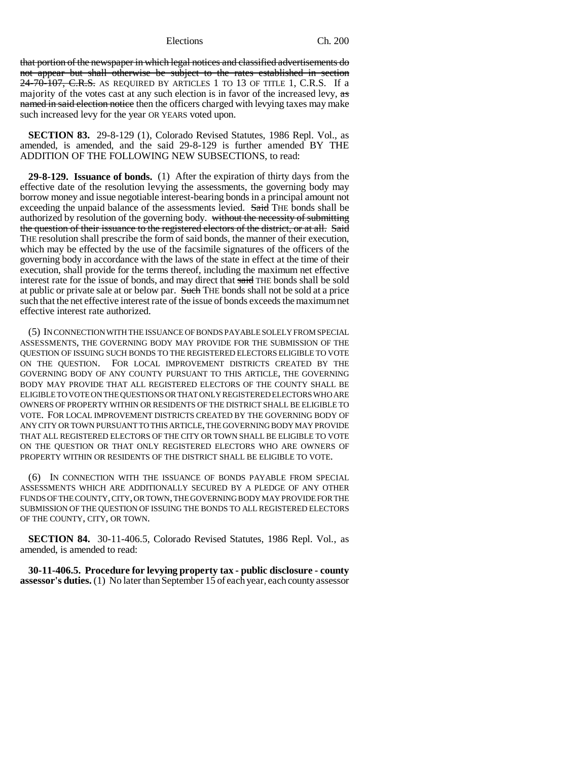that portion of the newspaper in which legal notices and classified advertisements do not appear but shall otherwise be subject to the rates established in section 24-70-107, C.R.S. AS REQUIRED BY ARTICLES 1 TO 13 OF TITLE 1, C.R.S. If a majority of the votes cast at any such election is in favor of the increased levy, as named in said election notice then the officers charged with levying taxes may make such increased levy for the year OR YEARS voted upon.

**SECTION 83.** 29-8-129 (1), Colorado Revised Statutes, 1986 Repl. Vol., as amended, is amended, and the said 29-8-129 is further amended BY THE ADDITION OF THE FOLLOWING NEW SUBSECTIONS, to read:

**29-8-129. Issuance of bonds.** (1) After the expiration of thirty days from the effective date of the resolution levying the assessments, the governing body may borrow money and issue negotiable interest-bearing bonds in a principal amount not exceeding the unpaid balance of the assessments levied. Said THE bonds shall be authorized by resolution of the governing body. without the necessity of submitting the question of their issuance to the registered electors of the district, or at all. Said THE resolution shall prescribe the form of said bonds, the manner of their execution, which may be effected by the use of the facsimile signatures of the officers of the governing body in accordance with the laws of the state in effect at the time of their execution, shall provide for the terms thereof, including the maximum net effective interest rate for the issue of bonds, and may direct that said THE bonds shall be sold at public or private sale at or below par. Such THE bonds shall not be sold at a price such that the net effective interest rate of the issue of bonds exceeds the maximum net effective interest rate authorized.

(5) IN CONNECTION WITH THE ISSUANCE OF BONDS PAYABLE SOLELY FROM SPECIAL ASSESSMENTS, THE GOVERNING BODY MAY PROVIDE FOR THE SUBMISSION OF THE QUESTION OF ISSUING SUCH BONDS TO THE REGISTERED ELECTORS ELIGIBLE TO VOTE ON THE QUESTION. FOR LOCAL IMPROVEMENT DISTRICTS CREATED BY THE GOVERNING BODY OF ANY COUNTY PURSUANT TO THIS ARTICLE, THE GOVERNING BODY MAY PROVIDE THAT ALL REGISTERED ELECTORS OF THE COUNTY SHALL BE ELIGIBLE TO VOTE ON THE QUESTIONS OR THAT ONLY REGISTERED ELECTORS WHO ARE OWNERS OF PROPERTY WITHIN OR RESIDENTS OF THE DISTRICT SHALL BE ELIGIBLE TO VOTE. FOR LOCAL IMPROVEMENT DISTRICTS CREATED BY THE GOVERNING BODY OF ANY CITY OR TOWN PURSUANT TO THIS ARTICLE, THE GOVERNING BODY MAY PROVIDE THAT ALL REGISTERED ELECTORS OF THE CITY OR TOWN SHALL BE ELIGIBLE TO VOTE ON THE QUESTION OR THAT ONLY REGISTERED ELECTORS WHO ARE OWNERS OF PROPERTY WITHIN OR RESIDENTS OF THE DISTRICT SHALL BE ELIGIBLE TO VOTE.

(6) IN CONNECTION WITH THE ISSUANCE OF BONDS PAYABLE FROM SPECIAL ASSESSMENTS WHICH ARE ADDITIONALLY SECURED BY A PLEDGE OF ANY OTHER FUNDS OF THE COUNTY, CITY, OR TOWN, THE GOVERNING BODY MAY PROVIDE FOR THE SUBMISSION OF THE QUESTION OF ISSUING THE BONDS TO ALL REGISTERED ELECTORS OF THE COUNTY, CITY, OR TOWN.

**SECTION 84.** 30-11-406.5, Colorado Revised Statutes, 1986 Repl. Vol., as amended, is amended to read:

**30-11-406.5. Procedure for levying property tax - public disclosure - county assessor's duties.** (1) No later than September 15 of each year, each county assessor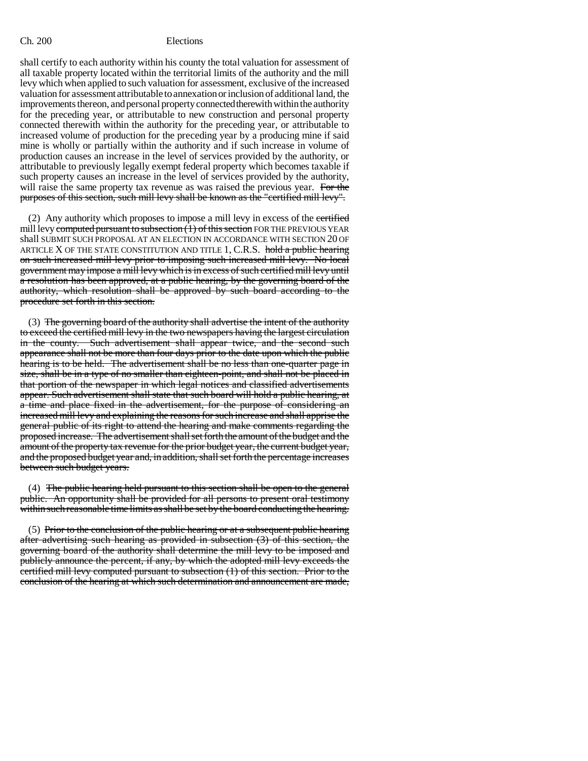shall certify to each authority within his county the total valuation for assessment of all taxable property located within the territorial limits of the authority and the mill levy which when applied to such valuation for assessment, exclusive of the increased valuation for assessment attributable to annexation or inclusion of additional land, the improvements thereon, and personal property connected therewith within the authority for the preceding year, or attributable to new construction and personal property connected therewith within the authority for the preceding year, or attributable to increased volume of production for the preceding year by a producing mine if said mine is wholly or partially within the authority and if such increase in volume of production causes an increase in the level of services provided by the authority, or attributable to previously legally exempt federal property which becomes taxable if such property causes an increase in the level of services provided by the authority, will raise the same property tax revenue as was raised the previous year. ~~For the purposes of this section, such mill levy shall be known as the "certified mill levy".~~

(2) Any authority which proposes to impose a mill levy in excess of the ~~certified~~ mill levy ~~computed pursuant to subsection (1) of this section~~ FOR THE PREVIOUS YEAR shall SUBMIT SUCH PROPOSAL AT AN ELECTION IN ACCORDANCE WITH SECTION 20 OF ARTICLE X OF THE STATE CONSTITUTION AND TITLE 1, C.R.S. ~~hold a public hearing on such increased mill levy prior to imposing such increased mill levy. No local government may impose a mill levy which is in excess of such certified mill levy until a resolution has been approved, at a public hearing, by the governing board of the authority, which resolution shall be approved by such board according to the procedure set forth in this section.~~

(3) ~~The governing board of the authority shall advertise the intent of the authority to exceed the certified mill levy in the two newspapers having the largest circulation in the county. Such advertisement shall appear twice, and the second such appearance shall not be more than four days prior to the date upon which the public hearing is to be held. The advertisement shall be no less than one-quarter page in size, shall be in a type of no smaller than eighteen-point, and shall not be placed in that portion of the newspaper in which legal notices and classified advertisements appear. Such advertisement shall state that such board will hold a public hearing, at a time and place fixed in the advertisement, for the purpose of considering an increased mill levy and explaining the reasons for such increase and shall apprise the general public of its right to attend the hearing and make comments regarding the proposed increase. The advertisement shall set forth the amount of the budget and the amount of the property tax revenue for the prior budget year, the current budget year, and the proposed budget year and, in addition, shall set forth the percentage increases between such budget years.~~

(4) ~~The public hearing held pursuant to this section shall be open to the general public. An opportunity shall be provided for all persons to present oral testimony within such reasonable time limits as shall be set by the board conducting the hearing.~~

(5) ~~Prior to the conclusion of the public hearing or at a subsequent public hearing after advertising such hearing as provided in subsection (3) of this section, the governing board of the authority shall determine the mill levy to be imposed and publicly announce the percent, if any, by which the adopted mill levy exceeds the certified mill levy computed pursuant to subsection (1) of this section. Prior to the conclusion of the hearing at which such determination and announcement are made,~~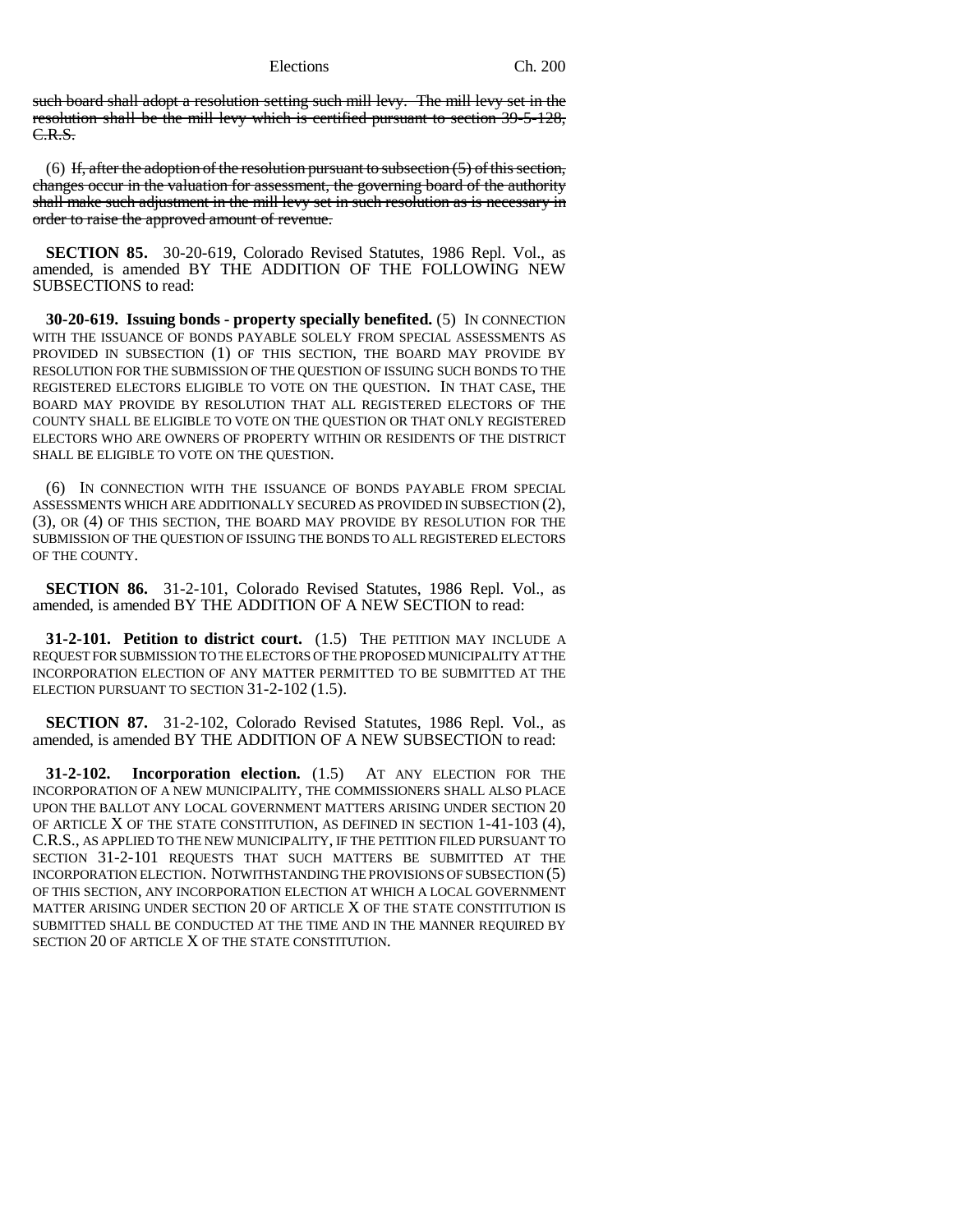such board shall adopt a resolution setting such mill levy. The mill levy set in the resolution shall be the mill levy which is certified pursuant to section 39-5-128, C.R.S.

(6) If, after the adoption of the resolution pursuant to subsection (5) of this section, changes occur in the valuation for assessment, the governing board of the authority shall make such adjustment in the mill levy set in such resolution as is necessary in order to raise the approved amount of revenue.

**SECTION 85.** 30-20-619, Colorado Revised Statutes, 1986 Repl. Vol., as amended, is amended BY THE ADDITION OF THE FOLLOWING NEW SUBSECTIONS to read:

**30-20-619. Issuing bonds - property specially benefited.** (5) IN CONNECTION WITH THE ISSUANCE OF BONDS PAYABLE SOLELY FROM SPECIAL ASSESSMENTS AS PROVIDED IN SUBSECTION (1) OF THIS SECTION, THE BOARD MAY PROVIDE BY RESOLUTION FOR THE SUBMISSION OF THE QUESTION OF ISSUING SUCH BONDS TO THE REGISTERED ELECTORS ELIGIBLE TO VOTE ON THE QUESTION. IN THAT CASE, THE BOARD MAY PROVIDE BY RESOLUTION THAT ALL REGISTERED ELECTORS OF THE COUNTY SHALL BE ELIGIBLE TO VOTE ON THE QUESTION OR THAT ONLY REGISTERED ELECTORS WHO ARE OWNERS OF PROPERTY WITHIN OR RESIDENTS OF THE DISTRICT SHALL BE ELIGIBLE TO VOTE ON THE QUESTION.

(6) IN CONNECTION WITH THE ISSUANCE OF BONDS PAYABLE FROM SPECIAL ASSESSMENTS WHICH ARE ADDITIONALLY SECURED AS PROVIDED IN SUBSECTION (2), (3), OR (4) OF THIS SECTION, THE BOARD MAY PROVIDE BY RESOLUTION FOR THE SUBMISSION OF THE QUESTION OF ISSUING THE BONDS TO ALL REGISTERED ELECTORS OF THE COUNTY.

**SECTION 86.** 31-2-101, Colorado Revised Statutes, 1986 Repl. Vol., as amended, is amended BY THE ADDITION OF A NEW SECTION to read:

**31-2-101. Petition to district court.** (1.5) THE PETITION MAY INCLUDE A REQUEST FOR SUBMISSION TO THE ELECTORS OF THE PROPOSED MUNICIPALITY AT THE INCORPORATION ELECTION OF ANY MATTER PERMITTED TO BE SUBMITTED AT THE ELECTION PURSUANT TO SECTION 31-2-102 (1.5).

**SECTION 87.** 31-2-102, Colorado Revised Statutes, 1986 Repl. Vol., as amended, is amended BY THE ADDITION OF A NEW SUBSECTION to read:

**31-2-102. Incorporation election.** (1.5) AT ANY ELECTION FOR THE INCORPORATION OF A NEW MUNICIPALITY, THE COMMISSIONERS SHALL ALSO PLACE UPON THE BALLOT ANY LOCAL GOVERNMENT MATTERS ARISING UNDER SECTION 20 OF ARTICLE X OF THE STATE CONSTITUTION, AS DEFINED IN SECTION 1-41-103 (4), C.R.S., AS APPLIED TO THE NEW MUNICIPALITY, IF THE PETITION FILED PURSUANT TO SECTION 31-2-101 REQUESTS THAT SUCH MATTERS BE SUBMITTED AT THE INCORPORATION ELECTION. NOTWITHSTANDING THE PROVISIONS OF SUBSECTION (5) OF THIS SECTION, ANY INCORPORATION ELECTION AT WHICH A LOCAL GOVERNMENT MATTER ARISING UNDER SECTION 20 OF ARTICLE X OF THE STATE CONSTITUTION IS SUBMITTED SHALL BE CONDUCTED AT THE TIME AND IN THE MANNER REQUIRED BY SECTION 20 OF ARTICLE X OF THE STATE CONSTITUTION.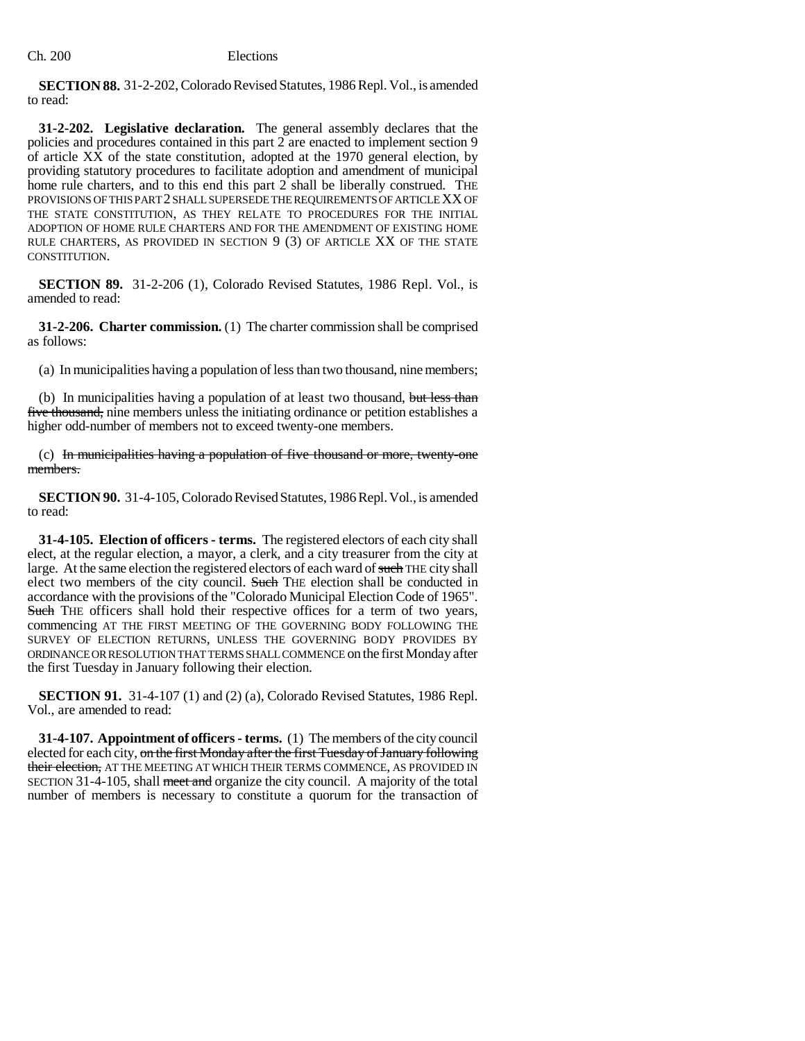**SECTION 88.** 31-2-202, Colorado Revised Statutes, 1986 Repl. Vol., is amended to read:

**31-2-202. Legislative declaration.** The general assembly declares that the policies and procedures contained in this part 2 are enacted to implement section 9 of article XX of the state constitution, adopted at the 1970 general election, by providing statutory procedures to facilitate adoption and amendment of municipal home rule charters, and to this end this part 2 shall be liberally construed. THE PROVISIONS OF THIS PART 2 SHALL SUPERSEDE THE REQUIREMENTS OF ARTICLE XX OF THE STATE CONSTITUTION, AS THEY RELATE TO PROCEDURES FOR THE INITIAL ADOPTION OF HOME RULE CHARTERS AND FOR THE AMENDMENT OF EXISTING HOME RULE CHARTERS, AS PROVIDED IN SECTION 9 (3) OF ARTICLE XX OF THE STATE CONSTITUTION.

**SECTION 89.** 31-2-206 (1), Colorado Revised Statutes, 1986 Repl. Vol., is amended to read:

**31-2-206. Charter commission.** (1) The charter commission shall be comprised as follows:

(a) In municipalities having a population of less than two thousand, nine members;

(b) In municipalities having a population of at least two thousand, ~~but less than five thousand,~~ nine members unless the initiating ordinance or petition establishes a higher odd-number of members not to exceed twenty-one members.

(c) ~~In municipalities having a population of five thousand or more, twenty-one members.~~

**SECTION 90.** 31-4-105, Colorado Revised Statutes, 1986 Repl. Vol., is amended to read:

**31-4-105. Election of officers - terms.** The registered electors of each city shall elect, at the regular election, a mayor, a clerk, and a city treasurer from the city at large. At the same election the registered electors of each ward of ~~such~~ THE city shall elect two members of the city council. ~~Such~~ THE election shall be conducted in accordance with the provisions of the "Colorado Municipal Election Code of 1965". ~~Such~~ THE officers shall hold their respective offices for a term of two years, commencing AT THE FIRST MEETING OF THE GOVERNING BODY FOLLOWING THE SURVEY OF ELECTION RETURNS, UNLESS THE GOVERNING BODY PROVIDES BY ORDINANCE OR RESOLUTION THAT TERMS SHALL COMMENCE on the first Monday after the first Tuesday in January following their election.

**SECTION 91.** 31-4-107 (1) and (2) (a), Colorado Revised Statutes, 1986 Repl. Vol., are amended to read:

**31-4-107. Appointment of officers - terms.** (1) The members of the city council elected for each city, ~~on the first Monday after the first Tuesday of January following their election,~~ AT THE MEETING AT WHICH THEIR TERMS COMMENCE, AS PROVIDED IN SECTION 31-4-105, shall ~~meet and~~ organize the city council. A majority of the total number of members is necessary to constitute a quorum for the transaction of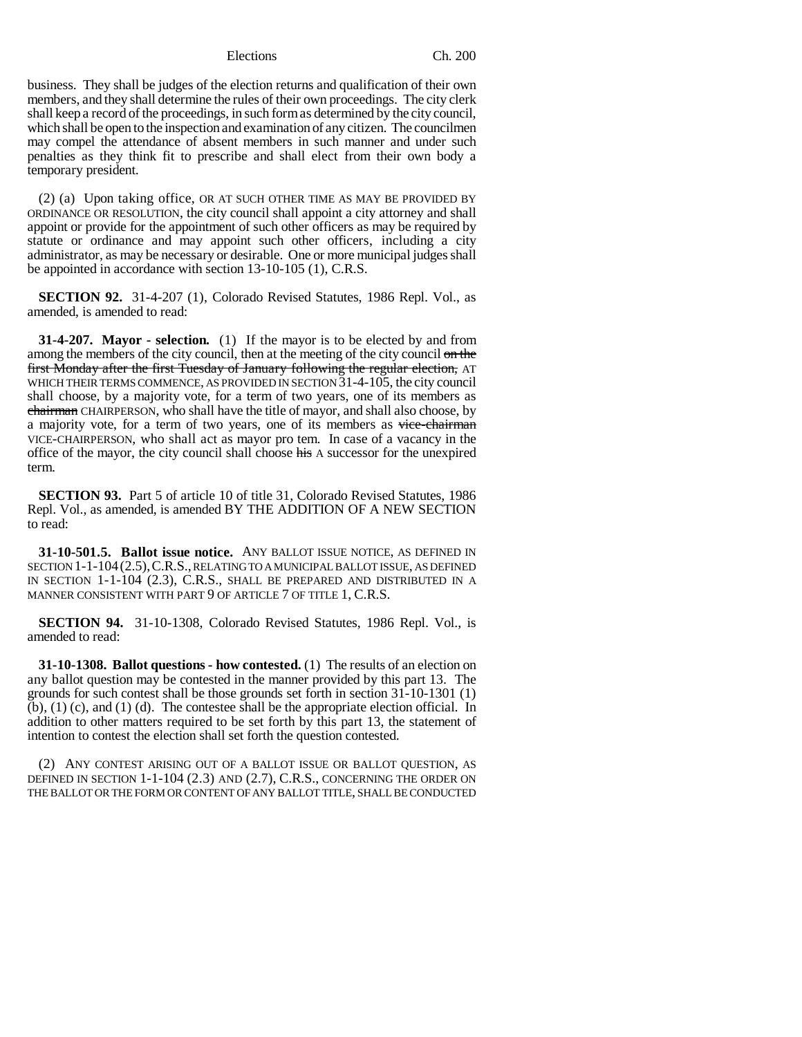business. They shall be judges of the election returns and qualification of their own members, and they shall determine the rules of their own proceedings. The city clerk shall keep a record of the proceedings, in such form as determined by the city council, which shall be open to the inspection and examination of any citizen. The councilmen may compel the attendance of absent members in such manner and under such penalties as they think fit to prescribe and shall elect from their own body a temporary president.

(2) (a) Upon taking office, OR AT SUCH OTHER TIME AS MAY BE PROVIDED BY ORDINANCE OR RESOLUTION, the city council shall appoint a city attorney and shall appoint or provide for the appointment of such other officers as may be required by statute or ordinance and may appoint such other officers, including a city administrator, as may be necessary or desirable. One or more municipal judges shall be appointed in accordance with section 13-10-105 (1), C.R.S.

**SECTION 92.** 31-4-207 (1), Colorado Revised Statutes, 1986 Repl. Vol., as amended, is amended to read:

**31-4-207. Mayor - selection.** (1) If the mayor is to be elected by and from among the members of the city council, then at the meeting of the city council ~~on the first Monday after the first Tuesday of January following the regular election,~~ AT WHICH THEIR TERMS COMMENCE, AS PROVIDED IN SECTION 31-4-105, the city council shall choose, by a majority vote, for a term of two years, one of its members as ~~chairman~~ CHAIRPERSON, who shall have the title of mayor, and shall also choose, by a majority vote, for a term of two years, one of its members as ~~vice-chairman~~ VICE-CHAIRPERSON, who shall act as mayor pro tem. In case of a vacancy in the office of the mayor, the city council shall choose ~~his~~ A successor for the unexpired term.

**SECTION 93.** Part 5 of article 10 of title 31, Colorado Revised Statutes, 1986 Repl. Vol., as amended, is amended BY THE ADDITION OF A NEW SECTION to read:

**31-10-501.5. Ballot issue notice.** ANY BALLOT ISSUE NOTICE, AS DEFINED IN SECTION 1-1-104 (2.5), C.R.S., RELATING TO A MUNICIPAL BALLOT ISSUE, AS DEFINED IN SECTION 1-1-104 (2.3), C.R.S., SHALL BE PREPARED AND DISTRIBUTED IN A MANNER CONSISTENT WITH PART 9 OF ARTICLE 7 OF TITLE 1, C.R.S.

**SECTION 94.** 31-10-1308, Colorado Revised Statutes, 1986 Repl. Vol., is amended to read:

**31-10-1308. Ballot questions - how contested.** (1) The results of an election on any ballot question may be contested in the manner provided by this part 13. The grounds for such contest shall be those grounds set forth in section 31-10-1301 (1) (b), (1) (c), and (1) (d). The contestee shall be the appropriate election official. In addition to other matters required to be set forth by this part 13, the statement of intention to contest the election shall set forth the question contested.

(2) ANY CONTEST ARISING OUT OF A BALLOT ISSUE OR BALLOT QUESTION, AS DEFINED IN SECTION 1-1-104 (2.3) AND (2.7), C.R.S., CONCERNING THE ORDER ON THE BALLOT OR THE FORM OR CONTENT OF ANY BALLOT TITLE, SHALL BE CONDUCTED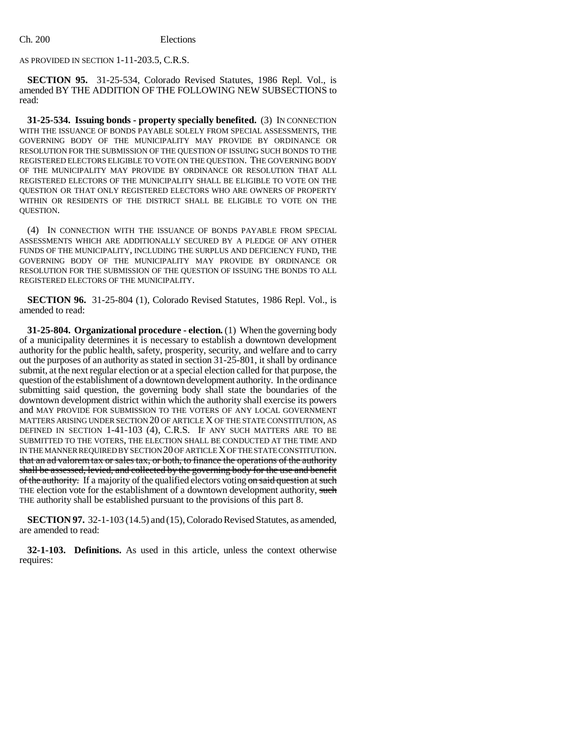AS PROVIDED IN SECTION 1-11-203.5, C.R.S.

**SECTION 95.** 31-25-534, Colorado Revised Statutes, 1986 Repl. Vol., is amended BY THE ADDITION OF THE FOLLOWING NEW SUBSECTIONS to read:

**31-25-534. Issuing bonds - property specially benefited.** (3) IN CONNECTION WITH THE ISSUANCE OF BONDS PAYABLE SOLELY FROM SPECIAL ASSESSMENTS, THE GOVERNING BODY OF THE MUNICIPALITY MAY PROVIDE BY ORDINANCE OR RESOLUTION FOR THE SUBMISSION OF THE QUESTION OF ISSUING SUCH BONDS TO THE REGISTERED ELECTORS ELIGIBLE TO VOTE ON THE QUESTION. THE GOVERNING BODY OF THE MUNICIPALITY MAY PROVIDE BY ORDINANCE OR RESOLUTION THAT ALL REGISTERED ELECTORS OF THE MUNICIPALITY SHALL BE ELIGIBLE TO VOTE ON THE QUESTION OR THAT ONLY REGISTERED ELECTORS WHO ARE OWNERS OF PROPERTY WITHIN OR RESIDENTS OF THE DISTRICT SHALL BE ELIGIBLE TO VOTE ON THE QUESTION.

(4) IN CONNECTION WITH THE ISSUANCE OF BONDS PAYABLE FROM SPECIAL ASSESSMENTS WHICH ARE ADDITIONALLY SECURED BY A PLEDGE OF ANY OTHER FUNDS OF THE MUNICIPALITY, INCLUDING THE SURPLUS AND DEFICIENCY FUND, THE GOVERNING BODY OF THE MUNICIPALITY MAY PROVIDE BY ORDINANCE OR RESOLUTION FOR THE SUBMISSION OF THE QUESTION OF ISSUING THE BONDS TO ALL REGISTERED ELECTORS OF THE MUNICIPALITY.

**SECTION 96.** 31-25-804 (1), Colorado Revised Statutes, 1986 Repl. Vol., is amended to read:

**31-25-804. Organizational procedure - election.** (1) When the governing body of a municipality determines it is necessary to establish a downtown development authority for the public health, safety, prosperity, security, and welfare and to carry out the purposes of an authority as stated in section 31-25-801, it shall by ordinance submit, at the next regular election or at a special election called for that purpose, the question of the establishment of a downtown development authority. In the ordinance submitting said question, the governing body shall state the boundaries of the downtown development district within which the authority shall exercise its powers and MAY PROVIDE FOR SUBMISSION TO THE VOTERS OF ANY LOCAL GOVERNMENT MATTERS ARISING UNDER SECTION 20 OF ARTICLE X OF THE STATE CONSTITUTION, AS DEFINED IN SECTION 1-41-103 (4), C.R.S. IF ANY SUCH MATTERS ARE TO BE SUBMITTED TO THE VOTERS, THE ELECTION SHALL BE CONDUCTED AT THE TIME AND IN THE MANNER REQUIRED BY SECTION 20 OF ARTICLE X OF THE STATE CONSTITUTION. ~~that an ad valorem tax or sales tax, or both, to finance the operations of the authority shall be assessed, levied, and collected by the governing body for the use and benefit of the authority.~~ If a majority of the qualified electors voting ~~on said question~~ at ~~such~~ THE election vote for the establishment of a downtown development authority, ~~such~~ THE authority shall be established pursuant to the provisions of this part 8.

**SECTION 97.** 32-1-103 (14.5) and (15), Colorado Revised Statutes, as amended, are amended to read:

**32-1-103. Definitions.** As used in this article, unless the context otherwise requires: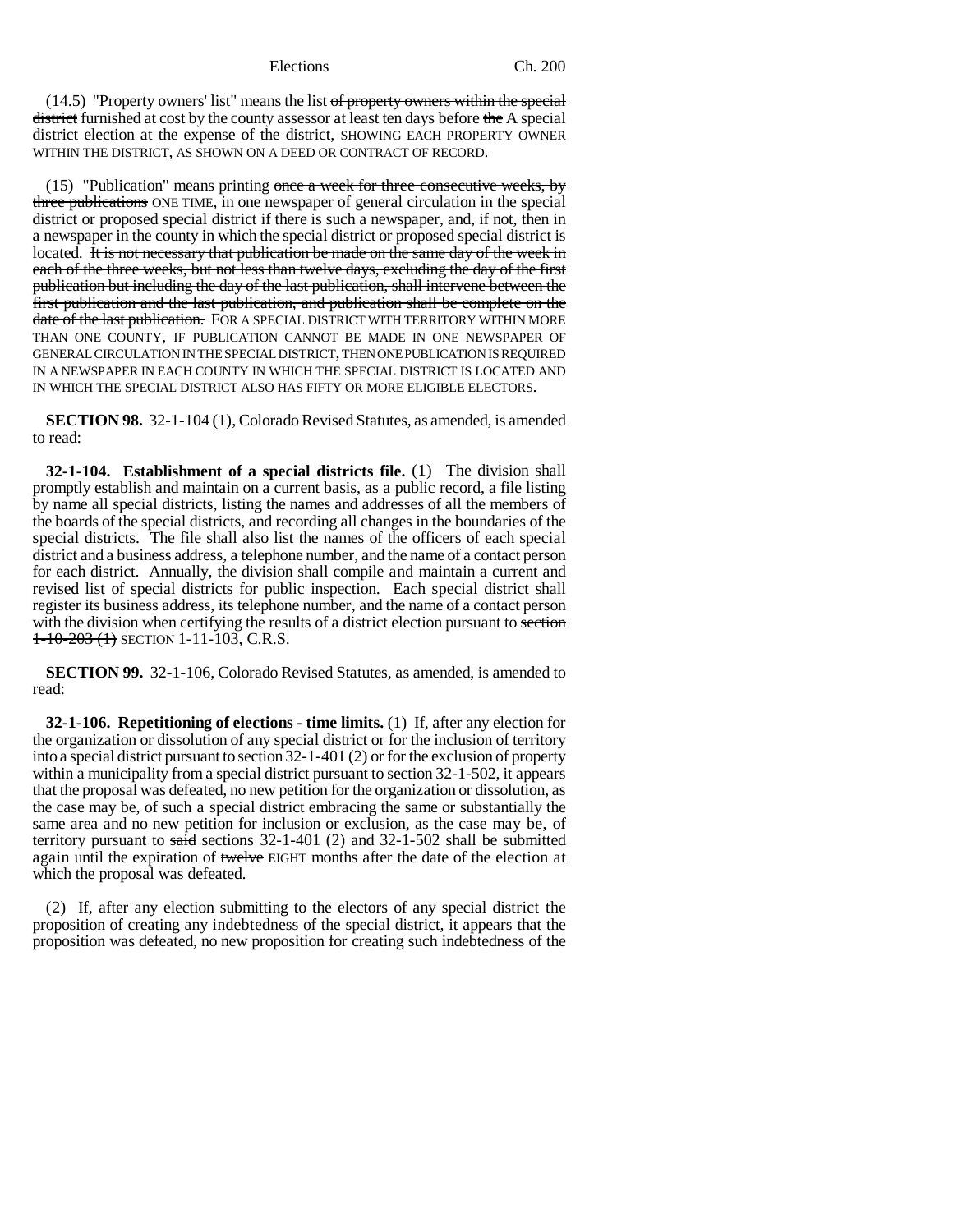(14.5) "Property owners' list" means the list ~~of property owners within the special district~~ furnished at cost by the county assessor at least ten days before ~~the~~ A special district election at the expense of the district, SHOWING EACH PROPERTY OWNER WITHIN THE DISTRICT, AS SHOWN ON A DEED OR CONTRACT OF RECORD.

(15) "Publication" means printing ~~once a week for three consecutive weeks, by three publications~~ ONE TIME, in one newspaper of general circulation in the special district or proposed special district if there is such a newspaper, and, if not, then in a newspaper in the county in which the special district or proposed special district is located. ~~It is not necessary that publication be made on the same day of the week in each of the three weeks, but not less than twelve days, excluding the day of the first publication but including the day of the last publication, shall intervene between the first publication and the last publication, and publication shall be complete on the date of the last publication.~~ FOR A SPECIAL DISTRICT WITH TERRITORY WITHIN MORE THAN ONE COUNTY, IF PUBLICATION CANNOT BE MADE IN ONE NEWSPAPER OF GENERAL CIRCULATION IN THE SPECIAL DISTRICT, THEN ONE PUBLICATION IS REQUIRED IN A NEWSPAPER IN EACH COUNTY IN WHICH THE SPECIAL DISTRICT IS LOCATED AND IN WHICH THE SPECIAL DISTRICT ALSO HAS FIFTY OR MORE ELIGIBLE ELECTORS.

**SECTION 98.** 32-1-104 (1), Colorado Revised Statutes, as amended, is amended to read:

**32-1-104. Establishment of a special districts file.** (1) The division shall promptly establish and maintain on a current basis, as a public record, a file listing by name all special districts, listing the names and addresses of all the members of the boards of the special districts, and recording all changes in the boundaries of the special districts. The file shall also list the names of the officers of each special district and a business address, a telephone number, and the name of a contact person for each district. Annually, the division shall compile and maintain a current and revised list of special districts for public inspection. Each special district shall register its business address, its telephone number, and the name of a contact person with the division when certifying the results of a district election pursuant to ~~section 1-10-203 (1)~~ SECTION 1-11-103, C.R.S.

**SECTION 99.** 32-1-106, Colorado Revised Statutes, as amended, is amended to read:

**32-1-106. Repetitioning of elections - time limits.** (1) If, after any election for the organization or dissolution of any special district or for the inclusion of territory into a special district pursuant to section 32-1-401 (2) or for the exclusion of property within a municipality from a special district pursuant to section 32-1-502, it appears that the proposal was defeated, no new petition for the organization or dissolution, as the case may be, of such a special district embracing the same or substantially the same area and no new petition for inclusion or exclusion, as the case may be, of territory pursuant to ~~said~~ sections 32-1-401 (2) and 32-1-502 shall be submitted again until the expiration of ~~twelve~~ EIGHT months after the date of the election at which the proposal was defeated.

(2) If, after any election submitting to the electors of any special district the proposition of creating any indebtedness of the special district, it appears that the proposition was defeated, no new proposition for creating such indebtedness of the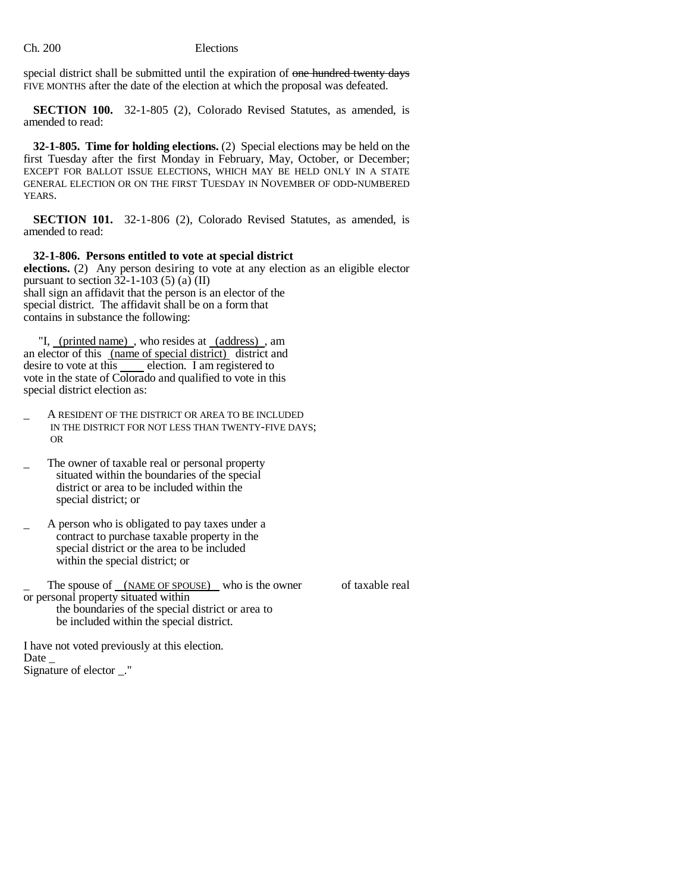special district shall be submitted until the expiration of ~~one hundred twenty days~~ FIVE MONTHS after the date of the election at which the proposal was defeated.

**SECTION 100.** 32-1-805 (2), Colorado Revised Statutes, as amended, is amended to read:

**32-1-805. Time for holding elections.** (2) Special elections may be held on the first Tuesday after the first Monday in February, May, October, or December; EXCEPT FOR BALLOT ISSUE ELECTIONS, WHICH MAY BE HELD ONLY IN A STATE GENERAL ELECTION OR ON THE FIRST TUESDAY IN NOVEMBER OF ODD-NUMBERED YEARS.

**SECTION 101.** 32-1-806 (2), Colorado Revised Statutes, as amended, is amended to read:

**32-1-806. Persons entitled to vote at special district elections.** (2) Any person desiring to vote at any election as an eligible elector pursuant to section 32-1-103 (5) (a) (II) shall sign an affidavit that the person is an elector of the special district. The affidavit shall be on a form that contains in substance the following:

"I, (printed name), who resides at (address), am an elector of this (name of special district) district and desire to vote at this ____ election. I am registered to vote in the state of Colorado and qualified to vote in this special district election as:

_ A RESIDENT OF THE DISTRICT OR AREA TO BE INCLUDED IN THE DISTRICT FOR NOT LESS THAN TWENTY-FIVE DAYS; OR

_ The owner of taxable real or personal property situated within the boundaries of the special district or area to be included within the special district; or

_ A person who is obligated to pay taxes under a contract to purchase taxable property in the special district or the area to be included within the special district; or

_ The spouse of (NAME OF SPOUSE) who is the owner of taxable real or personal property situated within the boundaries of the special district or area to be included within the special district.

I have not voted previously at this election.
Date _
Signature of elector _."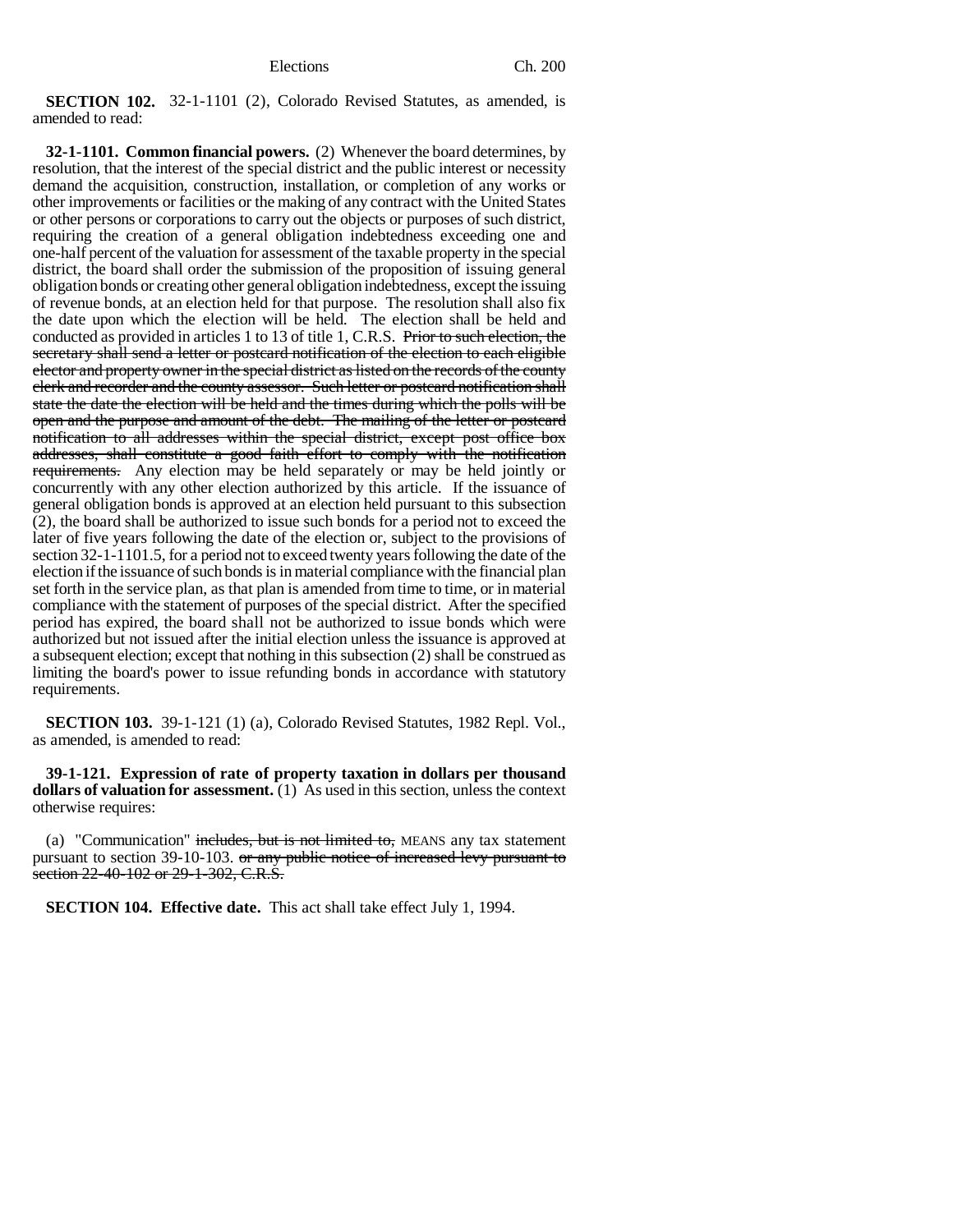**SECTION 102.** 32-1-1101 (2), Colorado Revised Statutes, as amended, is amended to read:

**32-1-1101. Common financial powers.** (2) Whenever the board determines, by resolution, that the interest of the special district and the public interest or necessity demand the acquisition, construction, installation, or completion of any works or other improvements or facilities or the making of any contract with the United States or other persons or corporations to carry out the objects or purposes of such district, requiring the creation of a general obligation indebtedness exceeding one and one-half percent of the valuation for assessment of the taxable property in the special district, the board shall order the submission of the proposition of issuing general obligation bonds or creating other general obligation indebtedness, except the issuing of revenue bonds, at an election held for that purpose. The resolution shall also fix the date upon which the election will be held. The election shall be held and conducted as provided in articles 1 to 13 of title 1, C.R.S. ~~Prior to such election, the secretary shall send a letter or postcard notification of the election to each eligible elector and property owner in the special district as listed on the records of the county clerk and recorder and the county assessor. Such letter or postcard notification shall state the date the election will be held and the times during which the polls will be open and the purpose and amount of the debt. The mailing of the letter or postcard notification to all addresses within the special district, except post office box addresses, shall constitute a good faith effort to comply with the notification requirements.~~ Any election may be held separately or may be held jointly or concurrently with any other election authorized by this article. If the issuance of general obligation bonds is approved at an election held pursuant to this subsection (2), the board shall be authorized to issue such bonds for a period not to exceed the later of five years following the date of the election or, subject to the provisions of section 32-1-1101.5, for a period not to exceed twenty years following the date of the election if the issuance of such bonds is in material compliance with the financial plan set forth in the service plan, as that plan is amended from time to time, or in material compliance with the statement of purposes of the special district. After the specified period has expired, the board shall not be authorized to issue bonds which were authorized but not issued after the initial election unless the issuance is approved at a subsequent election; except that nothing in this subsection (2) shall be construed as limiting the board's power to issue refunding bonds in accordance with statutory requirements.

**SECTION 103.** 39-1-121 (1) (a), Colorado Revised Statutes, 1982 Repl. Vol., as amended, is amended to read:

**39-1-121. Expression of rate of property taxation in dollars per thousand dollars of valuation for assessment.** (1) As used in this section, unless the context otherwise requires:

(a) "Communication" ~~includes, but is not limited to,~~ MEANS any tax statement pursuant to section 39-10-103. ~~or any public notice of increased levy pursuant to section 22-40-102 or 29-1-302, C.R.S.~~

**SECTION 104. Effective date.** This act shall take effect July 1, 1994.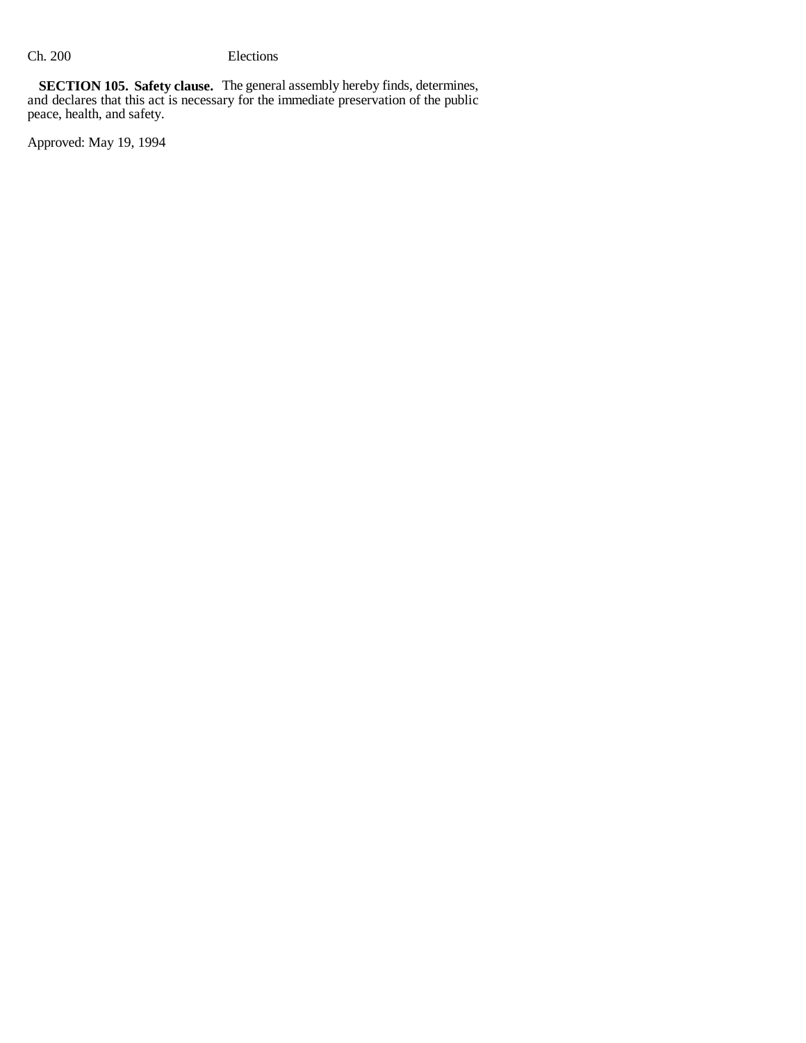**SECTION 105. Safety clause.** The general assembly hereby finds, determines, and declares that this act is necessary for the immediate preservation of the public peace, health, and safety.

Approved: May 19, 1994